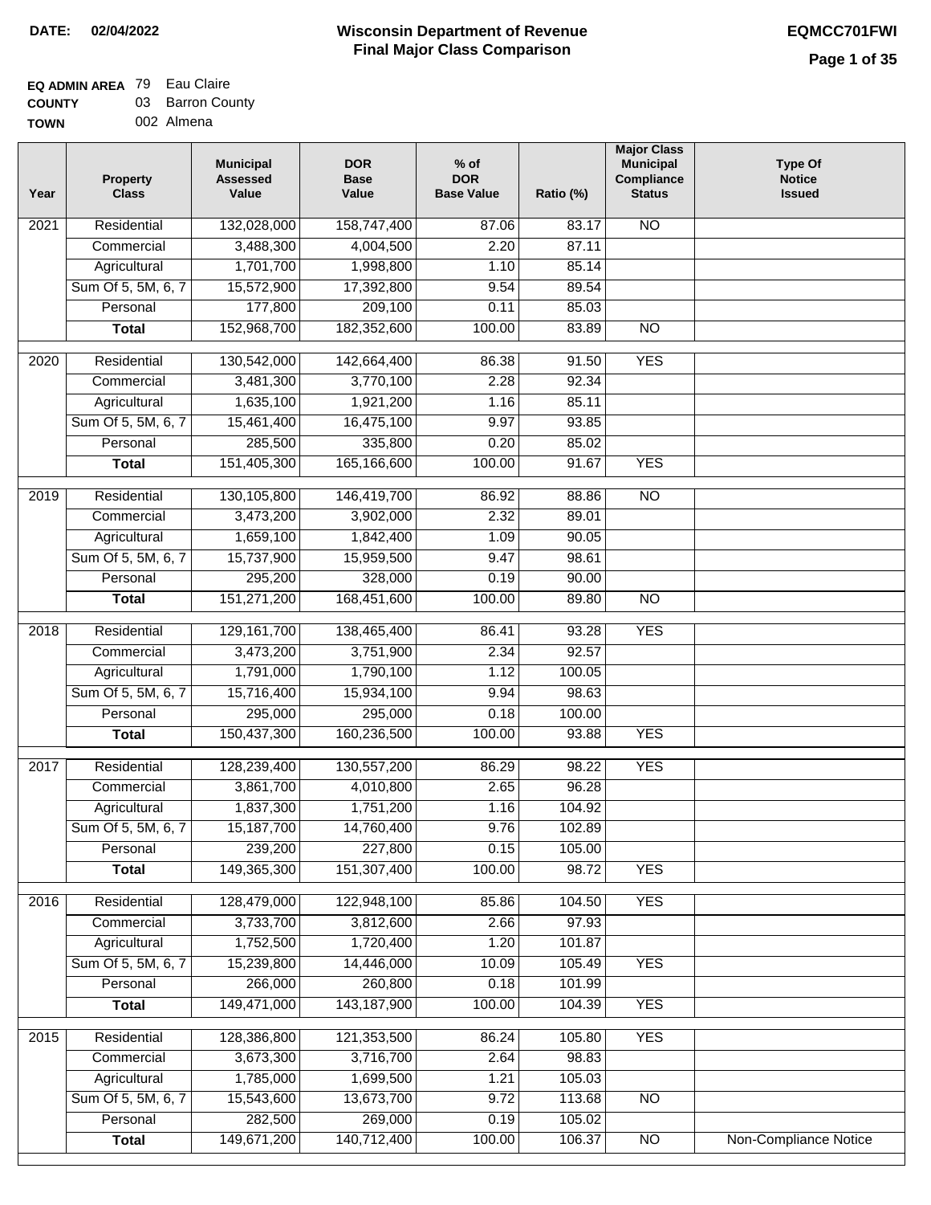**DATE:** 02/04/2022

# Wisconsin Department of Revenue
## Final Major Class Comparison

**EQMCC701FWI**

**EQ ADMIN AREA** 79 Eau Claire
**COUNTY** 03 Barron County
**TOWN** 002 Almena

| Year | Property Class | Municipal Assessed Value | DOR Base Value | % of DOR Base Value | Ratio (%) | Major Class Municipal Compliance Status | Type Of Notice Issued |
|---|---|---|---|---|---|---|---|
| 2021 | Residential | 132,028,000 | 158,747,400 | 87.06 | 83.17 | NO | |
| | Commercial | 3,488,300 | 4,004,500 | 2.20 | 87.11 | | |
| | Agricultural | 1,701,700 | 1,998,800 | 1.10 | 85.14 | | |
| | Sum Of 5, 5M, 6, 7 | 15,572,900 | 17,392,800 | 9.54 | 89.54 | | |
| | Personal | 177,800 | 209,100 | 0.11 | 85.03 | | |
| | **Total** | 152,968,700 | 182,352,600 | 100.00 | 83.89 | NO | |
| 2020 | Residential | 130,542,000 | 142,664,400 | 86.38 | 91.50 | YES | |
| | Commercial | 3,481,300 | 3,770,100 | 2.28 | 92.34 | | |
| | Agricultural | 1,635,100 | 1,921,200 | 1.16 | 85.11 | | |
| | Sum Of 5, 5M, 6, 7 | 15,461,400 | 16,475,100 | 9.97 | 93.85 | | |
| | Personal | 285,500 | 335,800 | 0.20 | 85.02 | | |
| | **Total** | 151,405,300 | 165,166,600 | 100.00 | 91.67 | YES | |
| 2019 | Residential | 130,105,800 | 146,419,700 | 86.92 | 88.86 | NO | |
| | Commercial | 3,473,200 | 3,902,000 | 2.32 | 89.01 | | |
| | Agricultural | 1,659,100 | 1,842,400 | 1.09 | 90.05 | | |
| | Sum Of 5, 5M, 6, 7 | 15,737,900 | 15,959,500 | 9.47 | 98.61 | | |
| | Personal | 295,200 | 328,000 | 0.19 | 90.00 | | |
| | **Total** | 151,271,200 | 168,451,600 | 100.00 | 89.80 | NO | |
| 2018 | Residential | 129,161,700 | 138,465,400 | 86.41 | 93.28 | YES | |
| | Commercial | 3,473,200 | 3,751,900 | 2.34 | 92.57 | | |
| | Agricultural | 1,791,000 | 1,790,100 | 1.12 | 100.05 | | |
| | Sum Of 5, 5M, 6, 7 | 15,716,400 | 15,934,100 | 9.94 | 98.63 | | |
| | Personal | 295,000 | 295,000 | 0.18 | 100.00 | | |
| | **Total** | 150,437,300 | 160,236,500 | 100.00 | 93.88 | YES | |
| 2017 | Residential | 128,239,400 | 130,557,200 | 86.29 | 98.22 | YES | |
| | Commercial | 3,861,700 | 4,010,800 | 2.65 | 96.28 | | |
| | Agricultural | 1,837,300 | 1,751,200 | 1.16 | 104.92 | | |
| | Sum Of 5, 5M, 6, 7 | 15,187,700 | 14,760,400 | 9.76 | 102.89 | | |
| | Personal | 239,200 | 227,800 | 0.15 | 105.00 | | |
| | **Total** | 149,365,300 | 151,307,400 | 100.00 | 98.72 | YES | |
| 2016 | Residential | 128,479,000 | 122,948,100 | 85.86 | 104.50 | YES | |
| | Commercial | 3,733,700 | 3,812,600 | 2.66 | 97.93 | | |
| | Agricultural | 1,752,500 | 1,720,400 | 1.20 | 101.87 | | |
| | Sum Of 5, 5M, 6, 7 | 15,239,800 | 14,446,000 | 10.09 | 105.49 | YES | |
| | Personal | 266,000 | 260,800 | 0.18 | 101.99 | | |
| | **Total** | 149,471,000 | 143,187,900 | 100.00 | 104.39 | YES | |
| 2015 | Residential | 128,386,800 | 121,353,500 | 86.24 | 105.80 | YES | |
| | Commercial | 3,673,300 | 3,716,700 | 2.64 | 98.83 | | |
| | Agricultural | 1,785,000 | 1,699,500 | 1.21 | 105.03 | | |
| | Sum Of 5, 5M, 6, 7 | 15,543,600 | 13,673,700 | 9.72 | 113.68 | NO | |
| | Personal | 282,500 | 269,000 | 0.19 | 105.02 | | |
| | **Total** | 149,671,200 | 140,712,400 | 100.00 | 106.37 | NO | Non-Compliance Notice |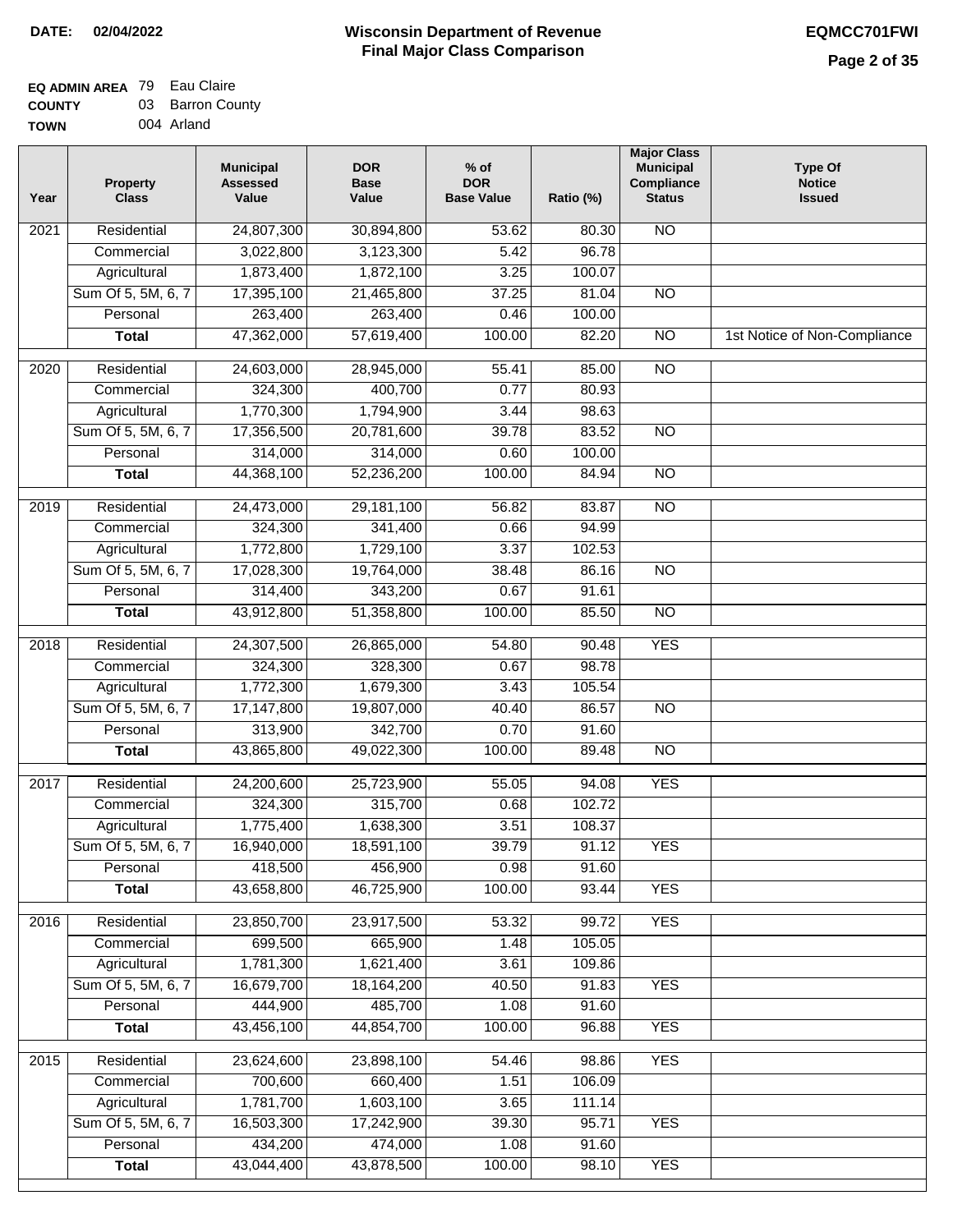**DATE:** 02/04/2022

# Wisconsin Department of Revenue
## Final Major Class Comparison

**EQMCC701FWI**

**EQ ADMIN AREA** 79 Eau Claire
**COUNTY** 03 Barron County
**TOWN** 004 Arland

| Year | Property Class | Municipal Assessed Value | DOR Base Value | % of DOR Base Value | Ratio (%) | Major Class Municipal Compliance Status | Type Of Notice Issued |
|---|---|---|---|---|---|---|---|
| 2021 | Residential | 24,807,300 | 30,894,800 | 53.62 | 80.30 | NO | |
| | Commercial | 3,022,800 | 3,123,300 | 5.42 | 96.78 | | |
| | Agricultural | 1,873,400 | 1,872,100 | 3.25 | 100.07 | | |
| | Sum Of 5, 5M, 6, 7 | 17,395,100 | 21,465,800 | 37.25 | 81.04 | NO | |
| | Personal | 263,400 | 263,400 | 0.46 | 100.00 | | |
| | **Total** | 47,362,000 | 57,619,400 | 100.00 | 82.20 | NO | 1st Notice of Non-Compliance |
| 2020 | Residential | 24,603,000 | 28,945,000 | 55.41 | 85.00 | NO | |
| | Commercial | 324,300 | 400,700 | 0.77 | 80.93 | | |
| | Agricultural | 1,770,300 | 1,794,900 | 3.44 | 98.63 | | |
| | Sum Of 5, 5M, 6, 7 | 17,356,500 | 20,781,600 | 39.78 | 83.52 | NO | |
| | Personal | 314,000 | 314,000 | 0.60 | 100.00 | | |
| | **Total** | 44,368,100 | 52,236,200 | 100.00 | 84.94 | NO | |
| 2019 | Residential | 24,473,000 | 29,181,100 | 56.82 | 83.87 | NO | |
| | Commercial | 324,300 | 341,400 | 0.66 | 94.99 | | |
| | Agricultural | 1,772,800 | 1,729,100 | 3.37 | 102.53 | | |
| | Sum Of 5, 5M, 6, 7 | 17,028,300 | 19,764,000 | 38.48 | 86.16 | NO | |
| | Personal | 314,400 | 343,200 | 0.67 | 91.61 | | |
| | **Total** | 43,912,800 | 51,358,800 | 100.00 | 85.50 | NO | |
| 2018 | Residential | 24,307,500 | 26,865,000 | 54.80 | 90.48 | YES | |
| | Commercial | 324,300 | 328,300 | 0.67 | 98.78 | | |
| | Agricultural | 1,772,300 | 1,679,300 | 3.43 | 105.54 | | |
| | Sum Of 5, 5M, 6, 7 | 17,147,800 | 19,807,000 | 40.40 | 86.57 | NO | |
| | Personal | 313,900 | 342,700 | 0.70 | 91.60 | | |
| | **Total** | 43,865,800 | 49,022,300 | 100.00 | 89.48 | NO | |
| 2017 | Residential | 24,200,600 | 25,723,900 | 55.05 | 94.08 | YES | |
| | Commercial | 324,300 | 315,700 | 0.68 | 102.72 | | |
| | Agricultural | 1,775,400 | 1,638,300 | 3.51 | 108.37 | | |
| | Sum Of 5, 5M, 6, 7 | 16,940,000 | 18,591,100 | 39.79 | 91.12 | YES | |
| | Personal | 418,500 | 456,900 | 0.98 | 91.60 | | |
| | **Total** | 43,658,800 | 46,725,900 | 100.00 | 93.44 | YES | |
| 2016 | Residential | 23,850,700 | 23,917,500 | 53.32 | 99.72 | YES | |
| | Commercial | 699,500 | 665,900 | 1.48 | 105.05 | | |
| | Agricultural | 1,781,300 | 1,621,400 | 3.61 | 109.86 | | |
| | Sum Of 5, 5M, 6, 7 | 16,679,700 | 18,164,200 | 40.50 | 91.83 | YES | |
| | Personal | 444,900 | 485,700 | 1.08 | 91.60 | | |
| | **Total** | 43,456,100 | 44,854,700 | 100.00 | 96.88 | YES | |
| 2015 | Residential | 23,624,600 | 23,898,100 | 54.46 | 98.86 | YES | |
| | Commercial | 700,600 | 660,400 | 1.51 | 106.09 | | |
| | Agricultural | 1,781,700 | 1,603,100 | 3.65 | 111.14 | | |
| | Sum Of 5, 5M, 6, 7 | 16,503,300 | 17,242,900 | 39.30 | 95.71 | YES | |
| | Personal | 434,200 | 474,000 | 1.08 | 91.60 | | |
| | **Total** | 43,044,400 | 43,878,500 | 100.00 | 98.10 | YES | |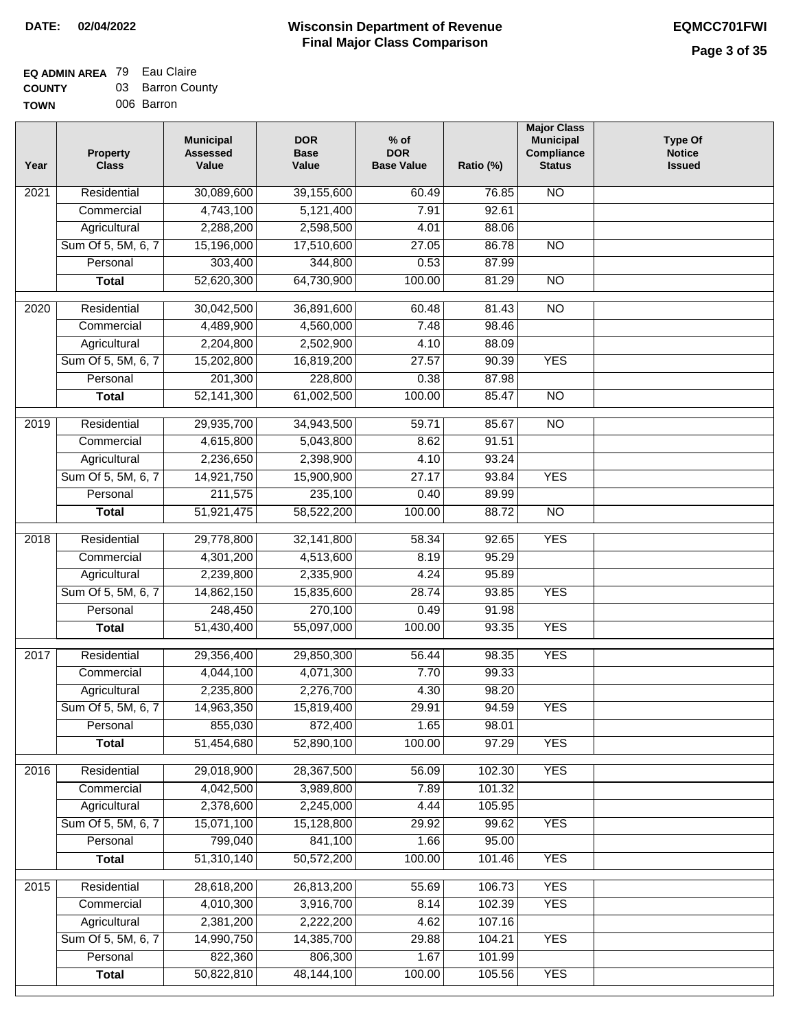**DATE:** 02/04/2022

# Wisconsin Department of Revenue
## Final Major Class Comparison

**EQMCC701FWI**

| | | |
|---|---|---|
| **EQ ADMIN AREA** | 79 | Eau Claire |
| **COUNTY** | 03 | Barron County |
| **TOWN** | 006 | Barron |

| Year | Property Class | Municipal Assessed Value | DOR Base Value | % of DOR Base Value | Ratio (%) | Major Class Municipal Compliance Status | Type Of Notice Issued |
|---|---|---|---|---|---|---|---|
| 2021 | Residential | 30,089,600 | 39,155,600 | 60.49 | 76.85 | NO | |
| | Commercial | 4,743,100 | 5,121,400 | 7.91 | 92.61 | | |
| | Agricultural | 2,288,200 | 2,598,500 | 4.01 | 88.06 | | |
| | Sum Of 5, 5M, 6, 7 | 15,196,000 | 17,510,600 | 27.05 | 86.78 | NO | |
| | Personal | 303,400 | 344,800 | 0.53 | 87.99 | | |
| | **Total** | 52,620,300 | 64,730,900 | 100.00 | 81.29 | NO | |
| 2020 | Residential | 30,042,500 | 36,891,600 | 60.48 | 81.43 | NO | |
| | Commercial | 4,489,900 | 4,560,000 | 7.48 | 98.46 | | |
| | Agricultural | 2,204,800 | 2,502,900 | 4.10 | 88.09 | | |
| | Sum Of 5, 5M, 6, 7 | 15,202,800 | 16,819,200 | 27.57 | 90.39 | YES | |
| | Personal | 201,300 | 228,800 | 0.38 | 87.98 | | |
| | **Total** | 52,141,300 | 61,002,500 | 100.00 | 85.47 | NO | |
| 2019 | Residential | 29,935,700 | 34,943,500 | 59.71 | 85.67 | NO | |
| | Commercial | 4,615,800 | 5,043,800 | 8.62 | 91.51 | | |
| | Agricultural | 2,236,650 | 2,398,900 | 4.10 | 93.24 | | |
| | Sum Of 5, 5M, 6, 7 | 14,921,750 | 15,900,900 | 27.17 | 93.84 | YES | |
| | Personal | 211,575 | 235,100 | 0.40 | 89.99 | | |
| | **Total** | 51,921,475 | 58,522,200 | 100.00 | 88.72 | NO | |
| 2018 | Residential | 29,778,800 | 32,141,800 | 58.34 | 92.65 | YES | |
| | Commercial | 4,301,200 | 4,513,600 | 8.19 | 95.29 | | |
| | Agricultural | 2,239,800 | 2,335,900 | 4.24 | 95.89 | | |
| | Sum Of 5, 5M, 6, 7 | 14,862,150 | 15,835,600 | 28.74 | 93.85 | YES | |
| | Personal | 248,450 | 270,100 | 0.49 | 91.98 | | |
| | **Total** | 51,430,400 | 55,097,000 | 100.00 | 93.35 | YES | |
| 2017 | Residential | 29,356,400 | 29,850,300 | 56.44 | 98.35 | YES | |
| | Commercial | 4,044,100 | 4,071,300 | 7.70 | 99.33 | | |
| | Agricultural | 2,235,800 | 2,276,700 | 4.30 | 98.20 | | |
| | Sum Of 5, 5M, 6, 7 | 14,963,350 | 15,819,400 | 29.91 | 94.59 | YES | |
| | Personal | 855,030 | 872,400 | 1.65 | 98.01 | | |
| | **Total** | 51,454,680 | 52,890,100 | 100.00 | 97.29 | YES | |
| 2016 | Residential | 29,018,900 | 28,367,500 | 56.09 | 102.30 | YES | |
| | Commercial | 4,042,500 | 3,989,800 | 7.89 | 101.32 | | |
| | Agricultural | 2,378,600 | 2,245,000 | 4.44 | 105.95 | | |
| | Sum Of 5, 5M, 6, 7 | 15,071,100 | 15,128,800 | 29.92 | 99.62 | YES | |
| | Personal | 799,040 | 841,100 | 1.66 | 95.00 | | |
| | **Total** | 51,310,140 | 50,572,200 | 100.00 | 101.46 | YES | |
| 2015 | Residential | 28,618,200 | 26,813,200 | 55.69 | 106.73 | YES | |
| | Commercial | 4,010,300 | 3,916,700 | 8.14 | 102.39 | YES | |
| | Agricultural | 2,381,200 | 2,222,200 | 4.62 | 107.16 | | |
| | Sum Of 5, 5M, 6, 7 | 14,990,750 | 14,385,700 | 29.88 | 104.21 | YES | |
| | Personal | 822,360 | 806,300 | 1.67 | 101.99 | | |
| | **Total** | 50,822,810 | 48,144,100 | 100.00 | 105.56 | YES | |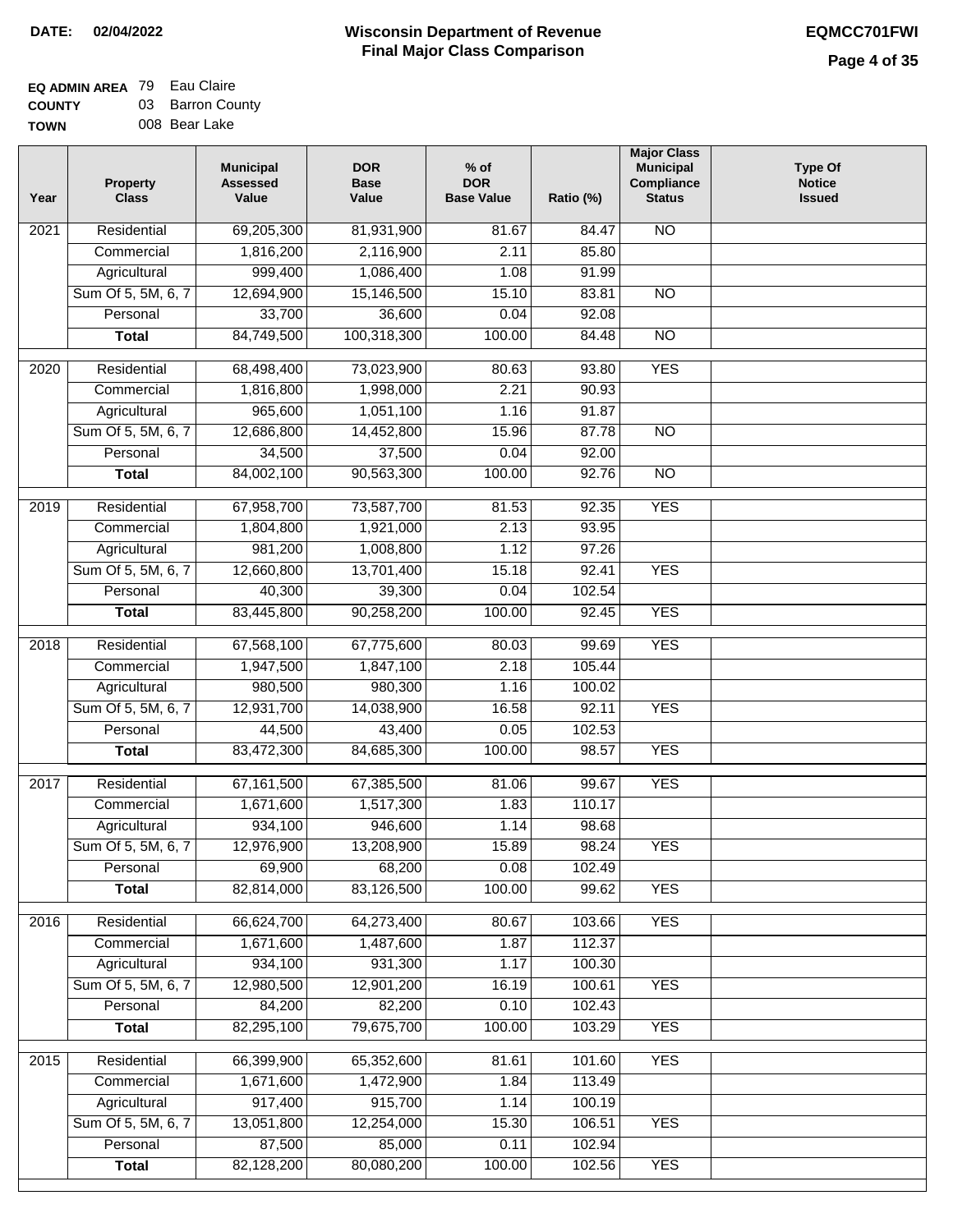**DATE: 02/04/2022**

# Wisconsin Department of Revenue
## Final Major Class Comparison

**EQMCC701FWI**

**EQ ADMIN AREA** 79 Eau Claire
**COUNTY** 03 Barron County
**TOWN** 008 Bear Lake

| Year | Property Class | Municipal Assessed Value | DOR Base Value | % of DOR Base Value | Ratio (%) | Major Class Municipal Compliance Status | Type Of Notice Issued |
|---|---|---|---|---|---|---|---|
| 2021 | Residential | 69,205,300 | 81,931,900 | 81.67 | 84.47 | NO | |
| | Commercial | 1,816,200 | 2,116,900 | 2.11 | 85.80 | | |
| | Agricultural | 999,400 | 1,086,400 | 1.08 | 91.99 | | |
| | Sum Of 5, 5M, 6, 7 | 12,694,900 | 15,146,500 | 15.10 | 83.81 | NO | |
| | Personal | 33,700 | 36,600 | 0.04 | 92.08 | | |
| | **Total** | 84,749,500 | 100,318,300 | 100.00 | 84.48 | NO | |
| 2020 | Residential | 68,498,400 | 73,023,900 | 80.63 | 93.80 | YES | |
| | Commercial | 1,816,800 | 1,998,000 | 2.21 | 90.93 | | |
| | Agricultural | 965,600 | 1,051,100 | 1.16 | 91.87 | | |
| | Sum Of 5, 5M, 6, 7 | 12,686,800 | 14,452,800 | 15.96 | 87.78 | NO | |
| | Personal | 34,500 | 37,500 | 0.04 | 92.00 | | |
| | **Total** | 84,002,100 | 90,563,300 | 100.00 | 92.76 | NO | |
| 2019 | Residential | 67,958,700 | 73,587,700 | 81.53 | 92.35 | YES | |
| | Commercial | 1,804,800 | 1,921,000 | 2.13 | 93.95 | | |
| | Agricultural | 981,200 | 1,008,800 | 1.12 | 97.26 | | |
| | Sum Of 5, 5M, 6, 7 | 12,660,800 | 13,701,400 | 15.18 | 92.41 | YES | |
| | Personal | 40,300 | 39,300 | 0.04 | 102.54 | | |
| | **Total** | 83,445,800 | 90,258,200 | 100.00 | 92.45 | YES | |
| 2018 | Residential | 67,568,100 | 67,775,600 | 80.03 | 99.69 | YES | |
| | Commercial | 1,947,500 | 1,847,100 | 2.18 | 105.44 | | |
| | Agricultural | 980,500 | 980,300 | 1.16 | 100.02 | | |
| | Sum Of 5, 5M, 6, 7 | 12,931,700 | 14,038,900 | 16.58 | 92.11 | YES | |
| | Personal | 44,500 | 43,400 | 0.05 | 102.53 | | |
| | **Total** | 83,472,300 | 84,685,300 | 100.00 | 98.57 | YES | |
| 2017 | Residential | 67,161,500 | 67,385,500 | 81.06 | 99.67 | YES | |
| | Commercial | 1,671,600 | 1,517,300 | 1.83 | 110.17 | | |
| | Agricultural | 934,100 | 946,600 | 1.14 | 98.68 | | |
| | Sum Of 5, 5M, 6, 7 | 12,976,900 | 13,208,900 | 15.89 | 98.24 | YES | |
| | Personal | 69,900 | 68,200 | 0.08 | 102.49 | | |
| | **Total** | 82,814,000 | 83,126,500 | 100.00 | 99.62 | YES | |
| 2016 | Residential | 66,624,700 | 64,273,400 | 80.67 | 103.66 | YES | |
| | Commercial | 1,671,600 | 1,487,600 | 1.87 | 112.37 | | |
| | Agricultural | 934,100 | 931,300 | 1.17 | 100.30 | | |
| | Sum Of 5, 5M, 6, 7 | 12,980,500 | 12,901,200 | 16.19 | 100.61 | YES | |
| | Personal | 84,200 | 82,200 | 0.10 | 102.43 | | |
| | **Total** | 82,295,100 | 79,675,700 | 100.00 | 103.29 | YES | |
| 2015 | Residential | 66,399,900 | 65,352,600 | 81.61 | 101.60 | YES | |
| | Commercial | 1,671,600 | 1,472,900 | 1.84 | 113.49 | | |
| | Agricultural | 917,400 | 915,700 | 1.14 | 100.19 | | |
| | Sum Of 5, 5M, 6, 7 | 13,051,800 | 12,254,000 | 15.30 | 106.51 | YES | |
| | Personal | 87,500 | 85,000 | 0.11 | 102.94 | | |
| | **Total** | 82,128,200 | 80,080,200 | 100.00 | 102.56 | YES | |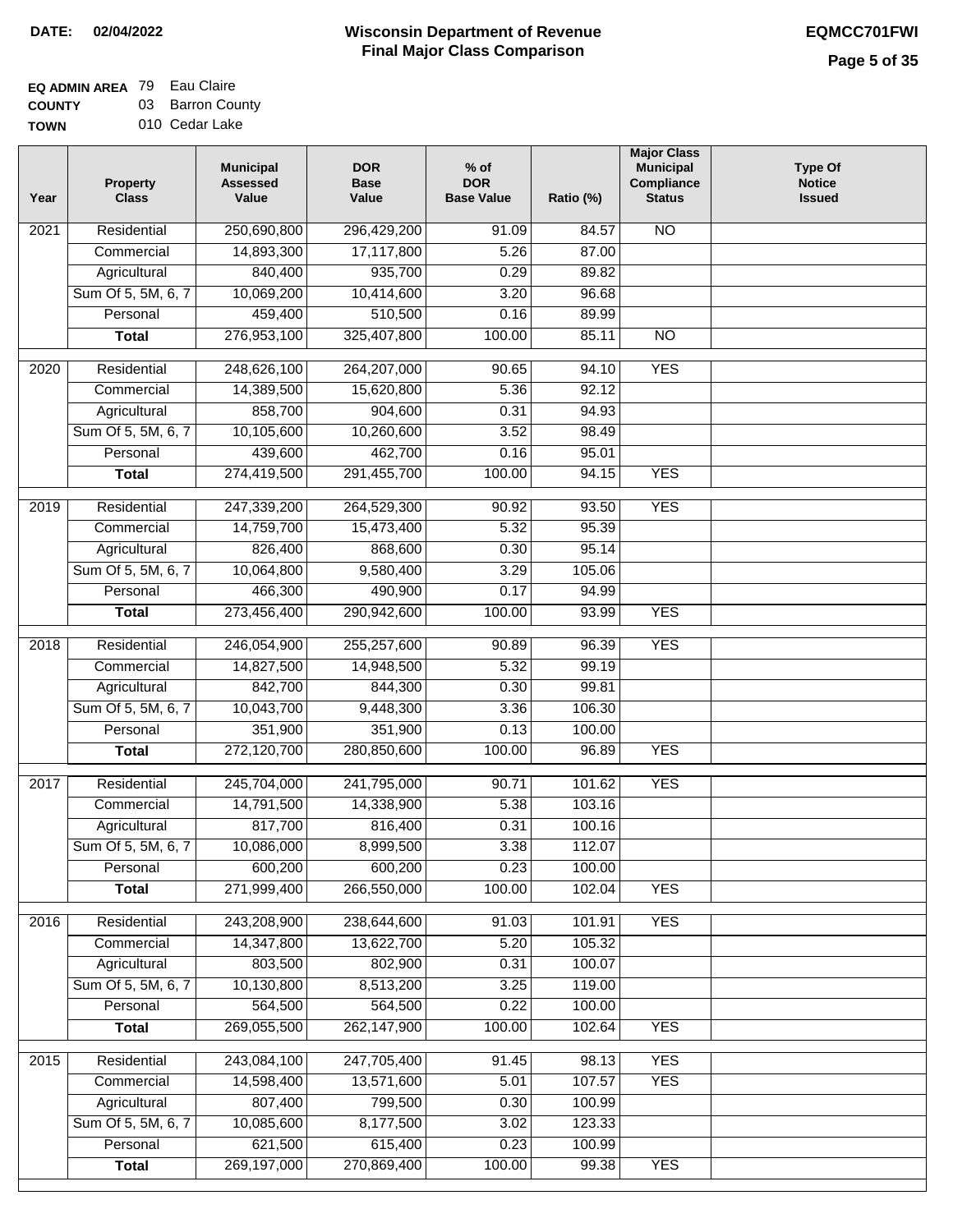**DATE: 02/04/2022**

# Wisconsin Department of Revenue
## Final Major Class Comparison

**EQMCC701FWI**

**EQ ADMIN AREA** 79 Eau Claire
**COUNTY** 03 Barron County
**TOWN** 010 Cedar Lake

| Year | Property Class | Municipal Assessed Value | DOR Base Value | % of DOR Base Value | Ratio (%) | Major Class Municipal Compliance Status | Type Of Notice Issued |
|---|---|---|---|---|---|---|---|
| 2021 | Residential | 250,690,800 | 296,429,200 | 91.09 | 84.57 | NO | |
| | Commercial | 14,893,300 | 17,117,800 | 5.26 | 87.00 | | |
| | Agricultural | 840,400 | 935,700 | 0.29 | 89.82 | | |
| | Sum Of 5, 5M, 6, 7 | 10,069,200 | 10,414,600 | 3.20 | 96.68 | | |
| | Personal | 459,400 | 510,500 | 0.16 | 89.99 | | |
| | **Total** | 276,953,100 | 325,407,800 | 100.00 | 85.11 | NO | |
| 2020 | Residential | 248,626,100 | 264,207,000 | 90.65 | 94.10 | YES | |
| | Commercial | 14,389,500 | 15,620,800 | 5.36 | 92.12 | | |
| | Agricultural | 858,700 | 904,600 | 0.31 | 94.93 | | |
| | Sum Of 5, 5M, 6, 7 | 10,105,600 | 10,260,600 | 3.52 | 98.49 | | |
| | Personal | 439,600 | 462,700 | 0.16 | 95.01 | | |
| | **Total** | 274,419,500 | 291,455,700 | 100.00 | 94.15 | YES | |
| 2019 | Residential | 247,339,200 | 264,529,300 | 90.92 | 93.50 | YES | |
| | Commercial | 14,759,700 | 15,473,400 | 5.32 | 95.39 | | |
| | Agricultural | 826,400 | 868,600 | 0.30 | 95.14 | | |
| | Sum Of 5, 5M, 6, 7 | 10,064,800 | 9,580,400 | 3.29 | 105.06 | | |
| | Personal | 466,300 | 490,900 | 0.17 | 94.99 | | |
| | **Total** | 273,456,400 | 290,942,600 | 100.00 | 93.99 | YES | |
| 2018 | Residential | 246,054,900 | 255,257,600 | 90.89 | 96.39 | YES | |
| | Commercial | 14,827,500 | 14,948,500 | 5.32 | 99.19 | | |
| | Agricultural | 842,700 | 844,300 | 0.30 | 99.81 | | |
| | Sum Of 5, 5M, 6, 7 | 10,043,700 | 9,448,300 | 3.36 | 106.30 | | |
| | Personal | 351,900 | 351,900 | 0.13 | 100.00 | | |
| | **Total** | 272,120,700 | 280,850,600 | 100.00 | 96.89 | YES | |
| 2017 | Residential | 245,704,000 | 241,795,000 | 90.71 | 101.62 | YES | |
| | Commercial | 14,791,500 | 14,338,900 | 5.38 | 103.16 | | |
| | Agricultural | 817,700 | 816,400 | 0.31 | 100.16 | | |
| | Sum Of 5, 5M, 6, 7 | 10,086,000 | 8,999,500 | 3.38 | 112.07 | | |
| | Personal | 600,200 | 600,200 | 0.23 | 100.00 | | |
| | **Total** | 271,999,400 | 266,550,000 | 100.00 | 102.04 | YES | |
| 2016 | Residential | 243,208,900 | 238,644,600 | 91.03 | 101.91 | YES | |
| | Commercial | 14,347,800 | 13,622,700 | 5.20 | 105.32 | | |
| | Agricultural | 803,500 | 802,900 | 0.31 | 100.07 | | |
| | Sum Of 5, 5M, 6, 7 | 10,130,800 | 8,513,200 | 3.25 | 119.00 | | |
| | Personal | 564,500 | 564,500 | 0.22 | 100.00 | | |
| | **Total** | 269,055,500 | 262,147,900 | 100.00 | 102.64 | YES | |
| 2015 | Residential | 243,084,100 | 247,705,400 | 91.45 | 98.13 | YES | |
| | Commercial | 14,598,400 | 13,571,600 | 5.01 | 107.57 | YES | |
| | Agricultural | 807,400 | 799,500 | 0.30 | 100.99 | | |
| | Sum Of 5, 5M, 6, 7 | 10,085,600 | 8,177,500 | 3.02 | 123.33 | | |
| | Personal | 621,500 | 615,400 | 0.23 | 100.99 | | |
| | **Total** | 269,197,000 | 270,869,400 | 100.00 | 99.38 | YES | |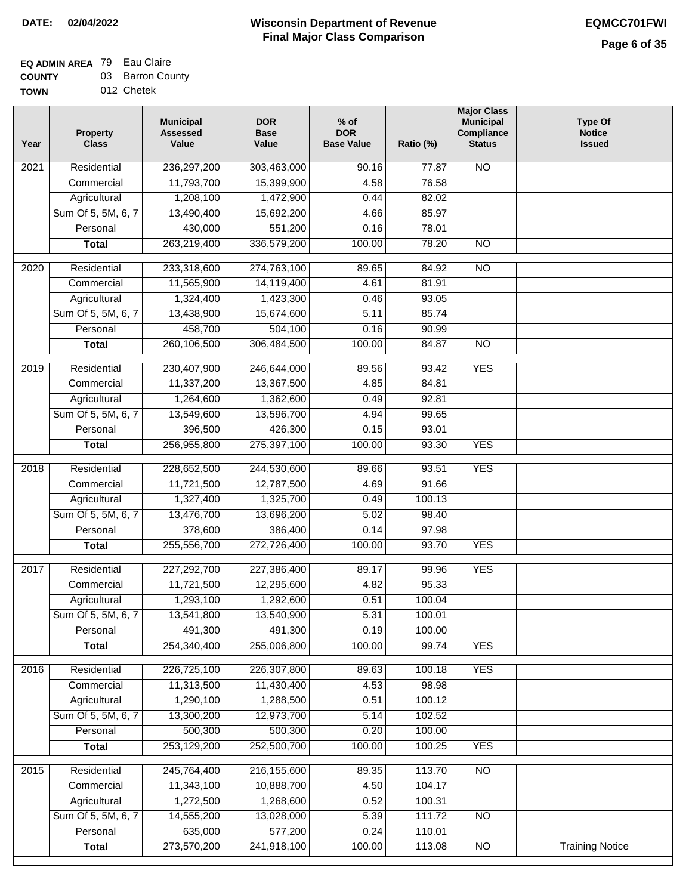**DATE: 02/04/2022**

# Wisconsin Department of Revenue
## Final Major Class Comparison

**EQMCC701FWI**

**EQ ADMIN AREA** 79 Eau Claire
**COUNTY** 03 Barron County
**TOWN** 012 Chetek

| Year | Property Class | Municipal Assessed Value | DOR Base Value | % of DOR Base Value | Ratio (%) | Major Class Municipal Compliance Status | Type Of Notice Issued |
|---|---|---|---|---|---|---|---|
| 2021 | Residential | 236,297,200 | 303,463,000 | 90.16 | 77.87 | NO | |
| | Commercial | 11,793,700 | 15,399,900 | 4.58 | 76.58 | | |
| | Agricultural | 1,208,100 | 1,472,900 | 0.44 | 82.02 | | |
| | Sum Of 5, 5M, 6, 7 | 13,490,400 | 15,692,200 | 4.66 | 85.97 | | |
| | Personal | 430,000 | 551,200 | 0.16 | 78.01 | | |
| | **Total** | 263,219,400 | 336,579,200 | 100.00 | 78.20 | NO | |
| 2020 | Residential | 233,318,600 | 274,763,100 | 89.65 | 84.92 | NO | |
| | Commercial | 11,565,900 | 14,119,400 | 4.61 | 81.91 | | |
| | Agricultural | 1,324,400 | 1,423,300 | 0.46 | 93.05 | | |
| | Sum Of 5, 5M, 6, 7 | 13,438,900 | 15,674,600 | 5.11 | 85.74 | | |
| | Personal | 458,700 | 504,100 | 0.16 | 90.99 | | |
| | **Total** | 260,106,500 | 306,484,500 | 100.00 | 84.87 | NO | |
| 2019 | Residential | 230,407,900 | 246,644,000 | 89.56 | 93.42 | YES | |
| | Commercial | 11,337,200 | 13,367,500 | 4.85 | 84.81 | | |
| | Agricultural | 1,264,600 | 1,362,600 | 0.49 | 92.81 | | |
| | Sum Of 5, 5M, 6, 7 | 13,549,600 | 13,596,700 | 4.94 | 99.65 | | |
| | Personal | 396,500 | 426,300 | 0.15 | 93.01 | | |
| | **Total** | 256,955,800 | 275,397,100 | 100.00 | 93.30 | YES | |
| 2018 | Residential | 228,652,500 | 244,530,600 | 89.66 | 93.51 | YES | |
| | Commercial | 11,721,500 | 12,787,500 | 4.69 | 91.66 | | |
| | Agricultural | 1,327,400 | 1,325,700 | 0.49 | 100.13 | | |
| | Sum Of 5, 5M, 6, 7 | 13,476,700 | 13,696,200 | 5.02 | 98.40 | | |
| | Personal | 378,600 | 386,400 | 0.14 | 97.98 | | |
| | **Total** | 255,556,700 | 272,726,400 | 100.00 | 93.70 | YES | |
| 2017 | Residential | 227,292,700 | 227,386,400 | 89.17 | 99.96 | YES | |
| | Commercial | 11,721,500 | 12,295,600 | 4.82 | 95.33 | | |
| | Agricultural | 1,293,100 | 1,292,600 | 0.51 | 100.04 | | |
| | Sum Of 5, 5M, 6, 7 | 13,541,800 | 13,540,900 | 5.31 | 100.01 | | |
| | Personal | 491,300 | 491,300 | 0.19 | 100.00 | | |
| | **Total** | 254,340,400 | 255,006,800 | 100.00 | 99.74 | YES | |
| 2016 | Residential | 226,725,100 | 226,307,800 | 89.63 | 100.18 | YES | |
| | Commercial | 11,313,500 | 11,430,400 | 4.53 | 98.98 | | |
| | Agricultural | 1,290,100 | 1,288,500 | 0.51 | 100.12 | | |
| | Sum Of 5, 5M, 6, 7 | 13,300,200 | 12,973,700 | 5.14 | 102.52 | | |
| | Personal | 500,300 | 500,300 | 0.20 | 100.00 | | |
| | **Total** | 253,129,200 | 252,500,700 | 100.00 | 100.25 | YES | |
| 2015 | Residential | 245,764,400 | 216,155,600 | 89.35 | 113.70 | NO | |
| | Commercial | 11,343,100 | 10,888,700 | 4.50 | 104.17 | | |
| | Agricultural | 1,272,500 | 1,268,600 | 0.52 | 100.31 | | |
| | Sum Of 5, 5M, 6, 7 | 14,555,200 | 13,028,000 | 5.39 | 111.72 | NO | |
| | Personal | 635,000 | 577,200 | 0.24 | 110.01 | | |
| | **Total** | 273,570,200 | 241,918,100 | 100.00 | 113.08 | NO | Training Notice |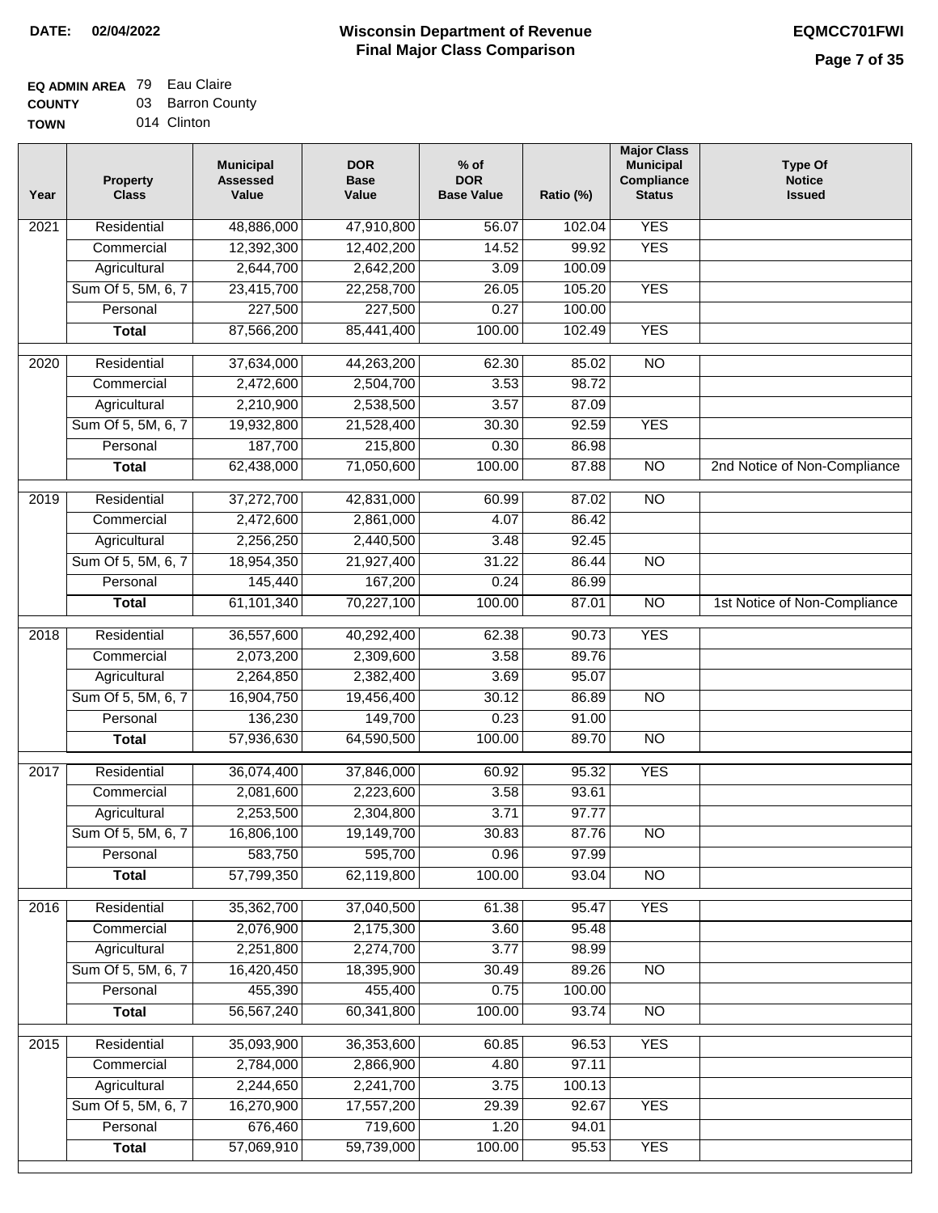**DATE: 02/04/2022**

# Wisconsin Department of Revenue
## Final Major Class Comparison

**EQMCC701FWI**

**EQ ADMIN AREA** 79 Eau Claire
**COUNTY** 03 Barron County
**TOWN** 014 Clinton

| Year | Property Class | Municipal Assessed Value | DOR Base Value | % of DOR Base Value | Ratio (%) | Major Class Municipal Compliance Status | Type Of Notice Issued |
|---|---|---|---|---|---|---|---|
| 2021 | Residential | 48,886,000 | 47,910,800 | 56.07 | 102.04 | YES | |
| | Commercial | 12,392,300 | 12,402,200 | 14.52 | 99.92 | YES | |
| | Agricultural | 2,644,700 | 2,642,200 | 3.09 | 100.09 | | |
| | Sum Of 5, 5M, 6, 7 | 23,415,700 | 22,258,700 | 26.05 | 105.20 | YES | |
| | Personal | 227,500 | 227,500 | 0.27 | 100.00 | | |
| | **Total** | 87,566,200 | 85,441,400 | 100.00 | 102.49 | YES | |
| 2020 | Residential | 37,634,000 | 44,263,200 | 62.30 | 85.02 | NO | |
| | Commercial | 2,472,600 | 2,504,700 | 3.53 | 98.72 | | |
| | Agricultural | 2,210,900 | 2,538,500 | 3.57 | 87.09 | | |
| | Sum Of 5, 5M, 6, 7 | 19,932,800 | 21,528,400 | 30.30 | 92.59 | YES | |
| | Personal | 187,700 | 215,800 | 0.30 | 86.98 | | |
| | **Total** | 62,438,000 | 71,050,600 | 100.00 | 87.88 | NO | 2nd Notice of Non-Compliance |
| 2019 | Residential | 37,272,700 | 42,831,000 | 60.99 | 87.02 | NO | |
| | Commercial | 2,472,600 | 2,861,000 | 4.07 | 86.42 | | |
| | Agricultural | 2,256,250 | 2,440,500 | 3.48 | 92.45 | | |
| | Sum Of 5, 5M, 6, 7 | 18,954,350 | 21,927,400 | 31.22 | 86.44 | NO | |
| | Personal | 145,440 | 167,200 | 0.24 | 86.99 | | |
| | **Total** | 61,101,340 | 70,227,100 | 100.00 | 87.01 | NO | 1st Notice of Non-Compliance |
| 2018 | Residential | 36,557,600 | 40,292,400 | 62.38 | 90.73 | YES | |
| | Commercial | 2,073,200 | 2,309,600 | 3.58 | 89.76 | | |
| | Agricultural | 2,264,850 | 2,382,400 | 3.69 | 95.07 | | |
| | Sum Of 5, 5M, 6, 7 | 16,904,750 | 19,456,400 | 30.12 | 86.89 | NO | |
| | Personal | 136,230 | 149,700 | 0.23 | 91.00 | | |
| | **Total** | 57,936,630 | 64,590,500 | 100.00 | 89.70 | NO | |
| 2017 | Residential | 36,074,400 | 37,846,000 | 60.92 | 95.32 | YES | |
| | Commercial | 2,081,600 | 2,223,600 | 3.58 | 93.61 | | |
| | Agricultural | 2,253,500 | 2,304,800 | 3.71 | 97.77 | | |
| | Sum Of 5, 5M, 6, 7 | 16,806,100 | 19,149,700 | 30.83 | 87.76 | NO | |
| | Personal | 583,750 | 595,700 | 0.96 | 97.99 | | |
| | **Total** | 57,799,350 | 62,119,800 | 100.00 | 93.04 | NO | |
| 2016 | Residential | 35,362,700 | 37,040,500 | 61.38 | 95.47 | YES | |
| | Commercial | 2,076,900 | 2,175,300 | 3.60 | 95.48 | | |
| | Agricultural | 2,251,800 | 2,274,700 | 3.77 | 98.99 | | |
| | Sum Of 5, 5M, 6, 7 | 16,420,450 | 18,395,900 | 30.49 | 89.26 | NO | |
| | Personal | 455,390 | 455,400 | 0.75 | 100.00 | | |
| | **Total** | 56,567,240 | 60,341,800 | 100.00 | 93.74 | NO | |
| 2015 | Residential | 35,093,900 | 36,353,600 | 60.85 | 96.53 | YES | |
| | Commercial | 2,784,000 | 2,866,900 | 4.80 | 97.11 | | |
| | Agricultural | 2,244,650 | 2,241,700 | 3.75 | 100.13 | | |
| | Sum Of 5, 5M, 6, 7 | 16,270,900 | 17,557,200 | 29.39 | 92.67 | YES | |
| | Personal | 676,460 | 719,600 | 1.20 | 94.01 | | |
| | **Total** | 57,069,910 | 59,739,000 | 100.00 | 95.53 | YES | |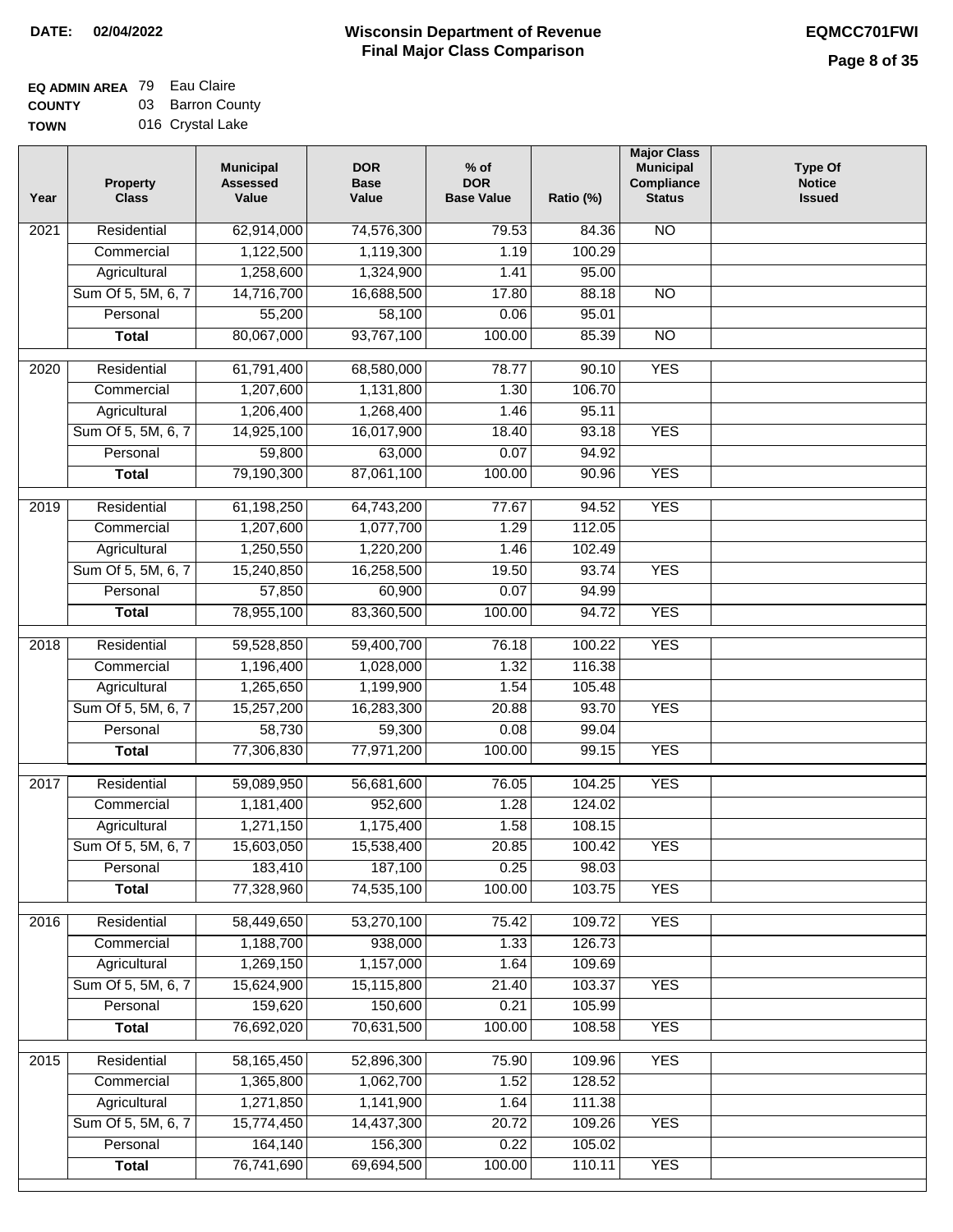**DATE: 02/04/2022**

# Wisconsin Department of Revenue
## Final Major Class Comparison

**EQMCC701FWI**

**EQ ADMIN AREA** 79 Eau Claire
**COUNTY** 03 Barron County
**TOWN** 016 Crystal Lake

| Year | Property Class | Municipal Assessed Value | DOR Base Value | % of DOR Base Value | Ratio (%) | Major Class Municipal Compliance Status | Type Of Notice Issued |
|---|---|---|---|---|---|---|---|
| 2021 | Residential | 62,914,000 | 74,576,300 | 79.53 | 84.36 | NO | |
| | Commercial | 1,122,500 | 1,119,300 | 1.19 | 100.29 | | |
| | Agricultural | 1,258,600 | 1,324,900 | 1.41 | 95.00 | | |
| | Sum Of 5, 5M, 6, 7 | 14,716,700 | 16,688,500 | 17.80 | 88.18 | NO | |
| | Personal | 55,200 | 58,100 | 0.06 | 95.01 | | |
| | **Total** | 80,067,000 | 93,767,100 | 100.00 | 85.39 | NO | |
| 2020 | Residential | 61,791,400 | 68,580,000 | 78.77 | 90.10 | YES | |
| | Commercial | 1,207,600 | 1,131,800 | 1.30 | 106.70 | | |
| | Agricultural | 1,206,400 | 1,268,400 | 1.46 | 95.11 | | |
| | Sum Of 5, 5M, 6, 7 | 14,925,100 | 16,017,900 | 18.40 | 93.18 | YES | |
| | Personal | 59,800 | 63,000 | 0.07 | 94.92 | | |
| | **Total** | 79,190,300 | 87,061,100 | 100.00 | 90.96 | YES | |
| 2019 | Residential | 61,198,250 | 64,743,200 | 77.67 | 94.52 | YES | |
| | Commercial | 1,207,600 | 1,077,700 | 1.29 | 112.05 | | |
| | Agricultural | 1,250,550 | 1,220,200 | 1.46 | 102.49 | | |
| | Sum Of 5, 5M, 6, 7 | 15,240,850 | 16,258,500 | 19.50 | 93.74 | YES | |
| | Personal | 57,850 | 60,900 | 0.07 | 94.99 | | |
| | **Total** | 78,955,100 | 83,360,500 | 100.00 | 94.72 | YES | |
| 2018 | Residential | 59,528,850 | 59,400,700 | 76.18 | 100.22 | YES | |
| | Commercial | 1,196,400 | 1,028,000 | 1.32 | 116.38 | | |
| | Agricultural | 1,265,650 | 1,199,900 | 1.54 | 105.48 | | |
| | Sum Of 5, 5M, 6, 7 | 15,257,200 | 16,283,300 | 20.88 | 93.70 | YES | |
| | Personal | 58,730 | 59,300 | 0.08 | 99.04 | | |
| | **Total** | 77,306,830 | 77,971,200 | 100.00 | 99.15 | YES | |
| 2017 | Residential | 59,089,950 | 56,681,600 | 76.05 | 104.25 | YES | |
| | Commercial | 1,181,400 | 952,600 | 1.28 | 124.02 | | |
| | Agricultural | 1,271,150 | 1,175,400 | 1.58 | 108.15 | | |
| | Sum Of 5, 5M, 6, 7 | 15,603,050 | 15,538,400 | 20.85 | 100.42 | YES | |
| | Personal | 183,410 | 187,100 | 0.25 | 98.03 | | |
| | **Total** | 77,328,960 | 74,535,100 | 100.00 | 103.75 | YES | |
| 2016 | Residential | 58,449,650 | 53,270,100 | 75.42 | 109.72 | YES | |
| | Commercial | 1,188,700 | 938,000 | 1.33 | 126.73 | | |
| | Agricultural | 1,269,150 | 1,157,000 | 1.64 | 109.69 | | |
| | Sum Of 5, 5M, 6, 7 | 15,624,900 | 15,115,800 | 21.40 | 103.37 | YES | |
| | Personal | 159,620 | 150,600 | 0.21 | 105.99 | | |
| | **Total** | 76,692,020 | 70,631,500 | 100.00 | 108.58 | YES | |
| 2015 | Residential | 58,165,450 | 52,896,300 | 75.90 | 109.96 | YES | |
| | Commercial | 1,365,800 | 1,062,700 | 1.52 | 128.52 | | |
| | Agricultural | 1,271,850 | 1,141,900 | 1.64 | 111.38 | | |
| | Sum Of 5, 5M, 6, 7 | 15,774,450 | 14,437,300 | 20.72 | 109.26 | YES | |
| | Personal | 164,140 | 156,300 | 0.22 | 105.02 | | |
| | **Total** | 76,741,690 | 69,694,500 | 100.00 | 110.11 | YES | |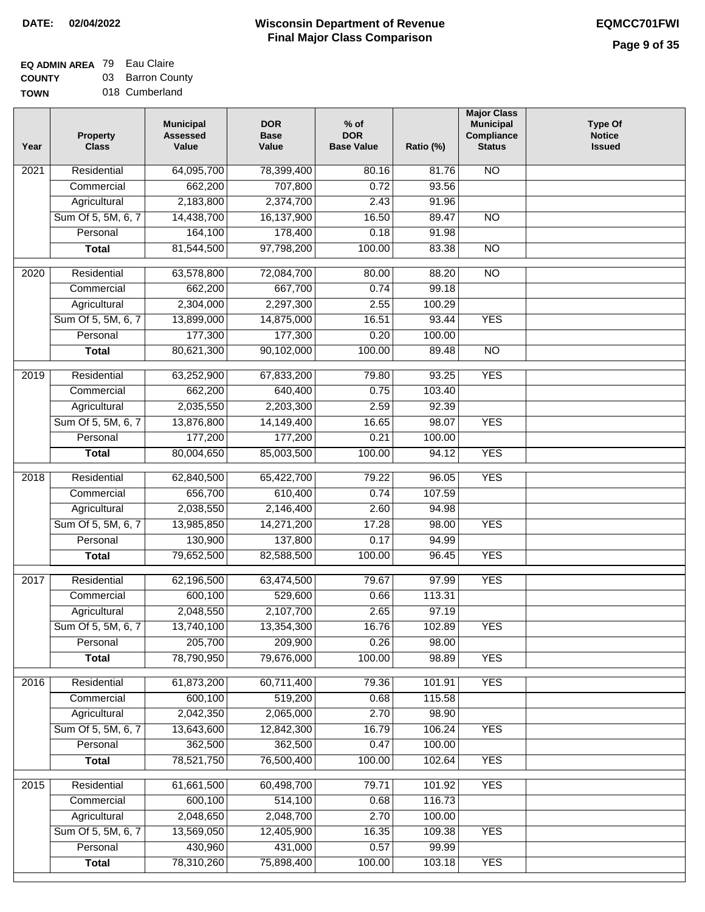**DATE:** 02/04/2022

# Wisconsin Department of Revenue
## Final Major Class Comparison

**EQMCC701FWI**

**EQ ADMIN AREA** 79 Eau Claire
**COUNTY** 03 Barron County
**TOWN** 018 Cumberland

| Year | Property Class | Municipal Assessed Value | DOR Base Value | % of DOR Base Value | Ratio (%) | Major Class Municipal Compliance Status | Type Of Notice Issued |
|---|---|---|---|---|---|---|---|
| 2021 | Residential | 64,095,700 | 78,399,400 | 80.16 | 81.76 | NO | |
| | Commercial | 662,200 | 707,800 | 0.72 | 93.56 | | |
| | Agricultural | 2,183,800 | 2,374,700 | 2.43 | 91.96 | | |
| | Sum Of 5, 5M, 6, 7 | 14,438,700 | 16,137,900 | 16.50 | 89.47 | NO | |
| | Personal | 164,100 | 178,400 | 0.18 | 91.98 | | |
| | **Total** | 81,544,500 | 97,798,200 | 100.00 | 83.38 | NO | |
| 2020 | Residential | 63,578,800 | 72,084,700 | 80.00 | 88.20 | NO | |
| | Commercial | 662,200 | 667,700 | 0.74 | 99.18 | | |
| | Agricultural | 2,304,000 | 2,297,300 | 2.55 | 100.29 | | |
| | Sum Of 5, 5M, 6, 7 | 13,899,000 | 14,875,000 | 16.51 | 93.44 | YES | |
| | Personal | 177,300 | 177,300 | 0.20 | 100.00 | | |
| | **Total** | 80,621,300 | 90,102,000 | 100.00 | 89.48 | NO | |
| 2019 | Residential | 63,252,900 | 67,833,200 | 79.80 | 93.25 | YES | |
| | Commercial | 662,200 | 640,400 | 0.75 | 103.40 | | |
| | Agricultural | 2,035,550 | 2,203,300 | 2.59 | 92.39 | | |
| | Sum Of 5, 5M, 6, 7 | 13,876,800 | 14,149,400 | 16.65 | 98.07 | YES | |
| | Personal | 177,200 | 177,200 | 0.21 | 100.00 | | |
| | **Total** | 80,004,650 | 85,003,500 | 100.00 | 94.12 | YES | |
| 2018 | Residential | 62,840,500 | 65,422,700 | 79.22 | 96.05 | YES | |
| | Commercial | 656,700 | 610,400 | 0.74 | 107.59 | | |
| | Agricultural | 2,038,550 | 2,146,400 | 2.60 | 94.98 | | |
| | Sum Of 5, 5M, 6, 7 | 13,985,850 | 14,271,200 | 17.28 | 98.00 | YES | |
| | Personal | 130,900 | 137,800 | 0.17 | 94.99 | | |
| | **Total** | 79,652,500 | 82,588,500 | 100.00 | 96.45 | YES | |
| 2017 | Residential | 62,196,500 | 63,474,500 | 79.67 | 97.99 | YES | |
| | Commercial | 600,100 | 529,600 | 0.66 | 113.31 | | |
| | Agricultural | 2,048,550 | 2,107,700 | 2.65 | 97.19 | | |
| | Sum Of 5, 5M, 6, 7 | 13,740,100 | 13,354,300 | 16.76 | 102.89 | YES | |
| | Personal | 205,700 | 209,900 | 0.26 | 98.00 | | |
| | **Total** | 78,790,950 | 79,676,000 | 100.00 | 98.89 | YES | |
| 2016 | Residential | 61,873,200 | 60,711,400 | 79.36 | 101.91 | YES | |
| | Commercial | 600,100 | 519,200 | 0.68 | 115.58 | | |
| | Agricultural | 2,042,350 | 2,065,000 | 2.70 | 98.90 | | |
| | Sum Of 5, 5M, 6, 7 | 13,643,600 | 12,842,300 | 16.79 | 106.24 | YES | |
| | Personal | 362,500 | 362,500 | 0.47 | 100.00 | | |
| | **Total** | 78,521,750 | 76,500,400 | 100.00 | 102.64 | YES | |
| 2015 | Residential | 61,661,500 | 60,498,700 | 79.71 | 101.92 | YES | |
| | Commercial | 600,100 | 514,100 | 0.68 | 116.73 | | |
| | Agricultural | 2,048,650 | 2,048,700 | 2.70 | 100.00 | | |
| | Sum Of 5, 5M, 6, 7 | 13,569,050 | 12,405,900 | 16.35 | 109.38 | YES | |
| | Personal | 430,960 | 431,000 | 0.57 | 99.99 | | |
| | **Total** | 78,310,260 | 75,898,400 | 100.00 | 103.18 | YES | |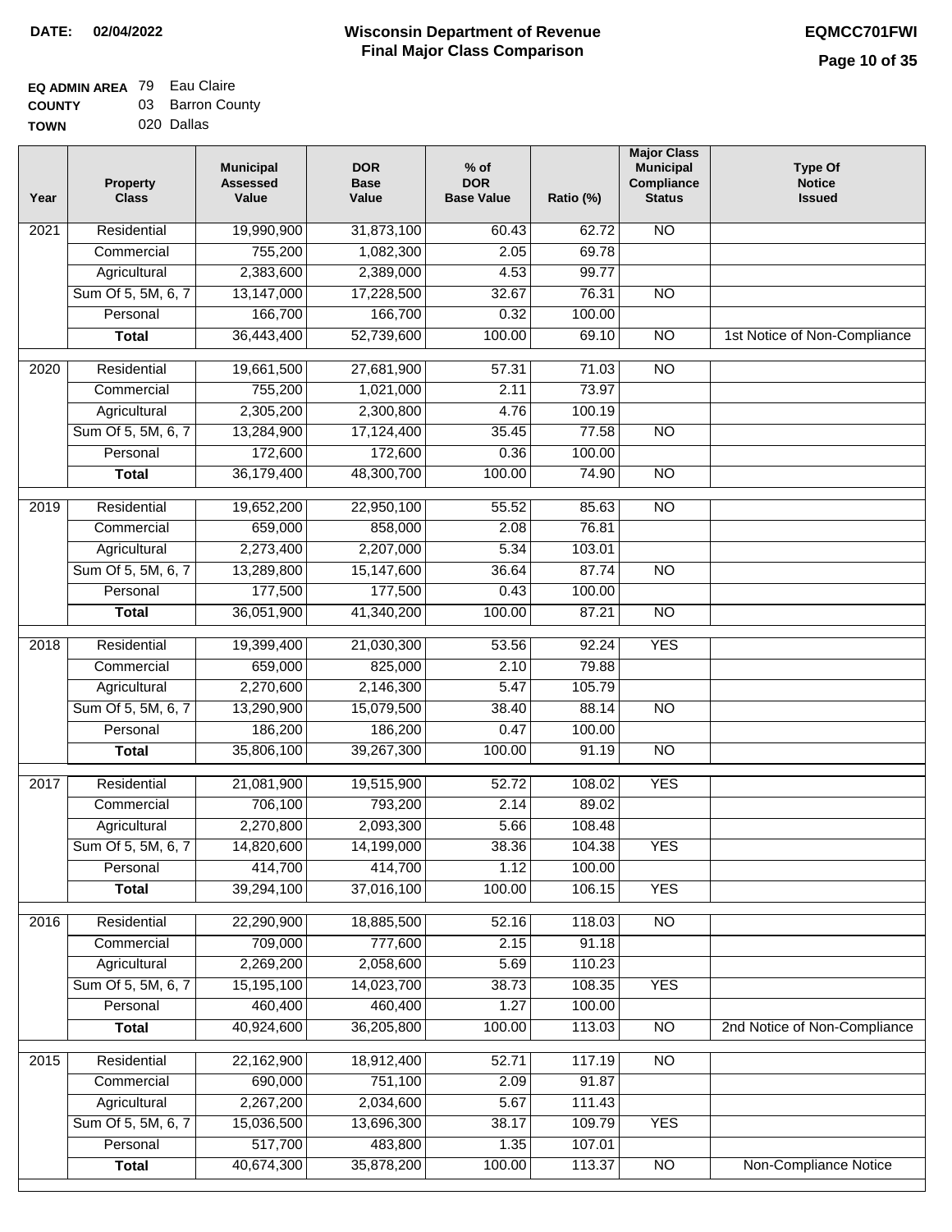**DATE:** 02/04/2022

# Wisconsin Department of Revenue
## Final Major Class Comparison

**EQMCC701FWI**

| | | |
|---|---|---|
| **EQ ADMIN AREA** | 79 | Eau Claire |
| **COUNTY** | 03 | Barron County |
| **TOWN** | 020 | Dallas |

| Year | Property Class | Municipal Assessed Value | DOR Base Value | % of DOR Base Value | Ratio (%) | Major Class Municipal Compliance Status | Type Of Notice Issued |
|---|---|---|---|---|---|---|---|
| 2021 | Residential | 19,990,900 | 31,873,100 | 60.43 | 62.72 | NO | |
| | Commercial | 755,200 | 1,082,300 | 2.05 | 69.78 | | |
| | Agricultural | 2,383,600 | 2,389,000 | 4.53 | 99.77 | | |
| | Sum Of 5, 5M, 6, 7 | 13,147,000 | 17,228,500 | 32.67 | 76.31 | NO | |
| | Personal | 166,700 | 166,700 | 0.32 | 100.00 | | |
| | **Total** | 36,443,400 | 52,739,600 | 100.00 | 69.10 | NO | 1st Notice of Non-Compliance |
| 2020 | Residential | 19,661,500 | 27,681,900 | 57.31 | 71.03 | NO | |
| | Commercial | 755,200 | 1,021,000 | 2.11 | 73.97 | | |
| | Agricultural | 2,305,200 | 2,300,800 | 4.76 | 100.19 | | |
| | Sum Of 5, 5M, 6, 7 | 13,284,900 | 17,124,400 | 35.45 | 77.58 | NO | |
| | Personal | 172,600 | 172,600 | 0.36 | 100.00 | | |
| | **Total** | 36,179,400 | 48,300,700 | 100.00 | 74.90 | NO | |
| 2019 | Residential | 19,652,200 | 22,950,100 | 55.52 | 85.63 | NO | |
| | Commercial | 659,000 | 858,000 | 2.08 | 76.81 | | |
| | Agricultural | 2,273,400 | 2,207,000 | 5.34 | 103.01 | | |
| | Sum Of 5, 5M, 6, 7 | 13,289,800 | 15,147,600 | 36.64 | 87.74 | NO | |
| | Personal | 177,500 | 177,500 | 0.43 | 100.00 | | |
| | **Total** | 36,051,900 | 41,340,200 | 100.00 | 87.21 | NO | |
| 2018 | Residential | 19,399,400 | 21,030,300 | 53.56 | 92.24 | YES | |
| | Commercial | 659,000 | 825,000 | 2.10 | 79.88 | | |
| | Agricultural | 2,270,600 | 2,146,300 | 5.47 | 105.79 | | |
| | Sum Of 5, 5M, 6, 7 | 13,290,900 | 15,079,500 | 38.40 | 88.14 | NO | |
| | Personal | 186,200 | 186,200 | 0.47 | 100.00 | | |
| | **Total** | 35,806,100 | 39,267,300 | 100.00 | 91.19 | NO | |
| 2017 | Residential | 21,081,900 | 19,515,900 | 52.72 | 108.02 | YES | |
| | Commercial | 706,100 | 793,200 | 2.14 | 89.02 | | |
| | Agricultural | 2,270,800 | 2,093,300 | 5.66 | 108.48 | | |
| | Sum Of 5, 5M, 6, 7 | 14,820,600 | 14,199,000 | 38.36 | 104.38 | YES | |
| | Personal | 414,700 | 414,700 | 1.12 | 100.00 | | |
| | **Total** | 39,294,100 | 37,016,100 | 100.00 | 106.15 | YES | |
| 2016 | Residential | 22,290,900 | 18,885,500 | 52.16 | 118.03 | NO | |
| | Commercial | 709,000 | 777,600 | 2.15 | 91.18 | | |
| | Agricultural | 2,269,200 | 2,058,600 | 5.69 | 110.23 | | |
| | Sum Of 5, 5M, 6, 7 | 15,195,100 | 14,023,700 | 38.73 | 108.35 | YES | |
| | Personal | 460,400 | 460,400 | 1.27 | 100.00 | | |
| | **Total** | 40,924,600 | 36,205,800 | 100.00 | 113.03 | NO | 2nd Notice of Non-Compliance |
| 2015 | Residential | 22,162,900 | 18,912,400 | 52.71 | 117.19 | NO | |
| | Commercial | 690,000 | 751,100 | 2.09 | 91.87 | | |
| | Agricultural | 2,267,200 | 2,034,600 | 5.67 | 111.43 | | |
| | Sum Of 5, 5M, 6, 7 | 15,036,500 | 13,696,300 | 38.17 | 109.79 | YES | |
| | Personal | 517,700 | 483,800 | 1.35 | 107.01 | | |
| | **Total** | 40,674,300 | 35,878,200 | 100.00 | 113.37 | NO | Non-Compliance Notice |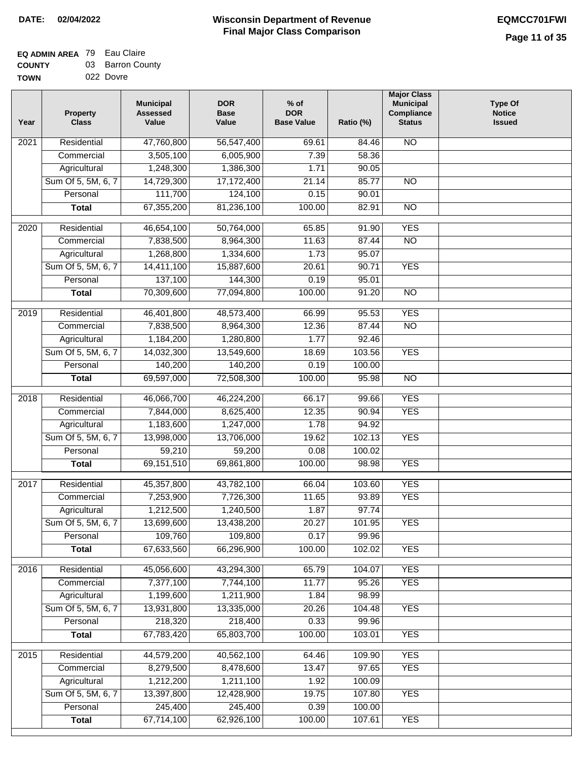DATE: 02/04/2022

# Wisconsin Department of Revenue
## Final Major Class Comparison

EQMCC701FWI

**EQ ADMIN AREA** 79 Eau Claire
**COUNTY** 03 Barron County
**TOWN** 022 Dovre

| Year | Property Class | Municipal Assessed Value | DOR Base Value | % of DOR Base Value | Ratio (%) | Major Class Municipal Compliance Status | Type Of Notice Issued |
|---|---|---|---|---|---|---|---|
| 2021 | Residential | 47,760,800 | 56,547,400 | 69.61 | 84.46 | NO | |
| | Commercial | 3,505,100 | 6,005,900 | 7.39 | 58.36 | | |
| | Agricultural | 1,248,300 | 1,386,300 | 1.71 | 90.05 | | |
| | Sum Of 5, 5M, 6, 7 | 14,729,300 | 17,172,400 | 21.14 | 85.77 | NO | |
| | Personal | 111,700 | 124,100 | 0.15 | 90.01 | | |
| | **Total** | 67,355,200 | 81,236,100 | 100.00 | 82.91 | NO | |
| 2020 | Residential | 46,654,100 | 50,764,000 | 65.85 | 91.90 | YES | |
| | Commercial | 7,838,500 | 8,964,300 | 11.63 | 87.44 | NO | |
| | Agricultural | 1,268,800 | 1,334,600 | 1.73 | 95.07 | | |
| | Sum Of 5, 5M, 6, 7 | 14,411,100 | 15,887,600 | 20.61 | 90.71 | YES | |
| | Personal | 137,100 | 144,300 | 0.19 | 95.01 | | |
| | **Total** | 70,309,600 | 77,094,800 | 100.00 | 91.20 | NO | |
| 2019 | Residential | 46,401,800 | 48,573,400 | 66.99 | 95.53 | YES | |
| | Commercial | 7,838,500 | 8,964,300 | 12.36 | 87.44 | NO | |
| | Agricultural | 1,184,200 | 1,280,800 | 1.77 | 92.46 | | |
| | Sum Of 5, 5M, 6, 7 | 14,032,300 | 13,549,600 | 18.69 | 103.56 | YES | |
| | Personal | 140,200 | 140,200 | 0.19 | 100.00 | | |
| | **Total** | 69,597,000 | 72,508,300 | 100.00 | 95.98 | NO | |
| 2018 | Residential | 46,066,700 | 46,224,200 | 66.17 | 99.66 | YES | |
| | Commercial | 7,844,000 | 8,625,400 | 12.35 | 90.94 | YES | |
| | Agricultural | 1,183,600 | 1,247,000 | 1.78 | 94.92 | | |
| | Sum Of 5, 5M, 6, 7 | 13,998,000 | 13,706,000 | 19.62 | 102.13 | YES | |
| | Personal | 59,210 | 59,200 | 0.08 | 100.02 | | |
| | **Total** | 69,151,510 | 69,861,800 | 100.00 | 98.98 | YES | |
| 2017 | Residential | 45,357,800 | 43,782,100 | 66.04 | 103.60 | YES | |
| | Commercial | 7,253,900 | 7,726,300 | 11.65 | 93.89 | YES | |
| | Agricultural | 1,212,500 | 1,240,500 | 1.87 | 97.74 | | |
| | Sum Of 5, 5M, 6, 7 | 13,699,600 | 13,438,200 | 20.27 | 101.95 | YES | |
| | Personal | 109,760 | 109,800 | 0.17 | 99.96 | | |
| | **Total** | 67,633,560 | 66,296,900 | 100.00 | 102.02 | YES | |
| 2016 | Residential | 45,056,600 | 43,294,300 | 65.79 | 104.07 | YES | |
| | Commercial | 7,377,100 | 7,744,100 | 11.77 | 95.26 | YES | |
| | Agricultural | 1,199,600 | 1,211,900 | 1.84 | 98.99 | | |
| | Sum Of 5, 5M, 6, 7 | 13,931,800 | 13,335,000 | 20.26 | 104.48 | YES | |
| | Personal | 218,320 | 218,400 | 0.33 | 99.96 | | |
| | **Total** | 67,783,420 | 65,803,700 | 100.00 | 103.01 | YES | |
| 2015 | Residential | 44,579,200 | 40,562,100 | 64.46 | 109.90 | YES | |
| | Commercial | 8,279,500 | 8,478,600 | 13.47 | 97.65 | YES | |
| | Agricultural | 1,212,200 | 1,211,100 | 1.92 | 100.09 | | |
| | Sum Of 5, 5M, 6, 7 | 13,397,800 | 12,428,900 | 19.75 | 107.80 | YES | |
| | Personal | 245,400 | 245,400 | 0.39 | 100.00 | | |
| | **Total** | 67,714,100 | 62,926,100 | 100.00 | 107.61 | YES | |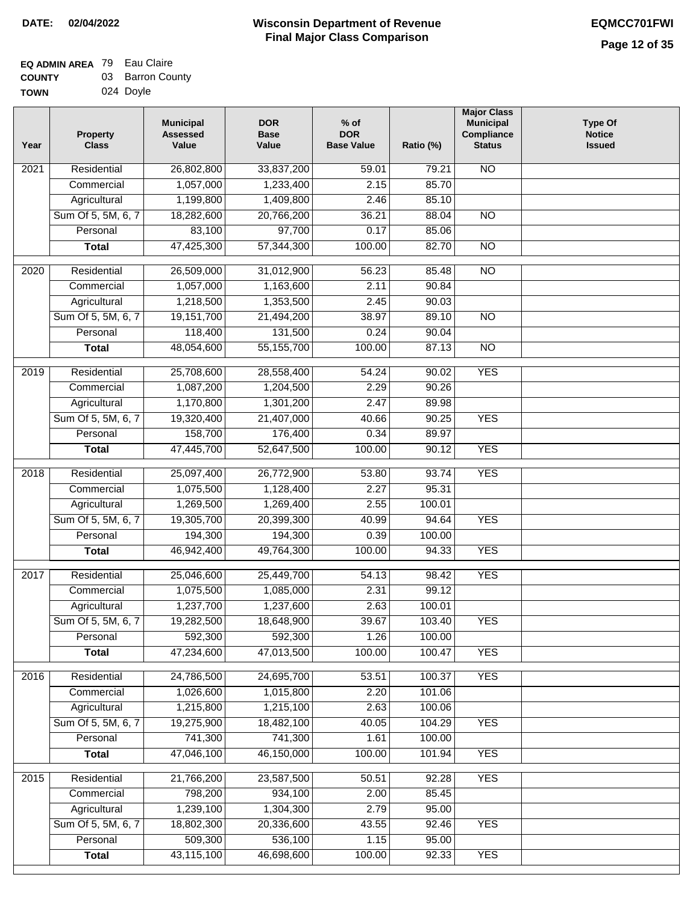**DATE: 02/04/2022**

# Wisconsin Department of Revenue
## Final Major Class Comparison

**EQMCC701FWI**

**EQ ADMIN AREA** 79 Eau Claire
**COUNTY** 03 Barron County
**TOWN** 024 Doyle

| Year | Property Class | Municipal Assessed Value | DOR Base Value | % of DOR Base Value | Ratio (%) | Major Class Municipal Compliance Status | Type Of Notice Issued |
|---|---|---|---|---|---|---|---|
| 2021 | Residential | 26,802,800 | 33,837,200 | 59.01 | 79.21 | NO | |
| | Commercial | 1,057,000 | 1,233,400 | 2.15 | 85.70 | | |
| | Agricultural | 1,199,800 | 1,409,800 | 2.46 | 85.10 | | |
| | Sum Of 5, 5M, 6, 7 | 18,282,600 | 20,766,200 | 36.21 | 88.04 | NO | |
| | Personal | 83,100 | 97,700 | 0.17 | 85.06 | | |
| | **Total** | 47,425,300 | 57,344,300 | 100.00 | 82.70 | NO | |
| 2020 | Residential | 26,509,000 | 31,012,900 | 56.23 | 85.48 | NO | |
| | Commercial | 1,057,000 | 1,163,600 | 2.11 | 90.84 | | |
| | Agricultural | 1,218,500 | 1,353,500 | 2.45 | 90.03 | | |
| | Sum Of 5, 5M, 6, 7 | 19,151,700 | 21,494,200 | 38.97 | 89.10 | NO | |
| | Personal | 118,400 | 131,500 | 0.24 | 90.04 | | |
| | **Total** | 48,054,600 | 55,155,700 | 100.00 | 87.13 | NO | |
| 2019 | Residential | 25,708,600 | 28,558,400 | 54.24 | 90.02 | YES | |
| | Commercial | 1,087,200 | 1,204,500 | 2.29 | 90.26 | | |
| | Agricultural | 1,170,800 | 1,301,200 | 2.47 | 89.98 | | |
| | Sum Of 5, 5M, 6, 7 | 19,320,400 | 21,407,000 | 40.66 | 90.25 | YES | |
| | Personal | 158,700 | 176,400 | 0.34 | 89.97 | | |
| | **Total** | 47,445,700 | 52,647,500 | 100.00 | 90.12 | YES | |
| 2018 | Residential | 25,097,400 | 26,772,900 | 53.80 | 93.74 | YES | |
| | Commercial | 1,075,500 | 1,128,400 | 2.27 | 95.31 | | |
| | Agricultural | 1,269,500 | 1,269,400 | 2.55 | 100.01 | | |
| | Sum Of 5, 5M, 6, 7 | 19,305,700 | 20,399,300 | 40.99 | 94.64 | YES | |
| | Personal | 194,300 | 194,300 | 0.39 | 100.00 | | |
| | **Total** | 46,942,400 | 49,764,300 | 100.00 | 94.33 | YES | |
| 2017 | Residential | 25,046,600 | 25,449,700 | 54.13 | 98.42 | YES | |
| | Commercial | 1,075,500 | 1,085,000 | 2.31 | 99.12 | | |
| | Agricultural | 1,237,700 | 1,237,600 | 2.63 | 100.01 | | |
| | Sum Of 5, 5M, 6, 7 | 19,282,500 | 18,648,900 | 39.67 | 103.40 | YES | |
| | Personal | 592,300 | 592,300 | 1.26 | 100.00 | | |
| | **Total** | 47,234,600 | 47,013,500 | 100.00 | 100.47 | YES | |
| 2016 | Residential | 24,786,500 | 24,695,700 | 53.51 | 100.37 | YES | |
| | Commercial | 1,026,600 | 1,015,800 | 2.20 | 101.06 | | |
| | Agricultural | 1,215,800 | 1,215,100 | 2.63 | 100.06 | | |
| | Sum Of 5, 5M, 6, 7 | 19,275,900 | 18,482,100 | 40.05 | 104.29 | YES | |
| | Personal | 741,300 | 741,300 | 1.61 | 100.00 | | |
| | **Total** | 47,046,100 | 46,150,000 | 100.00 | 101.94 | YES | |
| 2015 | Residential | 21,766,200 | 23,587,500 | 50.51 | 92.28 | YES | |
| | Commercial | 798,200 | 934,100 | 2.00 | 85.45 | | |
| | Agricultural | 1,239,100 | 1,304,300 | 2.79 | 95.00 | | |
| | Sum Of 5, 5M, 6, 7 | 18,802,300 | 20,336,600 | 43.55 | 92.46 | YES | |
| | Personal | 509,300 | 536,100 | 1.15 | 95.00 | | |
| | **Total** | 43,115,100 | 46,698,600 | 100.00 | 92.33 | YES | |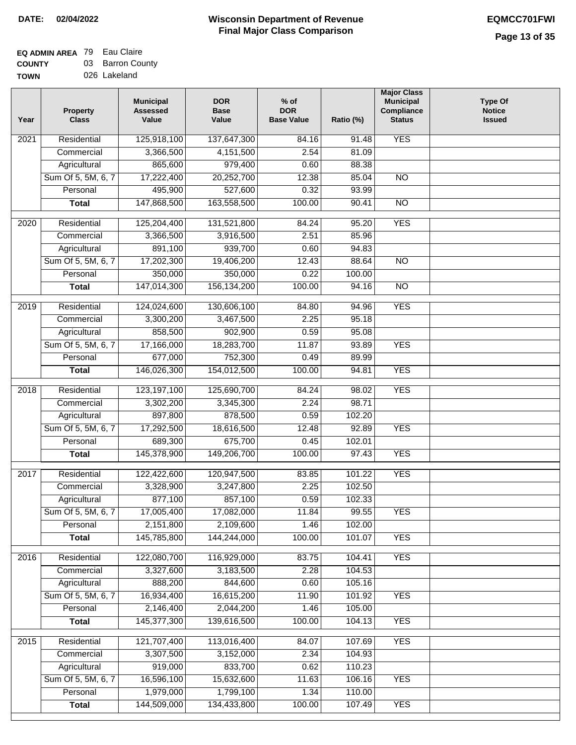**DATE: 02/04/2022**

# Wisconsin Department of Revenue
## Final Major Class Comparison

**EQMCC701FWI**

**EQ ADMIN AREA** 79 Eau Claire
**COUNTY** 03 Barron County
**TOWN** 026 Lakeland

| Year | Property Class | Municipal Assessed Value | DOR Base Value | % of DOR Base Value | Ratio (%) | Major Class Municipal Compliance Status | Type Of Notice Issued |
|---|---|---|---|---|---|---|---|
| 2021 | Residential | 125,918,100 | 137,647,300 | 84.16 | 91.48 | YES | |
| | Commercial | 3,366,500 | 4,151,500 | 2.54 | 81.09 | | |
| | Agricultural | 865,600 | 979,400 | 0.60 | 88.38 | | |
| | Sum Of 5, 5M, 6, 7 | 17,222,400 | 20,252,700 | 12.38 | 85.04 | NO | |
| | Personal | 495,900 | 527,600 | 0.32 | 93.99 | | |
| | **Total** | 147,868,500 | 163,558,500 | 100.00 | 90.41 | NO | |
| 2020 | Residential | 125,204,400 | 131,521,800 | 84.24 | 95.20 | YES | |
| | Commercial | 3,366,500 | 3,916,500 | 2.51 | 85.96 | | |
| | Agricultural | 891,100 | 939,700 | 0.60 | 94.83 | | |
| | Sum Of 5, 5M, 6, 7 | 17,202,300 | 19,406,200 | 12.43 | 88.64 | NO | |
| | Personal | 350,000 | 350,000 | 0.22 | 100.00 | | |
| | **Total** | 147,014,300 | 156,134,200 | 100.00 | 94.16 | NO | |
| 2019 | Residential | 124,024,600 | 130,606,100 | 84.80 | 94.96 | YES | |
| | Commercial | 3,300,200 | 3,467,500 | 2.25 | 95.18 | | |
| | Agricultural | 858,500 | 902,900 | 0.59 | 95.08 | | |
| | Sum Of 5, 5M, 6, 7 | 17,166,000 | 18,283,700 | 11.87 | 93.89 | YES | |
| | Personal | 677,000 | 752,300 | 0.49 | 89.99 | | |
| | **Total** | 146,026,300 | 154,012,500 | 100.00 | 94.81 | YES | |
| 2018 | Residential | 123,197,100 | 125,690,700 | 84.24 | 98.02 | YES | |
| | Commercial | 3,302,200 | 3,345,300 | 2.24 | 98.71 | | |
| | Agricultural | 897,800 | 878,500 | 0.59 | 102.20 | | |
| | Sum Of 5, 5M, 6, 7 | 17,292,500 | 18,616,500 | 12.48 | 92.89 | YES | |
| | Personal | 689,300 | 675,700 | 0.45 | 102.01 | | |
| | **Total** | 145,378,900 | 149,206,700 | 100.00 | 97.43 | YES | |
| 2017 | Residential | 122,422,600 | 120,947,500 | 83.85 | 101.22 | YES | |
| | Commercial | 3,328,900 | 3,247,800 | 2.25 | 102.50 | | |
| | Agricultural | 877,100 | 857,100 | 0.59 | 102.33 | | |
| | Sum Of 5, 5M, 6, 7 | 17,005,400 | 17,082,000 | 11.84 | 99.55 | YES | |
| | Personal | 2,151,800 | 2,109,600 | 1.46 | 102.00 | | |
| | **Total** | 145,785,800 | 144,244,000 | 100.00 | 101.07 | YES | |
| 2016 | Residential | 122,080,700 | 116,929,000 | 83.75 | 104.41 | YES | |
| | Commercial | 3,327,600 | 3,183,500 | 2.28 | 104.53 | | |
| | Agricultural | 888,200 | 844,600 | 0.60 | 105.16 | | |
| | Sum Of 5, 5M, 6, 7 | 16,934,400 | 16,615,200 | 11.90 | 101.92 | YES | |
| | Personal | 2,146,400 | 2,044,200 | 1.46 | 105.00 | | |
| | **Total** | 145,377,300 | 139,616,500 | 100.00 | 104.13 | YES | |
| 2015 | Residential | 121,707,400 | 113,016,400 | 84.07 | 107.69 | YES | |
| | Commercial | 3,307,500 | 3,152,000 | 2.34 | 104.93 | | |
| | Agricultural | 919,000 | 833,700 | 0.62 | 110.23 | | |
| | Sum Of 5, 5M, 6, 7 | 16,596,100 | 15,632,600 | 11.63 | 106.16 | YES | |
| | Personal | 1,979,000 | 1,799,100 | 1.34 | 110.00 | | |
| | **Total** | 144,509,000 | 134,433,800 | 100.00 | 107.49 | YES | |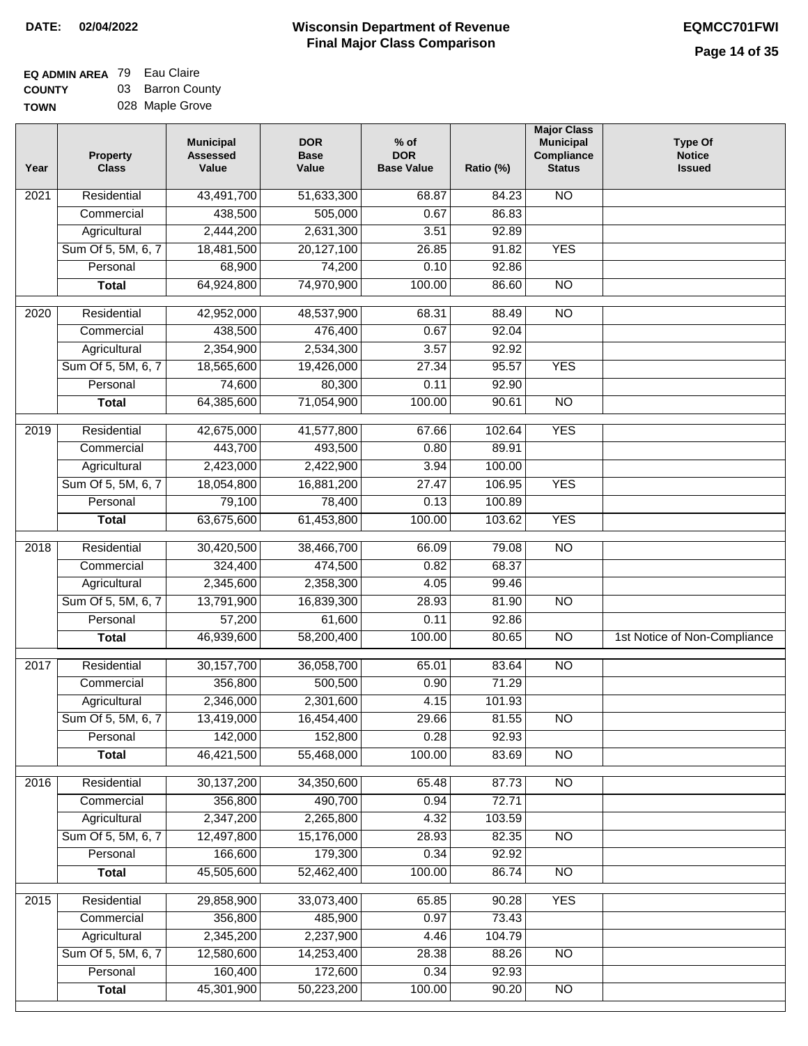**DATE: 02/04/2022**

# Wisconsin Department of Revenue
## Final Major Class Comparison

**EQMCC701FWI**

**EQ ADMIN AREA** 79 Eau Claire
**COUNTY** 03 Barron County
**TOWN** 028 Maple Grove

| Year | Property Class | Municipal Assessed Value | DOR Base Value | % of DOR Base Value | Ratio (%) | Major Class Municipal Compliance Status | Type Of Notice Issued |
|---|---|---|---|---|---|---|---|
| 2021 | Residential | 43,491,700 | 51,633,300 | 68.87 | 84.23 | NO | |
| | Commercial | 438,500 | 505,000 | 0.67 | 86.83 | | |
| | Agricultural | 2,444,200 | 2,631,300 | 3.51 | 92.89 | | |
| | Sum Of 5, 5M, 6, 7 | 18,481,500 | 20,127,100 | 26.85 | 91.82 | YES | |
| | Personal | 68,900 | 74,200 | 0.10 | 92.86 | | |
| | **Total** | 64,924,800 | 74,970,900 | 100.00 | 86.60 | NO | |
| 2020 | Residential | 42,952,000 | 48,537,900 | 68.31 | 88.49 | NO | |
| | Commercial | 438,500 | 476,400 | 0.67 | 92.04 | | |
| | Agricultural | 2,354,900 | 2,534,300 | 3.57 | 92.92 | | |
| | Sum Of 5, 5M, 6, 7 | 18,565,600 | 19,426,000 | 27.34 | 95.57 | YES | |
| | Personal | 74,600 | 80,300 | 0.11 | 92.90 | | |
| | **Total** | 64,385,600 | 71,054,900 | 100.00 | 90.61 | NO | |
| 2019 | Residential | 42,675,000 | 41,577,800 | 67.66 | 102.64 | YES | |
| | Commercial | 443,700 | 493,500 | 0.80 | 89.91 | | |
| | Agricultural | 2,423,000 | 2,422,900 | 3.94 | 100.00 | | |
| | Sum Of 5, 5M, 6, 7 | 18,054,800 | 16,881,200 | 27.47 | 106.95 | YES | |
| | Personal | 79,100 | 78,400 | 0.13 | 100.89 | | |
| | **Total** | 63,675,600 | 61,453,800 | 100.00 | 103.62 | YES | |
| 2018 | Residential | 30,420,500 | 38,466,700 | 66.09 | 79.08 | NO | |
| | Commercial | 324,400 | 474,500 | 0.82 | 68.37 | | |
| | Agricultural | 2,345,600 | 2,358,300 | 4.05 | 99.46 | | |
| | Sum Of 5, 5M, 6, 7 | 13,791,900 | 16,839,300 | 28.93 | 81.90 | NO | |
| | Personal | 57,200 | 61,600 | 0.11 | 92.86 | | |
| | **Total** | 46,939,600 | 58,200,400 | 100.00 | 80.65 | NO | 1st Notice of Non-Compliance |
| 2017 | Residential | 30,157,700 | 36,058,700 | 65.01 | 83.64 | NO | |
| | Commercial | 356,800 | 500,500 | 0.90 | 71.29 | | |
| | Agricultural | 2,346,000 | 2,301,600 | 4.15 | 101.93 | | |
| | Sum Of 5, 5M, 6, 7 | 13,419,000 | 16,454,400 | 29.66 | 81.55 | NO | |
| | Personal | 142,000 | 152,800 | 0.28 | 92.93 | | |
| | **Total** | 46,421,500 | 55,468,000 | 100.00 | 83.69 | NO | |
| 2016 | Residential | 30,137,200 | 34,350,600 | 65.48 | 87.73 | NO | |
| | Commercial | 356,800 | 490,700 | 0.94 | 72.71 | | |
| | Agricultural | 2,347,200 | 2,265,800 | 4.32 | 103.59 | | |
| | Sum Of 5, 5M, 6, 7 | 12,497,800 | 15,176,000 | 28.93 | 82.35 | NO | |
| | Personal | 166,600 | 179,300 | 0.34 | 92.92 | | |
| | **Total** | 45,505,600 | 52,462,400 | 100.00 | 86.74 | NO | |
| 2015 | Residential | 29,858,900 | 33,073,400 | 65.85 | 90.28 | YES | |
| | Commercial | 356,800 | 485,900 | 0.97 | 73.43 | | |
| | Agricultural | 2,345,200 | 2,237,900 | 4.46 | 104.79 | | |
| | Sum Of 5, 5M, 6, 7 | 12,580,600 | 14,253,400 | 28.38 | 88.26 | NO | |
| | Personal | 160,400 | 172,600 | 0.34 | 92.93 | | |
| | **Total** | 45,301,900 | 50,223,200 | 100.00 | 90.20 | NO | |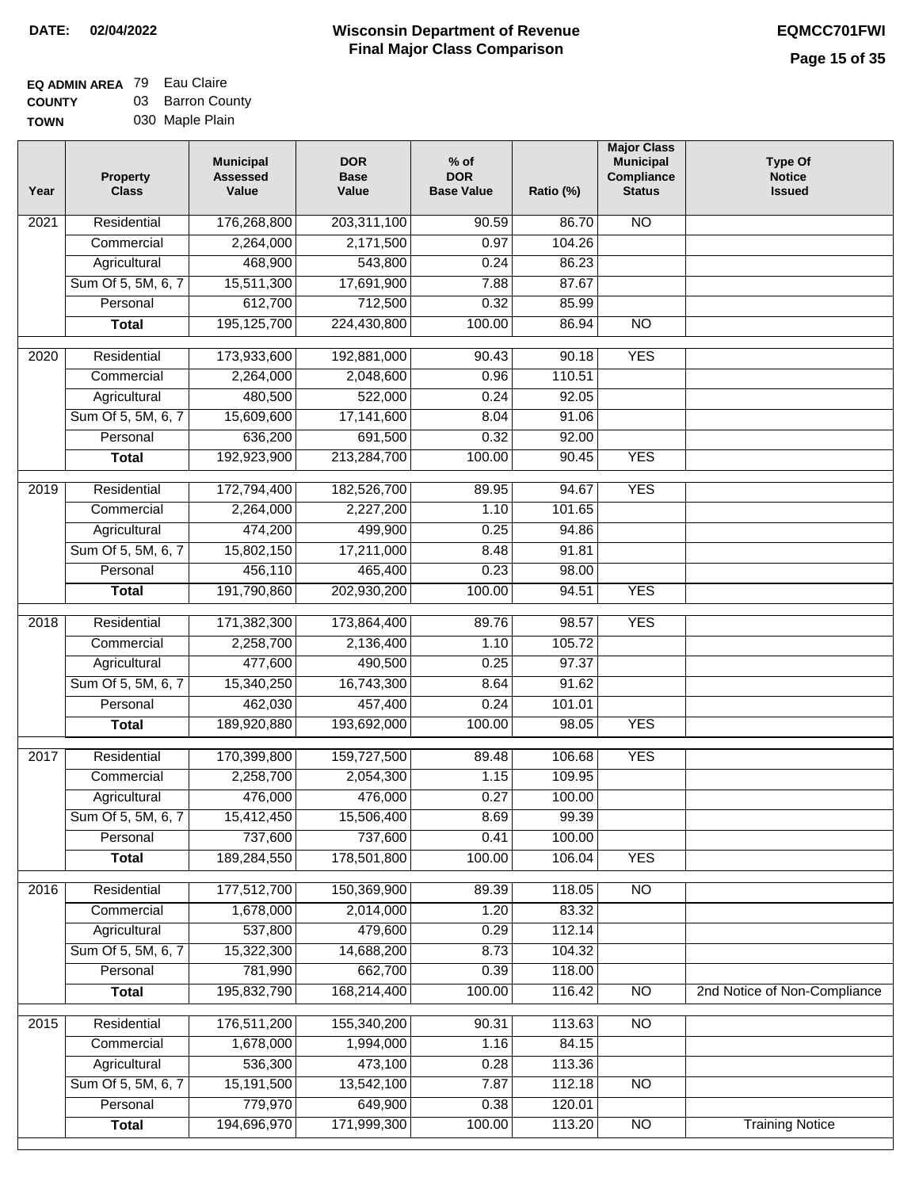**DATE: 02/04/2022**

# Wisconsin Department of Revenue
## Final Major Class Comparison

**EQMCC701FWI**

**EQ ADMIN AREA** 79 Eau Claire
**COUNTY** 03 Barron County
**TOWN** 030 Maple Plain

| Year | Property Class | Municipal Assessed Value | DOR Base Value | % of DOR Base Value | Ratio (%) | Major Class Municipal Compliance Status | Type Of Notice Issued |
|---|---|---|---|---|---|---|---|
| 2021 | Residential | 176,268,800 | 203,311,100 | 90.59 | 86.70 | NO | |
| | Commercial | 2,264,000 | 2,171,500 | 0.97 | 104.26 | | |
| | Agricultural | 468,900 | 543,800 | 0.24 | 86.23 | | |
| | Sum Of 5, 5M, 6, 7 | 15,511,300 | 17,691,900 | 7.88 | 87.67 | | |
| | Personal | 612,700 | 712,500 | 0.32 | 85.99 | | |
| | **Total** | 195,125,700 | 224,430,800 | 100.00 | 86.94 | NO | |
| 2020 | Residential | 173,933,600 | 192,881,000 | 90.43 | 90.18 | YES | |
| | Commercial | 2,264,000 | 2,048,600 | 0.96 | 110.51 | | |
| | Agricultural | 480,500 | 522,000 | 0.24 | 92.05 | | |
| | Sum Of 5, 5M, 6, 7 | 15,609,600 | 17,141,600 | 8.04 | 91.06 | | |
| | Personal | 636,200 | 691,500 | 0.32 | 92.00 | | |
| | **Total** | 192,923,900 | 213,284,700 | 100.00 | 90.45 | YES | |
| 2019 | Residential | 172,794,400 | 182,526,700 | 89.95 | 94.67 | YES | |
| | Commercial | 2,264,000 | 2,227,200 | 1.10 | 101.65 | | |
| | Agricultural | 474,200 | 499,900 | 0.25 | 94.86 | | |
| | Sum Of 5, 5M, 6, 7 | 15,802,150 | 17,211,000 | 8.48 | 91.81 | | |
| | Personal | 456,110 | 465,400 | 0.23 | 98.00 | | |
| | **Total** | 191,790,860 | 202,930,200 | 100.00 | 94.51 | YES | |
| 2018 | Residential | 171,382,300 | 173,864,400 | 89.76 | 98.57 | YES | |
| | Commercial | 2,258,700 | 2,136,400 | 1.10 | 105.72 | | |
| | Agricultural | 477,600 | 490,500 | 0.25 | 97.37 | | |
| | Sum Of 5, 5M, 6, 7 | 15,340,250 | 16,743,300 | 8.64 | 91.62 | | |
| | Personal | 462,030 | 457,400 | 0.24 | 101.01 | | |
| | **Total** | 189,920,880 | 193,692,000 | 100.00 | 98.05 | YES | |
| 2017 | Residential | 170,399,800 | 159,727,500 | 89.48 | 106.68 | YES | |
| | Commercial | 2,258,700 | 2,054,300 | 1.15 | 109.95 | | |
| | Agricultural | 476,000 | 476,000 | 0.27 | 100.00 | | |
| | Sum Of 5, 5M, 6, 7 | 15,412,450 | 15,506,400 | 8.69 | 99.39 | | |
| | Personal | 737,600 | 737,600 | 0.41 | 100.00 | | |
| | **Total** | 189,284,550 | 178,501,800 | 100.00 | 106.04 | YES | |
| 2016 | Residential | 177,512,700 | 150,369,900 | 89.39 | 118.05 | NO | |
| | Commercial | 1,678,000 | 2,014,000 | 1.20 | 83.32 | | |
| | Agricultural | 537,800 | 479,600 | 0.29 | 112.14 | | |
| | Sum Of 5, 5M, 6, 7 | 15,322,300 | 14,688,200 | 8.73 | 104.32 | | |
| | Personal | 781,990 | 662,700 | 0.39 | 118.00 | | |
| | **Total** | 195,832,790 | 168,214,400 | 100.00 | 116.42 | NO | 2nd Notice of Non-Compliance |
| 2015 | Residential | 176,511,200 | 155,340,200 | 90.31 | 113.63 | NO | |
| | Commercial | 1,678,000 | 1,994,000 | 1.16 | 84.15 | | |
| | Agricultural | 536,300 | 473,100 | 0.28 | 113.36 | | |
| | Sum Of 5, 5M, 6, 7 | 15,191,500 | 13,542,100 | 7.87 | 112.18 | NO | |
| | Personal | 779,970 | 649,900 | 0.38 | 120.01 | | |
| | **Total** | 194,696,970 | 171,999,300 | 100.00 | 113.20 | NO | Training Notice |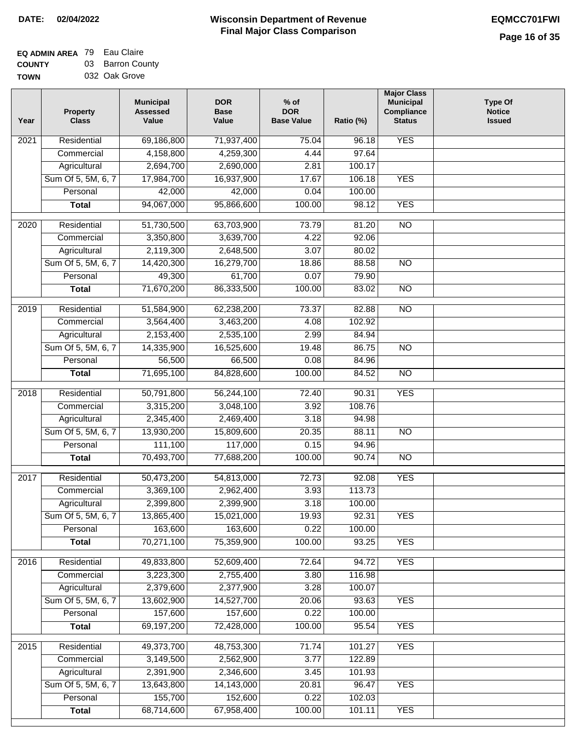**DATE: 02/04/2022**

# Wisconsin Department of Revenue
## Final Major Class Comparison

**EQMCC701FWI**

**EQ ADMIN AREA** 79 Eau Claire
**COUNTY** 03 Barron County
**TOWN** 032 Oak Grove

| Year | Property Class | Municipal Assessed Value | DOR Base Value | % of DOR Base Value | Ratio (%) | Major Class Municipal Compliance Status | Type Of Notice Issued |
|---|---|---|---|---|---|---|---|
| 2021 | Residential | 69,186,800 | 71,937,400 | 75.04 | 96.18 | YES | |
| | Commercial | 4,158,800 | 4,259,300 | 4.44 | 97.64 | | |
| | Agricultural | 2,694,700 | 2,690,000 | 2.81 | 100.17 | | |
| | Sum Of 5, 5M, 6, 7 | 17,984,700 | 16,937,900 | 17.67 | 106.18 | YES | |
| | Personal | 42,000 | 42,000 | 0.04 | 100.00 | | |
| | **Total** | 94,067,000 | 95,866,600 | 100.00 | 98.12 | YES | |
| 2020 | Residential | 51,730,500 | 63,703,900 | 73.79 | 81.20 | NO | |
| | Commercial | 3,350,800 | 3,639,700 | 4.22 | 92.06 | | |
| | Agricultural | 2,119,300 | 2,648,500 | 3.07 | 80.02 | | |
| | Sum Of 5, 5M, 6, 7 | 14,420,300 | 16,279,700 | 18.86 | 88.58 | NO | |
| | Personal | 49,300 | 61,700 | 0.07 | 79.90 | | |
| | **Total** | 71,670,200 | 86,333,500 | 100.00 | 83.02 | NO | |
| 2019 | Residential | 51,584,900 | 62,238,200 | 73.37 | 82.88 | NO | |
| | Commercial | 3,564,400 | 3,463,200 | 4.08 | 102.92 | | |
| | Agricultural | 2,153,400 | 2,535,100 | 2.99 | 84.94 | | |
| | Sum Of 5, 5M, 6, 7 | 14,335,900 | 16,525,600 | 19.48 | 86.75 | NO | |
| | Personal | 56,500 | 66,500 | 0.08 | 84.96 | | |
| | **Total** | 71,695,100 | 84,828,600 | 100.00 | 84.52 | NO | |
| 2018 | Residential | 50,791,800 | 56,244,100 | 72.40 | 90.31 | YES | |
| | Commercial | 3,315,200 | 3,048,100 | 3.92 | 108.76 | | |
| | Agricultural | 2,345,400 | 2,469,400 | 3.18 | 94.98 | | |
| | Sum Of 5, 5M, 6, 7 | 13,930,200 | 15,809,600 | 20.35 | 88.11 | NO | |
| | Personal | 111,100 | 117,000 | 0.15 | 94.96 | | |
| | **Total** | 70,493,700 | 77,688,200 | 100.00 | 90.74 | NO | |
| 2017 | Residential | 50,473,200 | 54,813,000 | 72.73 | 92.08 | YES | |
| | Commercial | 3,369,100 | 2,962,400 | 3.93 | 113.73 | | |
| | Agricultural | 2,399,800 | 2,399,900 | 3.18 | 100.00 | | |
| | Sum Of 5, 5M, 6, 7 | 13,865,400 | 15,021,000 | 19.93 | 92.31 | YES | |
| | Personal | 163,600 | 163,600 | 0.22 | 100.00 | | |
| | **Total** | 70,271,100 | 75,359,900 | 100.00 | 93.25 | YES | |
| 2016 | Residential | 49,833,800 | 52,609,400 | 72.64 | 94.72 | YES | |
| | Commercial | 3,223,300 | 2,755,400 | 3.80 | 116.98 | | |
| | Agricultural | 2,379,600 | 2,377,900 | 3.28 | 100.07 | | |
| | Sum Of 5, 5M, 6, 7 | 13,602,900 | 14,527,700 | 20.06 | 93.63 | YES | |
| | Personal | 157,600 | 157,600 | 0.22 | 100.00 | | |
| | **Total** | 69,197,200 | 72,428,000 | 100.00 | 95.54 | YES | |
| 2015 | Residential | 49,373,700 | 48,753,300 | 71.74 | 101.27 | YES | |
| | Commercial | 3,149,500 | 2,562,900 | 3.77 | 122.89 | | |
| | Agricultural | 2,391,900 | 2,346,600 | 3.45 | 101.93 | | |
| | Sum Of 5, 5M, 6, 7 | 13,643,800 | 14,143,000 | 20.81 | 96.47 | YES | |
| | Personal | 155,700 | 152,600 | 0.22 | 102.03 | | |
| | **Total** | 68,714,600 | 67,958,400 | 100.00 | 101.11 | YES | |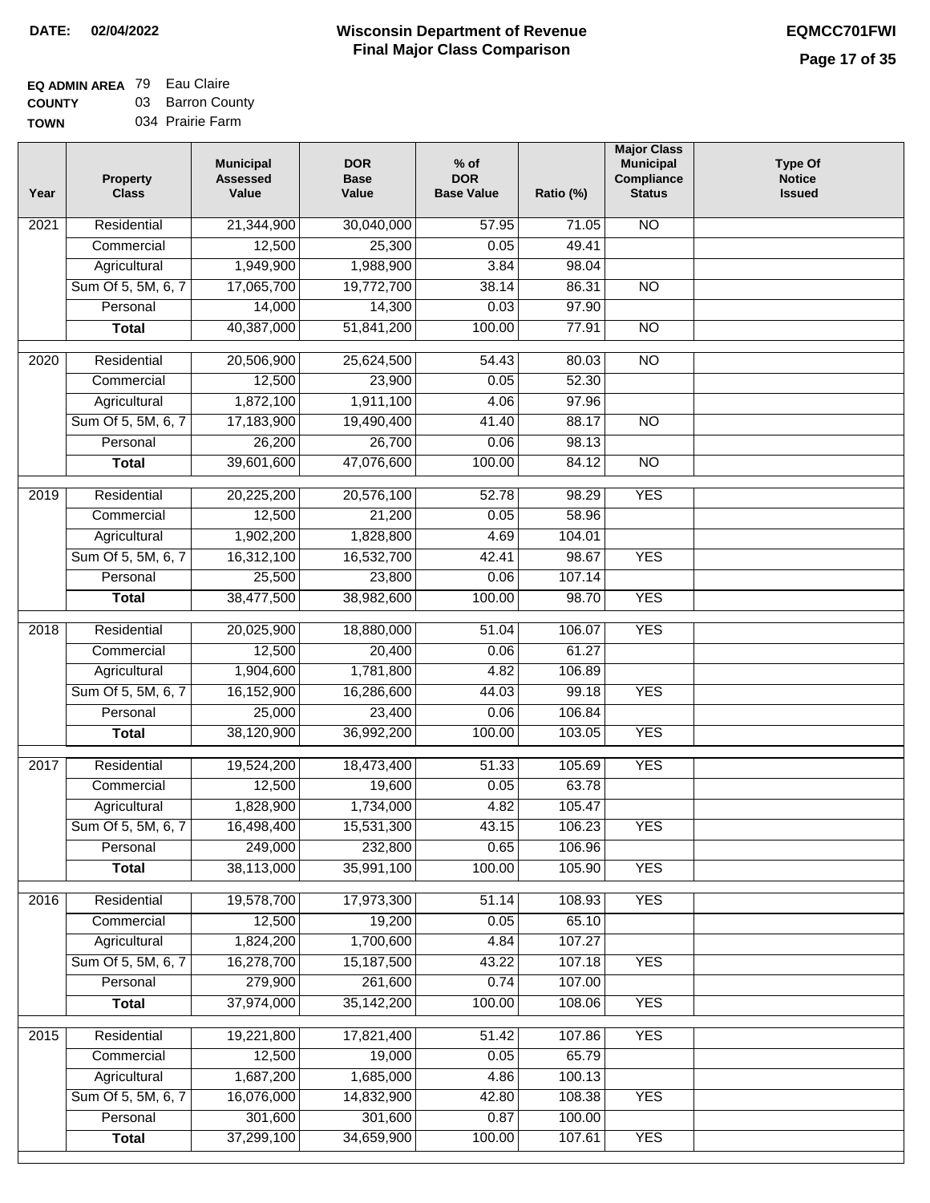**DATE:** 02/04/2022

# Wisconsin Department of Revenue
## Final Major Class Comparison

**EQMCC701FWI**

**EQ ADMIN AREA** 79 Eau Claire
**COUNTY** 03 Barron County
**TOWN** 034 Prairie Farm

| Year | Property Class | Municipal Assessed Value | DOR Base Value | % of DOR Base Value | Ratio (%) | Major Class Municipal Compliance Status | Type Of Notice Issued |
|---|---|---|---|---|---|---|---|
| 2021 | Residential | 21,344,900 | 30,040,000 | 57.95 | 71.05 | NO | |
| | Commercial | 12,500 | 25,300 | 0.05 | 49.41 | | |
| | Agricultural | 1,949,900 | 1,988,900 | 3.84 | 98.04 | | |
| | Sum Of 5, 5M, 6, 7 | 17,065,700 | 19,772,700 | 38.14 | 86.31 | NO | |
| | Personal | 14,000 | 14,300 | 0.03 | 97.90 | | |
| | **Total** | 40,387,000 | 51,841,200 | 100.00 | 77.91 | NO | |
| 2020 | Residential | 20,506,900 | 25,624,500 | 54.43 | 80.03 | NO | |
| | Commercial | 12,500 | 23,900 | 0.05 | 52.30 | | |
| | Agricultural | 1,872,100 | 1,911,100 | 4.06 | 97.96 | | |
| | Sum Of 5, 5M, 6, 7 | 17,183,900 | 19,490,400 | 41.40 | 88.17 | NO | |
| | Personal | 26,200 | 26,700 | 0.06 | 98.13 | | |
| | **Total** | 39,601,600 | 47,076,600 | 100.00 | 84.12 | NO | |
| 2019 | Residential | 20,225,200 | 20,576,100 | 52.78 | 98.29 | YES | |
| | Commercial | 12,500 | 21,200 | 0.05 | 58.96 | | |
| | Agricultural | 1,902,200 | 1,828,800 | 4.69 | 104.01 | | |
| | Sum Of 5, 5M, 6, 7 | 16,312,100 | 16,532,700 | 42.41 | 98.67 | YES | |
| | Personal | 25,500 | 23,800 | 0.06 | 107.14 | | |
| | **Total** | 38,477,500 | 38,982,600 | 100.00 | 98.70 | YES | |
| 2018 | Residential | 20,025,900 | 18,880,000 | 51.04 | 106.07 | YES | |
| | Commercial | 12,500 | 20,400 | 0.06 | 61.27 | | |
| | Agricultural | 1,904,600 | 1,781,800 | 4.82 | 106.89 | | |
| | Sum Of 5, 5M, 6, 7 | 16,152,900 | 16,286,600 | 44.03 | 99.18 | YES | |
| | Personal | 25,000 | 23,400 | 0.06 | 106.84 | | |
| | **Total** | 38,120,900 | 36,992,200 | 100.00 | 103.05 | YES | |
| 2017 | Residential | 19,524,200 | 18,473,400 | 51.33 | 105.69 | YES | |
| | Commercial | 12,500 | 19,600 | 0.05 | 63.78 | | |
| | Agricultural | 1,828,900 | 1,734,000 | 4.82 | 105.47 | | |
| | Sum Of 5, 5M, 6, 7 | 16,498,400 | 15,531,300 | 43.15 | 106.23 | YES | |
| | Personal | 249,000 | 232,800 | 0.65 | 106.96 | | |
| | **Total** | 38,113,000 | 35,991,100 | 100.00 | 105.90 | YES | |
| 2016 | Residential | 19,578,700 | 17,973,300 | 51.14 | 108.93 | YES | |
| | Commercial | 12,500 | 19,200 | 0.05 | 65.10 | | |
| | Agricultural | 1,824,200 | 1,700,600 | 4.84 | 107.27 | | |
| | Sum Of 5, 5M, 6, 7 | 16,278,700 | 15,187,500 | 43.22 | 107.18 | YES | |
| | Personal | 279,900 | 261,600 | 0.74 | 107.00 | | |
| | **Total** | 37,974,000 | 35,142,200 | 100.00 | 108.06 | YES | |
| 2015 | Residential | 19,221,800 | 17,821,400 | 51.42 | 107.86 | YES | |
| | Commercial | 12,500 | 19,000 | 0.05 | 65.79 | | |
| | Agricultural | 1,687,200 | 1,685,000 | 4.86 | 100.13 | | |
| | Sum Of 5, 5M, 6, 7 | 16,076,000 | 14,832,900 | 42.80 | 108.38 | YES | |
| | Personal | 301,600 | 301,600 | 0.87 | 100.00 | | |
| | **Total** | 37,299,100 | 34,659,900 | 100.00 | 107.61 | YES | |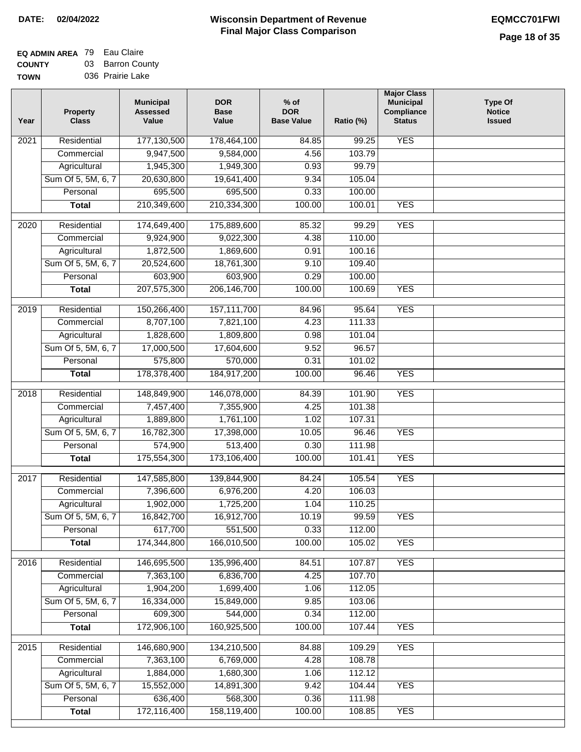**DATE:** 02/04/2022

# Wisconsin Department of Revenue
## Final Major Class Comparison

**EQMCC701FWI**

**EQ ADMIN AREA** 79 Eau Claire
**COUNTY** 03 Barron County
**TOWN** 036 Prairie Lake

| Year | Property Class | Municipal Assessed Value | DOR Base Value | % of DOR Base Value | Ratio (%) | Major Class Municipal Compliance Status | Type Of Notice Issued |
|---|---|---|---|---|---|---|---|
| 2021 | Residential | 177,130,500 | 178,464,100 | 84.85 | 99.25 | YES | |
| | Commercial | 9,947,500 | 9,584,000 | 4.56 | 103.79 | | |
| | Agricultural | 1,945,300 | 1,949,300 | 0.93 | 99.79 | | |
| | Sum Of 5, 5M, 6, 7 | 20,630,800 | 19,641,400 | 9.34 | 105.04 | | |
| | Personal | 695,500 | 695,500 | 0.33 | 100.00 | | |
| | **Total** | 210,349,600 | 210,334,300 | 100.00 | 100.01 | YES | |
| 2020 | Residential | 174,649,400 | 175,889,600 | 85.32 | 99.29 | YES | |
| | Commercial | 9,924,900 | 9,022,300 | 4.38 | 110.00 | | |
| | Agricultural | 1,872,500 | 1,869,600 | 0.91 | 100.16 | | |
| | Sum Of 5, 5M, 6, 7 | 20,524,600 | 18,761,300 | 9.10 | 109.40 | | |
| | Personal | 603,900 | 603,900 | 0.29 | 100.00 | | |
| | **Total** | 207,575,300 | 206,146,700 | 100.00 | 100.69 | YES | |
| 2019 | Residential | 150,266,400 | 157,111,700 | 84.96 | 95.64 | YES | |
| | Commercial | 8,707,100 | 7,821,100 | 4.23 | 111.33 | | |
| | Agricultural | 1,828,600 | 1,809,800 | 0.98 | 101.04 | | |
| | Sum Of 5, 5M, 6, 7 | 17,000,500 | 17,604,600 | 9.52 | 96.57 | | |
| | Personal | 575,800 | 570,000 | 0.31 | 101.02 | | |
| | **Total** | 178,378,400 | 184,917,200 | 100.00 | 96.46 | YES | |
| 2018 | Residential | 148,849,900 | 146,078,000 | 84.39 | 101.90 | YES | |
| | Commercial | 7,457,400 | 7,355,900 | 4.25 | 101.38 | | |
| | Agricultural | 1,889,800 | 1,761,100 | 1.02 | 107.31 | | |
| | Sum Of 5, 5M, 6, 7 | 16,782,300 | 17,398,000 | 10.05 | 96.46 | YES | |
| | Personal | 574,900 | 513,400 | 0.30 | 111.98 | | |
| | **Total** | 175,554,300 | 173,106,400 | 100.00 | 101.41 | YES | |
| 2017 | Residential | 147,585,800 | 139,844,900 | 84.24 | 105.54 | YES | |
| | Commercial | 7,396,600 | 6,976,200 | 4.20 | 106.03 | | |
| | Agricultural | 1,902,000 | 1,725,200 | 1.04 | 110.25 | | |
| | Sum Of 5, 5M, 6, 7 | 16,842,700 | 16,912,700 | 10.19 | 99.59 | YES | |
| | Personal | 617,700 | 551,500 | 0.33 | 112.00 | | |
| | **Total** | 174,344,800 | 166,010,500 | 100.00 | 105.02 | YES | |
| 2016 | Residential | 146,695,500 | 135,996,400 | 84.51 | 107.87 | YES | |
| | Commercial | 7,363,100 | 6,836,700 | 4.25 | 107.70 | | |
| | Agricultural | 1,904,200 | 1,699,400 | 1.06 | 112.05 | | |
| | Sum Of 5, 5M, 6, 7 | 16,334,000 | 15,849,000 | 9.85 | 103.06 | | |
| | Personal | 609,300 | 544,000 | 0.34 | 112.00 | | |
| | **Total** | 172,906,100 | 160,925,500 | 100.00 | 107.44 | YES | |
| 2015 | Residential | 146,680,900 | 134,210,500 | 84.88 | 109.29 | YES | |
| | Commercial | 7,363,100 | 6,769,000 | 4.28 | 108.78 | | |
| | Agricultural | 1,884,000 | 1,680,300 | 1.06 | 112.12 | | |
| | Sum Of 5, 5M, 6, 7 | 15,552,000 | 14,891,300 | 9.42 | 104.44 | YES | |
| | Personal | 636,400 | 568,300 | 0.36 | 111.98 | | |
| | **Total** | 172,116,400 | 158,119,400 | 100.00 | 108.85 | YES | |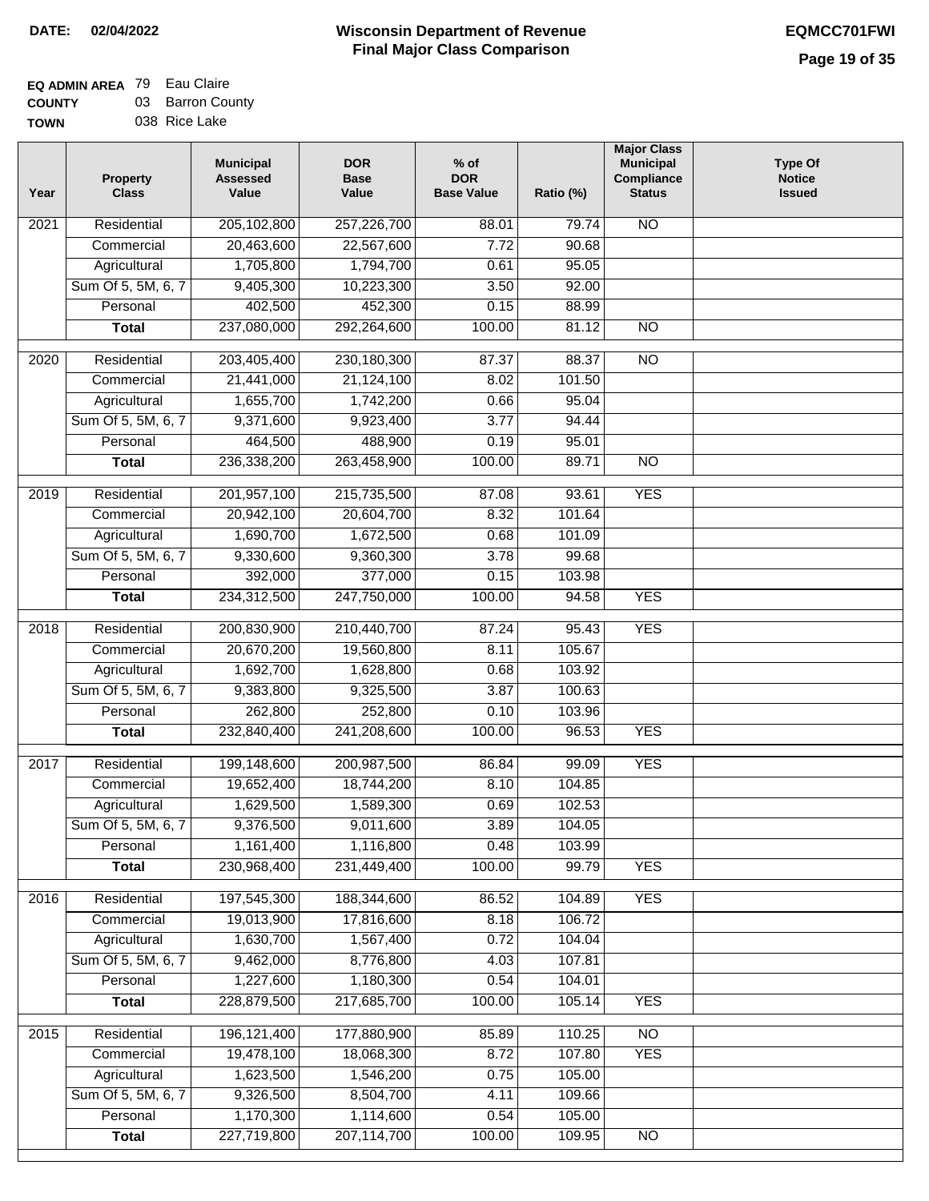**DATE:** 02/04/2022

# Wisconsin Department of Revenue
## Final Major Class Comparison

**EQMCC701FWI**

**EQ ADMIN AREA** 79 Eau Claire
**COUNTY** 03 Barron County
**TOWN** 038 Rice Lake

| Year | Property Class | Municipal Assessed Value | DOR Base Value | % of DOR Base Value | Ratio (%) | Major Class Municipal Compliance Status | Type Of Notice Issued |
|---|---|---|---|---|---|---|---|
| 2021 | Residential | 205,102,800 | 257,226,700 | 88.01 | 79.74 | NO | |
| | Commercial | 20,463,600 | 22,567,600 | 7.72 | 90.68 | | |
| | Agricultural | 1,705,800 | 1,794,700 | 0.61 | 95.05 | | |
| | Sum Of 5, 5M, 6, 7 | 9,405,300 | 10,223,300 | 3.50 | 92.00 | | |
| | Personal | 402,500 | 452,300 | 0.15 | 88.99 | | |
| | **Total** | 237,080,000 | 292,264,600 | 100.00 | 81.12 | NO | |
| 2020 | Residential | 203,405,400 | 230,180,300 | 87.37 | 88.37 | NO | |
| | Commercial | 21,441,000 | 21,124,100 | 8.02 | 101.50 | | |
| | Agricultural | 1,655,700 | 1,742,200 | 0.66 | 95.04 | | |
| | Sum Of 5, 5M, 6, 7 | 9,371,600 | 9,923,400 | 3.77 | 94.44 | | |
| | Personal | 464,500 | 488,900 | 0.19 | 95.01 | | |
| | **Total** | 236,338,200 | 263,458,900 | 100.00 | 89.71 | NO | |
| 2019 | Residential | 201,957,100 | 215,735,500 | 87.08 | 93.61 | YES | |
| | Commercial | 20,942,100 | 20,604,700 | 8.32 | 101.64 | | |
| | Agricultural | 1,690,700 | 1,672,500 | 0.68 | 101.09 | | |
| | Sum Of 5, 5M, 6, 7 | 9,330,600 | 9,360,300 | 3.78 | 99.68 | | |
| | Personal | 392,000 | 377,000 | 0.15 | 103.98 | | |
| | **Total** | 234,312,500 | 247,750,000 | 100.00 | 94.58 | YES | |
| 2018 | Residential | 200,830,900 | 210,440,700 | 87.24 | 95.43 | YES | |
| | Commercial | 20,670,200 | 19,560,800 | 8.11 | 105.67 | | |
| | Agricultural | 1,692,700 | 1,628,800 | 0.68 | 103.92 | | |
| | Sum Of 5, 5M, 6, 7 | 9,383,800 | 9,325,500 | 3.87 | 100.63 | | |
| | Personal | 262,800 | 252,800 | 0.10 | 103.96 | | |
| | **Total** | 232,840,400 | 241,208,600 | 100.00 | 96.53 | YES | |
| 2017 | Residential | 199,148,600 | 200,987,500 | 86.84 | 99.09 | YES | |
| | Commercial | 19,652,400 | 18,744,200 | 8.10 | 104.85 | | |
| | Agricultural | 1,629,500 | 1,589,300 | 0.69 | 102.53 | | |
| | Sum Of 5, 5M, 6, 7 | 9,376,500 | 9,011,600 | 3.89 | 104.05 | | |
| | Personal | 1,161,400 | 1,116,800 | 0.48 | 103.99 | | |
| | **Total** | 230,968,400 | 231,449,400 | 100.00 | 99.79 | YES | |
| 2016 | Residential | 197,545,300 | 188,344,600 | 86.52 | 104.89 | YES | |
| | Commercial | 19,013,900 | 17,816,600 | 8.18 | 106.72 | | |
| | Agricultural | 1,630,700 | 1,567,400 | 0.72 | 104.04 | | |
| | Sum Of 5, 5M, 6, 7 | 9,462,000 | 8,776,800 | 4.03 | 107.81 | | |
| | Personal | 1,227,600 | 1,180,300 | 0.54 | 104.01 | | |
| | **Total** | 228,879,500 | 217,685,700 | 100.00 | 105.14 | YES | |
| 2015 | Residential | 196,121,400 | 177,880,900 | 85.89 | 110.25 | NO | |
| | Commercial | 19,478,100 | 18,068,300 | 8.72 | 107.80 | YES | |
| | Agricultural | 1,623,500 | 1,546,200 | 0.75 | 105.00 | | |
| | Sum Of 5, 5M, 6, 7 | 9,326,500 | 8,504,700 | 4.11 | 109.66 | | |
| | Personal | 1,170,300 | 1,114,600 | 0.54 | 105.00 | | |
| | **Total** | 227,719,800 | 207,114,700 | 100.00 | 109.95 | NO | |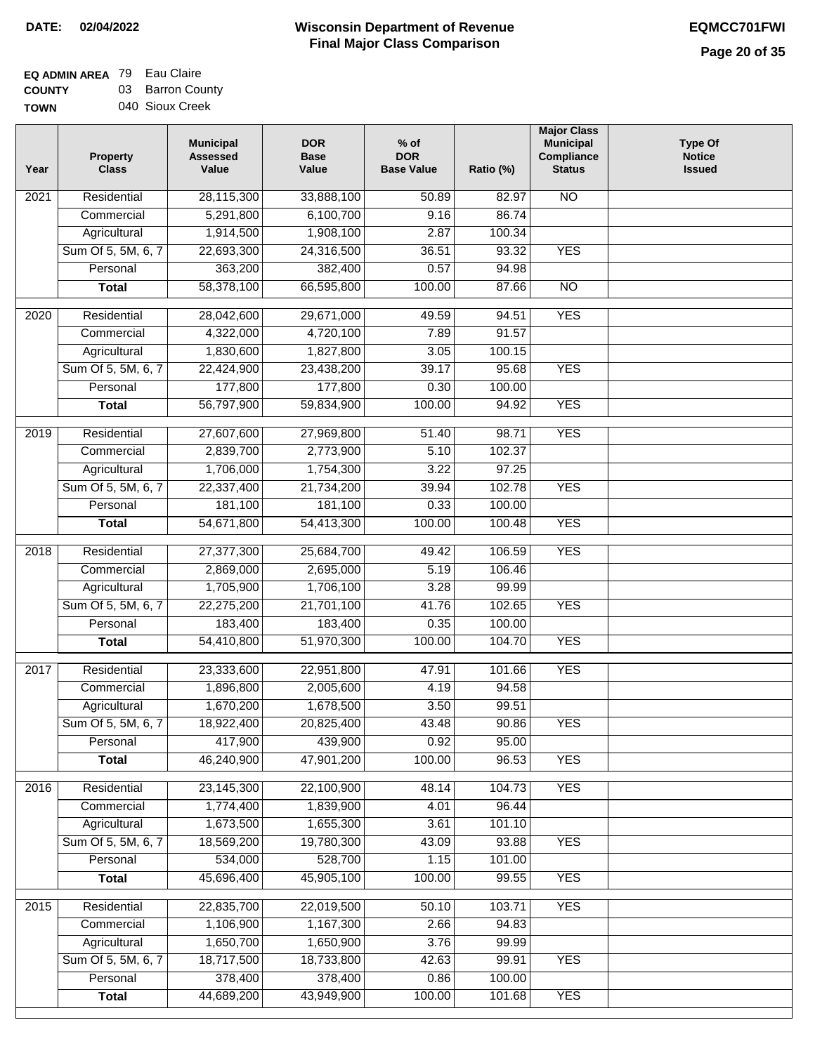**DATE: 02/04/2022**

# Wisconsin Department of Revenue
## Final Major Class Comparison

**EQMCC701FWI**

**EQ ADMIN AREA** 79 Eau Claire
**COUNTY** 03 Barron County
**TOWN** 040 Sioux Creek

| Year | Property Class | Municipal Assessed Value | DOR Base Value | % of DOR Base Value | Ratio (%) | Major Class Municipal Compliance Status | Type Of Notice Issued |
|---|---|---|---|---|---|---|---|
| 2021 | Residential | 28,115,300 | 33,888,100 | 50.89 | 82.97 | NO | |
| | Commercial | 5,291,800 | 6,100,700 | 9.16 | 86.74 | | |
| | Agricultural | 1,914,500 | 1,908,100 | 2.87 | 100.34 | | |
| | Sum Of 5, 5M, 6, 7 | 22,693,300 | 24,316,500 | 36.51 | 93.32 | YES | |
| | Personal | 363,200 | 382,400 | 0.57 | 94.98 | | |
| | **Total** | 58,378,100 | 66,595,800 | 100.00 | 87.66 | NO | |
| 2020 | Residential | 28,042,600 | 29,671,000 | 49.59 | 94.51 | YES | |
| | Commercial | 4,322,000 | 4,720,100 | 7.89 | 91.57 | | |
| | Agricultural | 1,830,600 | 1,827,800 | 3.05 | 100.15 | | |
| | Sum Of 5, 5M, 6, 7 | 22,424,900 | 23,438,200 | 39.17 | 95.68 | YES | |
| | Personal | 177,800 | 177,800 | 0.30 | 100.00 | | |
| | **Total** | 56,797,900 | 59,834,900 | 100.00 | 94.92 | YES | |
| 2019 | Residential | 27,607,600 | 27,969,800 | 51.40 | 98.71 | YES | |
| | Commercial | 2,839,700 | 2,773,900 | 5.10 | 102.37 | | |
| | Agricultural | 1,706,000 | 1,754,300 | 3.22 | 97.25 | | |
| | Sum Of 5, 5M, 6, 7 | 22,337,400 | 21,734,200 | 39.94 | 102.78 | YES | |
| | Personal | 181,100 | 181,100 | 0.33 | 100.00 | | |
| | **Total** | 54,671,800 | 54,413,300 | 100.00 | 100.48 | YES | |
| 2018 | Residential | 27,377,300 | 25,684,700 | 49.42 | 106.59 | YES | |
| | Commercial | 2,869,000 | 2,695,000 | 5.19 | 106.46 | | |
| | Agricultural | 1,705,900 | 1,706,100 | 3.28 | 99.99 | | |
| | Sum Of 5, 5M, 6, 7 | 22,275,200 | 21,701,100 | 41.76 | 102.65 | YES | |
| | Personal | 183,400 | 183,400 | 0.35 | 100.00 | | |
| | **Total** | 54,410,800 | 51,970,300 | 100.00 | 104.70 | YES | |
| 2017 | Residential | 23,333,600 | 22,951,800 | 47.91 | 101.66 | YES | |
| | Commercial | 1,896,800 | 2,005,600 | 4.19 | 94.58 | | |
| | Agricultural | 1,670,200 | 1,678,500 | 3.50 | 99.51 | | |
| | Sum Of 5, 5M, 6, 7 | 18,922,400 | 20,825,400 | 43.48 | 90.86 | YES | |
| | Personal | 417,900 | 439,900 | 0.92 | 95.00 | | |
| | **Total** | 46,240,900 | 47,901,200 | 100.00 | 96.53 | YES | |
| 2016 | Residential | 23,145,300 | 22,100,900 | 48.14 | 104.73 | YES | |
| | Commercial | 1,774,400 | 1,839,900 | 4.01 | 96.44 | | |
| | Agricultural | 1,673,500 | 1,655,300 | 3.61 | 101.10 | | |
| | Sum Of 5, 5M, 6, 7 | 18,569,200 | 19,780,300 | 43.09 | 93.88 | YES | |
| | Personal | 534,000 | 528,700 | 1.15 | 101.00 | | |
| | **Total** | 45,696,400 | 45,905,100 | 100.00 | 99.55 | YES | |
| 2015 | Residential | 22,835,700 | 22,019,500 | 50.10 | 103.71 | YES | |
| | Commercial | 1,106,900 | 1,167,300 | 2.66 | 94.83 | | |
| | Agricultural | 1,650,700 | 1,650,900 | 3.76 | 99.99 | | |
| | Sum Of 5, 5M, 6, 7 | 18,717,500 | 18,733,800 | 42.63 | 99.91 | YES | |
| | Personal | 378,400 | 378,400 | 0.86 | 100.00 | | |
| | **Total** | 44,689,200 | 43,949,900 | 100.00 | 101.68 | YES | |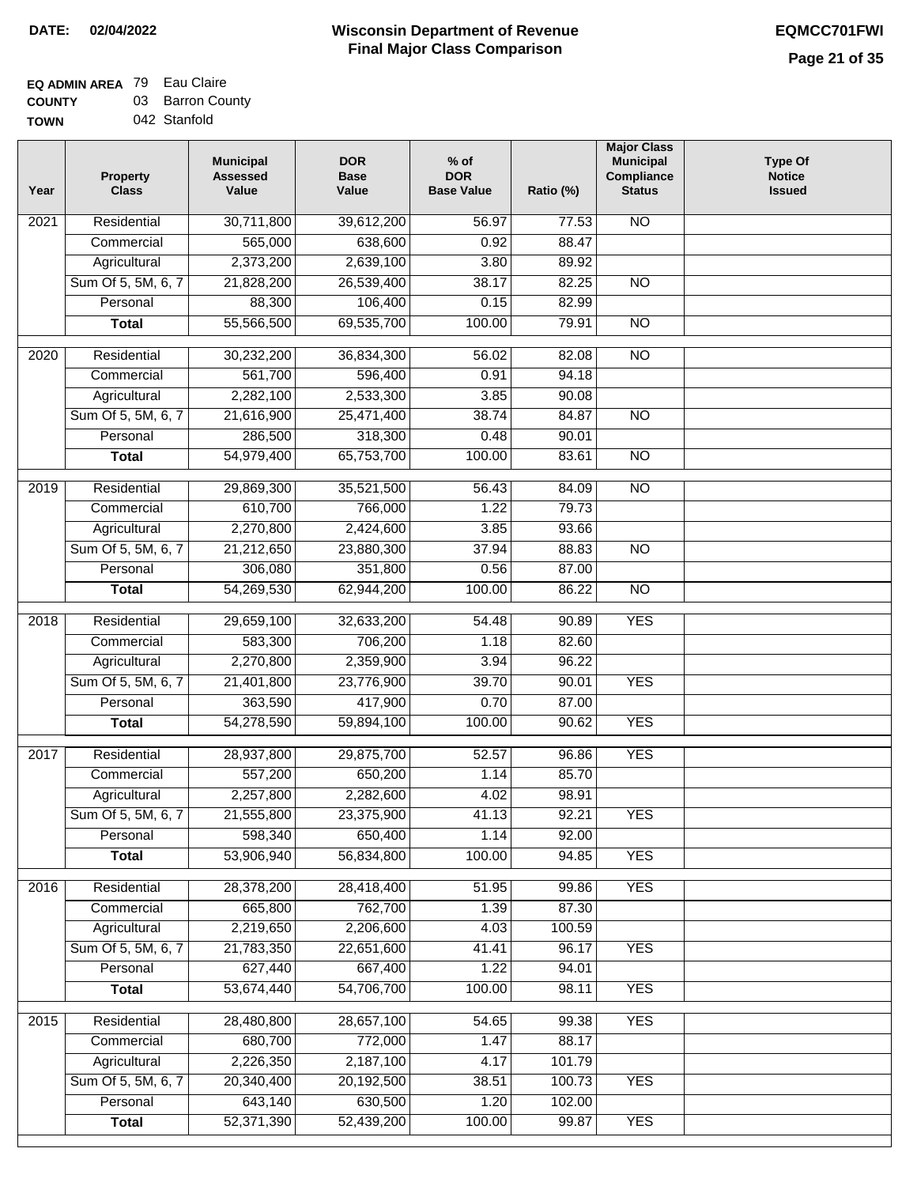# Wisconsin Department of Revenue
## Final Major Class Comparison

**DATE:** 02/04/2022

**EQMCC701FWI**

**EQ ADMIN AREA** 79 Eau Claire
**COUNTY** 03 Barron County
**TOWN** 042 Stanfold

| Year | Property Class | Municipal Assessed Value | DOR Base Value | % of DOR Base Value | Ratio (%) | Major Class Municipal Compliance Status | Type Of Notice Issued |
|---|---|---|---|---|---|---|---|
| 2021 | Residential | 30,711,800 | 39,612,200 | 56.97 | 77.53 | NO | |
| | Commercial | 565,000 | 638,600 | 0.92 | 88.47 | | |
| | Agricultural | 2,373,200 | 2,639,100 | 3.80 | 89.92 | | |
| | Sum Of 5, 5M, 6, 7 | 21,828,200 | 26,539,400 | 38.17 | 82.25 | NO | |
| | Personal | 88,300 | 106,400 | 0.15 | 82.99 | | |
| | **Total** | 55,566,500 | 69,535,700 | 100.00 | 79.91 | NO | |
| 2020 | Residential | 30,232,200 | 36,834,300 | 56.02 | 82.08 | NO | |
| | Commercial | 561,700 | 596,400 | 0.91 | 94.18 | | |
| | Agricultural | 2,282,100 | 2,533,300 | 3.85 | 90.08 | | |
| | Sum Of 5, 5M, 6, 7 | 21,616,900 | 25,471,400 | 38.74 | 84.87 | NO | |
| | Personal | 286,500 | 318,300 | 0.48 | 90.01 | | |
| | **Total** | 54,979,400 | 65,753,700 | 100.00 | 83.61 | NO | |
| 2019 | Residential | 29,869,300 | 35,521,500 | 56.43 | 84.09 | NO | |
| | Commercial | 610,700 | 766,000 | 1.22 | 79.73 | | |
| | Agricultural | 2,270,800 | 2,424,600 | 3.85 | 93.66 | | |
| | Sum Of 5, 5M, 6, 7 | 21,212,650 | 23,880,300 | 37.94 | 88.83 | NO | |
| | Personal | 306,080 | 351,800 | 0.56 | 87.00 | | |
| | **Total** | 54,269,530 | 62,944,200 | 100.00 | 86.22 | NO | |
| 2018 | Residential | 29,659,100 | 32,633,200 | 54.48 | 90.89 | YES | |
| | Commercial | 583,300 | 706,200 | 1.18 | 82.60 | | |
| | Agricultural | 2,270,800 | 2,359,900 | 3.94 | 96.22 | | |
| | Sum Of 5, 5M, 6, 7 | 21,401,800 | 23,776,900 | 39.70 | 90.01 | YES | |
| | Personal | 363,590 | 417,900 | 0.70 | 87.00 | | |
| | **Total** | 54,278,590 | 59,894,100 | 100.00 | 90.62 | YES | |
| 2017 | Residential | 28,937,800 | 29,875,700 | 52.57 | 96.86 | YES | |
| | Commercial | 557,200 | 650,200 | 1.14 | 85.70 | | |
| | Agricultural | 2,257,800 | 2,282,600 | 4.02 | 98.91 | | |
| | Sum Of 5, 5M, 6, 7 | 21,555,800 | 23,375,900 | 41.13 | 92.21 | YES | |
| | Personal | 598,340 | 650,400 | 1.14 | 92.00 | | |
| | **Total** | 53,906,940 | 56,834,800 | 100.00 | 94.85 | YES | |
| 2016 | Residential | 28,378,200 | 28,418,400 | 51.95 | 99.86 | YES | |
| | Commercial | 665,800 | 762,700 | 1.39 | 87.30 | | |
| | Agricultural | 2,219,650 | 2,206,600 | 4.03 | 100.59 | | |
| | Sum Of 5, 5M, 6, 7 | 21,783,350 | 22,651,600 | 41.41 | 96.17 | YES | |
| | Personal | 627,440 | 667,400 | 1.22 | 94.01 | | |
| | **Total** | 53,674,440 | 54,706,700 | 100.00 | 98.11 | YES | |
| 2015 | Residential | 28,480,800 | 28,657,100 | 54.65 | 99.38 | YES | |
| | Commercial | 680,700 | 772,000 | 1.47 | 88.17 | | |
| | Agricultural | 2,226,350 | 2,187,100 | 4.17 | 101.79 | | |
| | Sum Of 5, 5M, 6, 7 | 20,340,400 | 20,192,500 | 38.51 | 100.73 | YES | |
| | Personal | 643,140 | 630,500 | 1.20 | 102.00 | | |
| | **Total** | 52,371,390 | 52,439,200 | 100.00 | 99.87 | YES | |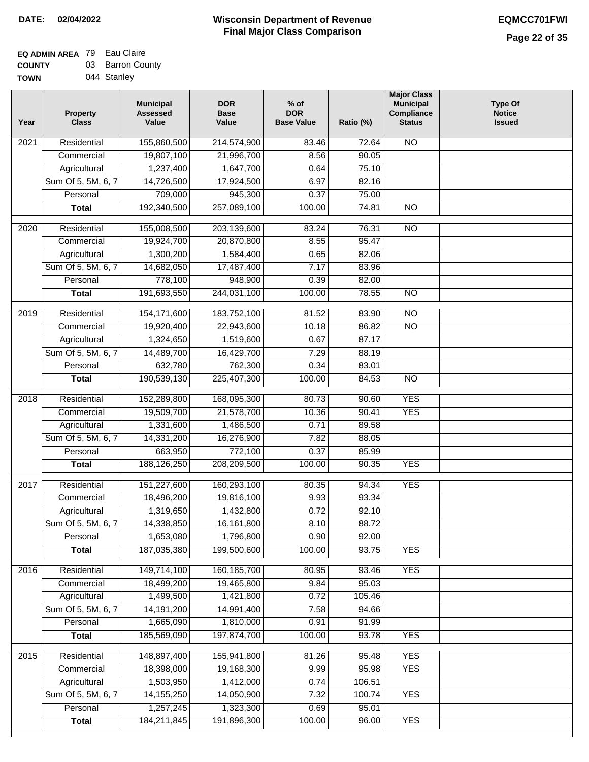**DATE: 02/04/2022**

# Wisconsin Department of Revenue
## Final Major Class Comparison

**EQMCC701FWI**

**EQ ADMIN AREA** 79 Eau Claire
**COUNTY** 03 Barron County
**TOWN** 044 Stanley

| Year | Property Class | Municipal Assessed Value | DOR Base Value | % of DOR Base Value | Ratio (%) | Major Class Municipal Compliance Status | Type Of Notice Issued |
|---|---|---|---|---|---|---|---|
| 2021 | Residential | 155,860,500 | 214,574,900 | 83.46 | 72.64 | NO | |
| | Commercial | 19,807,100 | 21,996,700 | 8.56 | 90.05 | | |
| | Agricultural | 1,237,400 | 1,647,700 | 0.64 | 75.10 | | |
| | Sum Of 5, 5M, 6, 7 | 14,726,500 | 17,924,500 | 6.97 | 82.16 | | |
| | Personal | 709,000 | 945,300 | 0.37 | 75.00 | | |
| | **Total** | 192,340,500 | 257,089,100 | 100.00 | 74.81 | NO | |
| 2020 | Residential | 155,008,500 | 203,139,600 | 83.24 | 76.31 | NO | |
| | Commercial | 19,924,700 | 20,870,800 | 8.55 | 95.47 | | |
| | Agricultural | 1,300,200 | 1,584,400 | 0.65 | 82.06 | | |
| | Sum Of 5, 5M, 6, 7 | 14,682,050 | 17,487,400 | 7.17 | 83.96 | | |
| | Personal | 778,100 | 948,900 | 0.39 | 82.00 | | |
| | **Total** | 191,693,550 | 244,031,100 | 100.00 | 78.55 | NO | |
| 2019 | Residential | 154,171,600 | 183,752,100 | 81.52 | 83.90 | NO | |
| | Commercial | 19,920,400 | 22,943,600 | 10.18 | 86.82 | NO | |
| | Agricultural | 1,324,650 | 1,519,600 | 0.67 | 87.17 | | |
| | Sum Of 5, 5M, 6, 7 | 14,489,700 | 16,429,700 | 7.29 | 88.19 | | |
| | Personal | 632,780 | 762,300 | 0.34 | 83.01 | | |
| | **Total** | 190,539,130 | 225,407,300 | 100.00 | 84.53 | NO | |
| 2018 | Residential | 152,289,800 | 168,095,300 | 80.73 | 90.60 | YES | |
| | Commercial | 19,509,700 | 21,578,700 | 10.36 | 90.41 | YES | |
| | Agricultural | 1,331,600 | 1,486,500 | 0.71 | 89.58 | | |
| | Sum Of 5, 5M, 6, 7 | 14,331,200 | 16,276,900 | 7.82 | 88.05 | | |
| | Personal | 663,950 | 772,100 | 0.37 | 85.99 | | |
| | **Total** | 188,126,250 | 208,209,500 | 100.00 | 90.35 | YES | |
| 2017 | Residential | 151,227,600 | 160,293,100 | 80.35 | 94.34 | YES | |
| | Commercial | 18,496,200 | 19,816,100 | 9.93 | 93.34 | | |
| | Agricultural | 1,319,650 | 1,432,800 | 0.72 | 92.10 | | |
| | Sum Of 5, 5M, 6, 7 | 14,338,850 | 16,161,800 | 8.10 | 88.72 | | |
| | Personal | 1,653,080 | 1,796,800 | 0.90 | 92.00 | | |
| | **Total** | 187,035,380 | 199,500,600 | 100.00 | 93.75 | YES | |
| 2016 | Residential | 149,714,100 | 160,185,700 | 80.95 | 93.46 | YES | |
| | Commercial | 18,499,200 | 19,465,800 | 9.84 | 95.03 | | |
| | Agricultural | 1,499,500 | 1,421,800 | 0.72 | 105.46 | | |
| | Sum Of 5, 5M, 6, 7 | 14,191,200 | 14,991,400 | 7.58 | 94.66 | | |
| | Personal | 1,665,090 | 1,810,000 | 0.91 | 91.99 | | |
| | **Total** | 185,569,090 | 197,874,700 | 100.00 | 93.78 | YES | |
| 2015 | Residential | 148,897,400 | 155,941,800 | 81.26 | 95.48 | YES | |
| | Commercial | 18,398,000 | 19,168,300 | 9.99 | 95.98 | YES | |
| | Agricultural | 1,503,950 | 1,412,000 | 0.74 | 106.51 | | |
| | Sum Of 5, 5M, 6, 7 | 14,155,250 | 14,050,900 | 7.32 | 100.74 | YES | |
| | Personal | 1,257,245 | 1,323,300 | 0.69 | 95.01 | | |
| | **Total** | 184,211,845 | 191,896,300 | 100.00 | 96.00 | YES | |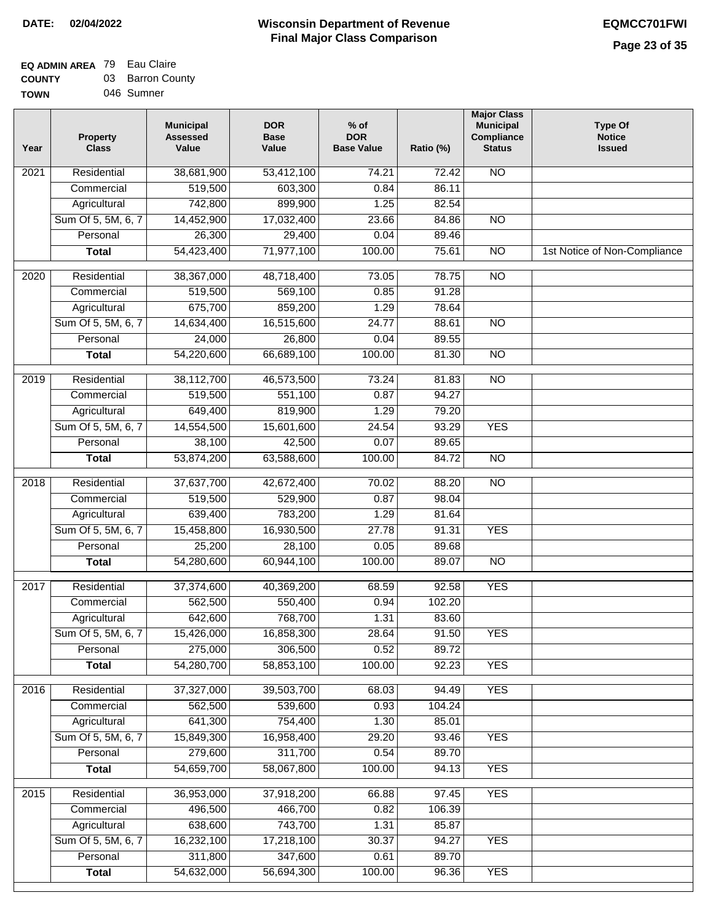**DATE: 02/04/2022**

# Wisconsin Department of Revenue
## Final Major Class Comparison

**EQMCC701FWI**

**EQ ADMIN AREA** 79 Eau Claire
**COUNTY** 03 Barron County
**TOWN** 046 Sumner

| Year | Property Class | Municipal Assessed Value | DOR Base Value | % of DOR Base Value | Ratio (%) | Major Class Municipal Compliance Status | Type Of Notice Issued |
|---|---|---|---|---|---|---|---|
| 2021 | Residential | 38,681,900 | 53,412,100 | 74.21 | 72.42 | NO | |
| | Commercial | 519,500 | 603,300 | 0.84 | 86.11 | | |
| | Agricultural | 742,800 | 899,900 | 1.25 | 82.54 | | |
| | Sum Of 5, 5M, 6, 7 | 14,452,900 | 17,032,400 | 23.66 | 84.86 | NO | |
| | Personal | 26,300 | 29,400 | 0.04 | 89.46 | | |
| | **Total** | 54,423,400 | 71,977,100 | 100.00 | 75.61 | NO | 1st Notice of Non-Compliance |
| 2020 | Residential | 38,367,000 | 48,718,400 | 73.05 | 78.75 | NO | |
| | Commercial | 519,500 | 569,100 | 0.85 | 91.28 | | |
| | Agricultural | 675,700 | 859,200 | 1.29 | 78.64 | | |
| | Sum Of 5, 5M, 6, 7 | 14,634,400 | 16,515,600 | 24.77 | 88.61 | NO | |
| | Personal | 24,000 | 26,800 | 0.04 | 89.55 | | |
| | **Total** | 54,220,600 | 66,689,100 | 100.00 | 81.30 | NO | |
| 2019 | Residential | 38,112,700 | 46,573,500 | 73.24 | 81.83 | NO | |
| | Commercial | 519,500 | 551,100 | 0.87 | 94.27 | | |
| | Agricultural | 649,400 | 819,900 | 1.29 | 79.20 | | |
| | Sum Of 5, 5M, 6, 7 | 14,554,500 | 15,601,600 | 24.54 | 93.29 | YES | |
| | Personal | 38,100 | 42,500 | 0.07 | 89.65 | | |
| | **Total** | 53,874,200 | 63,588,600 | 100.00 | 84.72 | NO | |
| 2018 | Residential | 37,637,700 | 42,672,400 | 70.02 | 88.20 | NO | |
| | Commercial | 519,500 | 529,900 | 0.87 | 98.04 | | |
| | Agricultural | 639,400 | 783,200 | 1.29 | 81.64 | | |
| | Sum Of 5, 5M, 6, 7 | 15,458,800 | 16,930,500 | 27.78 | 91.31 | YES | |
| | Personal | 25,200 | 28,100 | 0.05 | 89.68 | | |
| | **Total** | 54,280,600 | 60,944,100 | 100.00 | 89.07 | NO | |
| 2017 | Residential | 37,374,600 | 40,369,200 | 68.59 | 92.58 | YES | |
| | Commercial | 562,500 | 550,400 | 0.94 | 102.20 | | |
| | Agricultural | 642,600 | 768,700 | 1.31 | 83.60 | | |
| | Sum Of 5, 5M, 6, 7 | 15,426,000 | 16,858,300 | 28.64 | 91.50 | YES | |
| | Personal | 275,000 | 306,500 | 0.52 | 89.72 | | |
| | **Total** | 54,280,700 | 58,853,100 | 100.00 | 92.23 | YES | |
| 2016 | Residential | 37,327,000 | 39,503,700 | 68.03 | 94.49 | YES | |
| | Commercial | 562,500 | 539,600 | 0.93 | 104.24 | | |
| | Agricultural | 641,300 | 754,400 | 1.30 | 85.01 | | |
| | Sum Of 5, 5M, 6, 7 | 15,849,300 | 16,958,400 | 29.20 | 93.46 | YES | |
| | Personal | 279,600 | 311,700 | 0.54 | 89.70 | | |
| | **Total** | 54,659,700 | 58,067,800 | 100.00 | 94.13 | YES | |
| 2015 | Residential | 36,953,000 | 37,918,200 | 66.88 | 97.45 | YES | |
| | Commercial | 496,500 | 466,700 | 0.82 | 106.39 | | |
| | Agricultural | 638,600 | 743,700 | 1.31 | 85.87 | | |
| | Sum Of 5, 5M, 6, 7 | 16,232,100 | 17,218,100 | 30.37 | 94.27 | YES | |
| | Personal | 311,800 | 347,600 | 0.61 | 89.70 | | |
| | **Total** | 54,632,000 | 56,694,300 | 100.00 | 96.36 | YES | |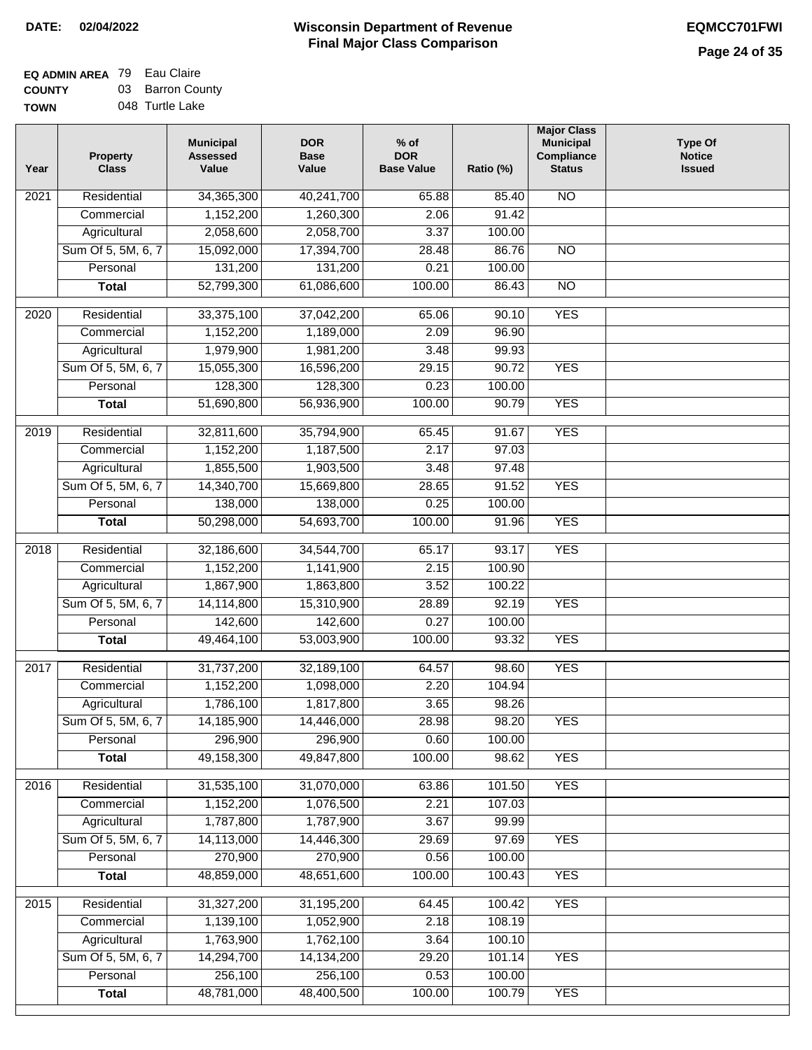**DATE: 02/04/2022**

# Wisconsin Department of Revenue
## Final Major Class Comparison

**EQMCC701FWI**

**EQ ADMIN AREA** 79 Eau Claire
**COUNTY** 03 Barron County
**TOWN** 048 Turtle Lake

| Year | Property Class | Municipal Assessed Value | DOR Base Value | % of DOR Base Value | Ratio (%) | Major Class Municipal Compliance Status | Type Of Notice Issued |
|---|---|---|---|---|---|---|---|
| 2021 | Residential | 34,365,300 | 40,241,700 | 65.88 | 85.40 | NO | |
| | Commercial | 1,152,200 | 1,260,300 | 2.06 | 91.42 | | |
| | Agricultural | 2,058,600 | 2,058,700 | 3.37 | 100.00 | | |
| | Sum Of 5, 5M, 6, 7 | 15,092,000 | 17,394,700 | 28.48 | 86.76 | NO | |
| | Personal | 131,200 | 131,200 | 0.21 | 100.00 | | |
| | **Total** | 52,799,300 | 61,086,600 | 100.00 | 86.43 | NO | |
| 2020 | Residential | 33,375,100 | 37,042,200 | 65.06 | 90.10 | YES | |
| | Commercial | 1,152,200 | 1,189,000 | 2.09 | 96.90 | | |
| | Agricultural | 1,979,900 | 1,981,200 | 3.48 | 99.93 | | |
| | Sum Of 5, 5M, 6, 7 | 15,055,300 | 16,596,200 | 29.15 | 90.72 | YES | |
| | Personal | 128,300 | 128,300 | 0.23 | 100.00 | | |
| | **Total** | 51,690,800 | 56,936,900 | 100.00 | 90.79 | YES | |
| 2019 | Residential | 32,811,600 | 35,794,900 | 65.45 | 91.67 | YES | |
| | Commercial | 1,152,200 | 1,187,500 | 2.17 | 97.03 | | |
| | Agricultural | 1,855,500 | 1,903,500 | 3.48 | 97.48 | | |
| | Sum Of 5, 5M, 6, 7 | 14,340,700 | 15,669,800 | 28.65 | 91.52 | YES | |
| | Personal | 138,000 | 138,000 | 0.25 | 100.00 | | |
| | **Total** | 50,298,000 | 54,693,700 | 100.00 | 91.96 | YES | |
| 2018 | Residential | 32,186,600 | 34,544,700 | 65.17 | 93.17 | YES | |
| | Commercial | 1,152,200 | 1,141,900 | 2.15 | 100.90 | | |
| | Agricultural | 1,867,900 | 1,863,800 | 3.52 | 100.22 | | |
| | Sum Of 5, 5M, 6, 7 | 14,114,800 | 15,310,900 | 28.89 | 92.19 | YES | |
| | Personal | 142,600 | 142,600 | 0.27 | 100.00 | | |
| | **Total** | 49,464,100 | 53,003,900 | 100.00 | 93.32 | YES | |
| 2017 | Residential | 31,737,200 | 32,189,100 | 64.57 | 98.60 | YES | |
| | Commercial | 1,152,200 | 1,098,000 | 2.20 | 104.94 | | |
| | Agricultural | 1,786,100 | 1,817,800 | 3.65 | 98.26 | | |
| | Sum Of 5, 5M, 6, 7 | 14,185,900 | 14,446,000 | 28.98 | 98.20 | YES | |
| | Personal | 296,900 | 296,900 | 0.60 | 100.00 | | |
| | **Total** | 49,158,300 | 49,847,800 | 100.00 | 98.62 | YES | |
| 2016 | Residential | 31,535,100 | 31,070,000 | 63.86 | 101.50 | YES | |
| | Commercial | 1,152,200 | 1,076,500 | 2.21 | 107.03 | | |
| | Agricultural | 1,787,800 | 1,787,900 | 3.67 | 99.99 | | |
| | Sum Of 5, 5M, 6, 7 | 14,113,000 | 14,446,300 | 29.69 | 97.69 | YES | |
| | Personal | 270,900 | 270,900 | 0.56 | 100.00 | | |
| | **Total** | 48,859,000 | 48,651,600 | 100.00 | 100.43 | YES | |
| 2015 | Residential | 31,327,200 | 31,195,200 | 64.45 | 100.42 | YES | |
| | Commercial | 1,139,100 | 1,052,900 | 2.18 | 108.19 | | |
| | Agricultural | 1,763,900 | 1,762,100 | 3.64 | 100.10 | | |
| | Sum Of 5, 5M, 6, 7 | 14,294,700 | 14,134,200 | 29.20 | 101.14 | YES | |
| | Personal | 256,100 | 256,100 | 0.53 | 100.00 | | |
| | **Total** | 48,781,000 | 48,400,500 | 100.00 | 100.79 | YES | |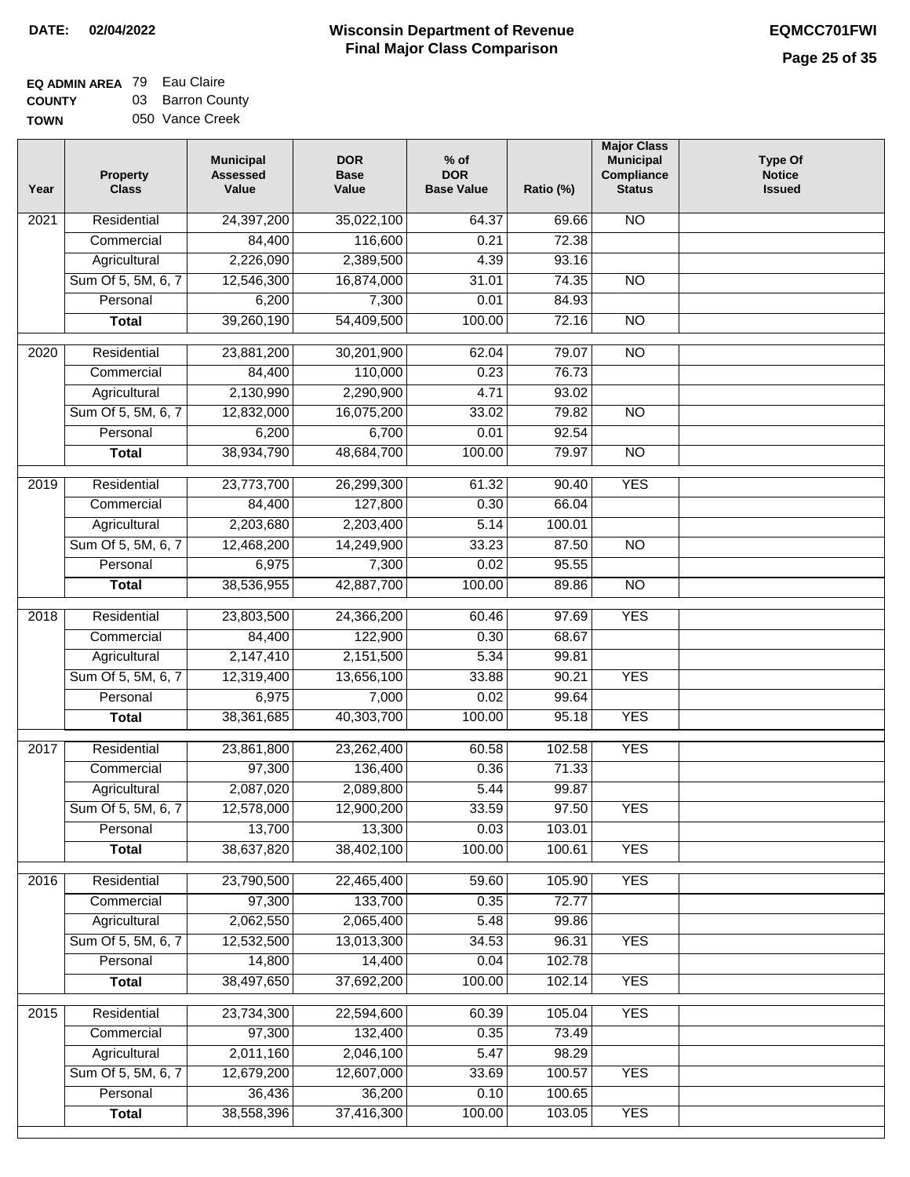**DATE:** 02/04/2022

# Wisconsin Department of Revenue
## Final Major Class Comparison

**EQMCC701FWI**

| | | |
|---|---|---|
| **EQ ADMIN AREA** | 79 | Eau Claire |
| **COUNTY** | 03 | Barron County |
| **TOWN** | 050 | Vance Creek |

| Year | Property Class | Municipal Assessed Value | DOR Base Value | % of DOR Base Value | Ratio (%) | Major Class Municipal Compliance Status | Type Of Notice Issued |
|---|---|---|---|---|---|---|---|
| 2021 | Residential | 24,397,200 | 35,022,100 | 64.37 | 69.66 | NO | |
| | Commercial | 84,400 | 116,600 | 0.21 | 72.38 | | |
| | Agricultural | 2,226,090 | 2,389,500 | 4.39 | 93.16 | | |
| | Sum Of 5, 5M, 6, 7 | 12,546,300 | 16,874,000 | 31.01 | 74.35 | NO | |
| | Personal | 6,200 | 7,300 | 0.01 | 84.93 | | |
| | **Total** | 39,260,190 | 54,409,500 | 100.00 | 72.16 | NO | |
| 2020 | Residential | 23,881,200 | 30,201,900 | 62.04 | 79.07 | NO | |
| | Commercial | 84,400 | 110,000 | 0.23 | 76.73 | | |
| | Agricultural | 2,130,990 | 2,290,900 | 4.71 | 93.02 | | |
| | Sum Of 5, 5M, 6, 7 | 12,832,000 | 16,075,200 | 33.02 | 79.82 | NO | |
| | Personal | 6,200 | 6,700 | 0.01 | 92.54 | | |
| | **Total** | 38,934,790 | 48,684,700 | 100.00 | 79.97 | NO | |
| 2019 | Residential | 23,773,700 | 26,299,300 | 61.32 | 90.40 | YES | |
| | Commercial | 84,400 | 127,800 | 0.30 | 66.04 | | |
| | Agricultural | 2,203,680 | 2,203,400 | 5.14 | 100.01 | | |
| | Sum Of 5, 5M, 6, 7 | 12,468,200 | 14,249,900 | 33.23 | 87.50 | NO | |
| | Personal | 6,975 | 7,300 | 0.02 | 95.55 | | |
| | **Total** | 38,536,955 | 42,887,700 | 100.00 | 89.86 | NO | |
| 2018 | Residential | 23,803,500 | 24,366,200 | 60.46 | 97.69 | YES | |
| | Commercial | 84,400 | 122,900 | 0.30 | 68.67 | | |
| | Agricultural | 2,147,410 | 2,151,500 | 5.34 | 99.81 | | |
| | Sum Of 5, 5M, 6, 7 | 12,319,400 | 13,656,100 | 33.88 | 90.21 | YES | |
| | Personal | 6,975 | 7,000 | 0.02 | 99.64 | | |
| | **Total** | 38,361,685 | 40,303,700 | 100.00 | 95.18 | YES | |
| 2017 | Residential | 23,861,800 | 23,262,400 | 60.58 | 102.58 | YES | |
| | Commercial | 97,300 | 136,400 | 0.36 | 71.33 | | |
| | Agricultural | 2,087,020 | 2,089,800 | 5.44 | 99.87 | | |
| | Sum Of 5, 5M, 6, 7 | 12,578,000 | 12,900,200 | 33.59 | 97.50 | YES | |
| | Personal | 13,700 | 13,300 | 0.03 | 103.01 | | |
| | **Total** | 38,637,820 | 38,402,100 | 100.00 | 100.61 | YES | |
| 2016 | Residential | 23,790,500 | 22,465,400 | 59.60 | 105.90 | YES | |
| | Commercial | 97,300 | 133,700 | 0.35 | 72.77 | | |
| | Agricultural | 2,062,550 | 2,065,400 | 5.48 | 99.86 | | |
| | Sum Of 5, 5M, 6, 7 | 12,532,500 | 13,013,300 | 34.53 | 96.31 | YES | |
| | Personal | 14,800 | 14,400 | 0.04 | 102.78 | | |
| | **Total** | 38,497,650 | 37,692,200 | 100.00 | 102.14 | YES | |
| 2015 | Residential | 23,734,300 | 22,594,600 | 60.39 | 105.04 | YES | |
| | Commercial | 97,300 | 132,400 | 0.35 | 73.49 | | |
| | Agricultural | 2,011,160 | 2,046,100 | 5.47 | 98.29 | | |
| | Sum Of 5, 5M, 6, 7 | 12,679,200 | 12,607,000 | 33.69 | 100.57 | YES | |
| | Personal | 36,436 | 36,200 | 0.10 | 100.65 | | |
| | **Total** | 38,558,396 | 37,416,300 | 100.00 | 103.05 | YES | |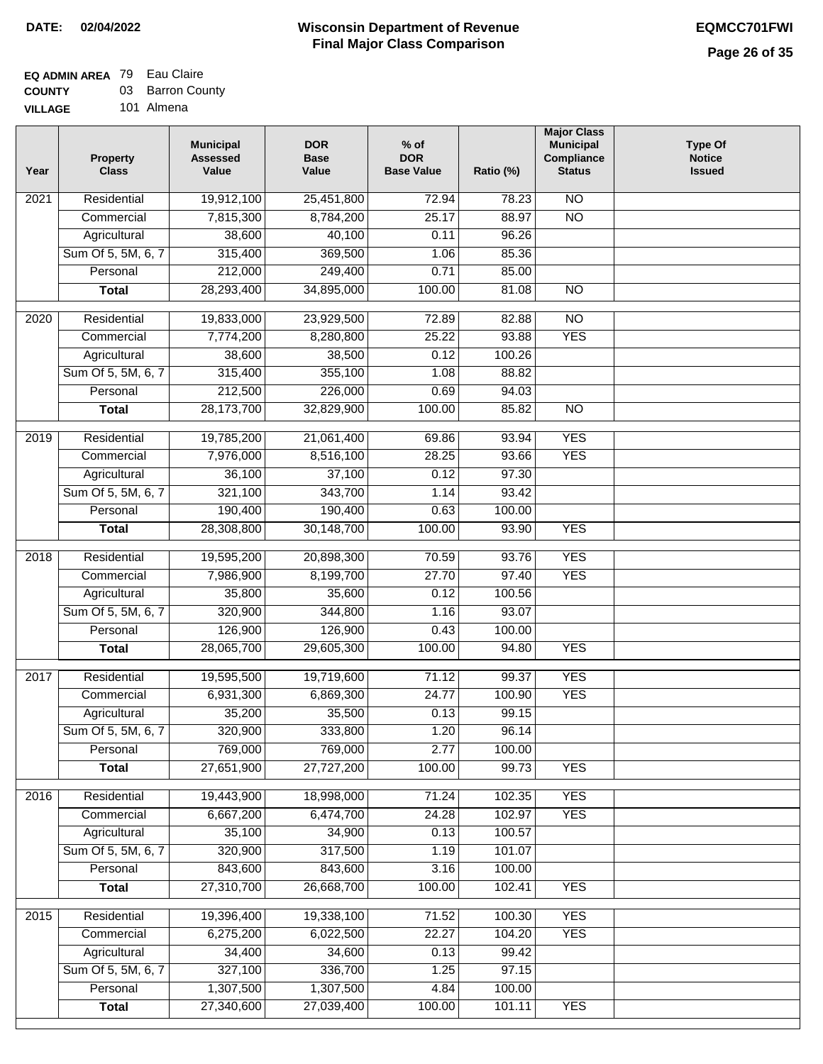**DATE:** 02/04/2022

# Wisconsin Department of Revenue
## Final Major Class Comparison

**EQMCC701FWI**

**EQ ADMIN AREA** 79 Eau Claire
**COUNTY** 03 Barron County
**VILLAGE** 101 Almena

| Year | Property Class | Municipal Assessed Value | DOR Base Value | % of DOR Base Value | Ratio (%) | Major Class Municipal Compliance Status | Type Of Notice Issued |
|---|---|---|---|---|---|---|---|
| 2021 | Residential | 19,912,100 | 25,451,800 | 72.94 | 78.23 | NO | |
| | Commercial | 7,815,300 | 8,784,200 | 25.17 | 88.97 | NO | |
| | Agricultural | 38,600 | 40,100 | 0.11 | 96.26 | | |
| | Sum Of 5, 5M, 6, 7 | 315,400 | 369,500 | 1.06 | 85.36 | | |
| | Personal | 212,000 | 249,400 | 0.71 | 85.00 | | |
| | **Total** | 28,293,400 | 34,895,000 | 100.00 | 81.08 | NO | |
| 2020 | Residential | 19,833,000 | 23,929,500 | 72.89 | 82.88 | NO | |
| | Commercial | 7,774,200 | 8,280,800 | 25.22 | 93.88 | YES | |
| | Agricultural | 38,600 | 38,500 | 0.12 | 100.26 | | |
| | Sum Of 5, 5M, 6, 7 | 315,400 | 355,100 | 1.08 | 88.82 | | |
| | Personal | 212,500 | 226,000 | 0.69 | 94.03 | | |
| | **Total** | 28,173,700 | 32,829,900 | 100.00 | 85.82 | NO | |
| 2019 | Residential | 19,785,200 | 21,061,400 | 69.86 | 93.94 | YES | |
| | Commercial | 7,976,000 | 8,516,100 | 28.25 | 93.66 | YES | |
| | Agricultural | 36,100 | 37,100 | 0.12 | 97.30 | | |
| | Sum Of 5, 5M, 6, 7 | 321,100 | 343,700 | 1.14 | 93.42 | | |
| | Personal | 190,400 | 190,400 | 0.63 | 100.00 | | |
| | **Total** | 28,308,800 | 30,148,700 | 100.00 | 93.90 | YES | |
| 2018 | Residential | 19,595,200 | 20,898,300 | 70.59 | 93.76 | YES | |
| | Commercial | 7,986,900 | 8,199,700 | 27.70 | 97.40 | YES | |
| | Agricultural | 35,800 | 35,600 | 0.12 | 100.56 | | |
| | Sum Of 5, 5M, 6, 7 | 320,900 | 344,800 | 1.16 | 93.07 | | |
| | Personal | 126,900 | 126,900 | 0.43 | 100.00 | | |
| | **Total** | 28,065,700 | 29,605,300 | 100.00 | 94.80 | YES | |
| 2017 | Residential | 19,595,500 | 19,719,600 | 71.12 | 99.37 | YES | |
| | Commercial | 6,931,300 | 6,869,300 | 24.77 | 100.90 | YES | |
| | Agricultural | 35,200 | 35,500 | 0.13 | 99.15 | | |
| | Sum Of 5, 5M, 6, 7 | 320,900 | 333,800 | 1.20 | 96.14 | | |
| | Personal | 769,000 | 769,000 | 2.77 | 100.00 | | |
| | **Total** | 27,651,900 | 27,727,200 | 100.00 | 99.73 | YES | |
| 2016 | Residential | 19,443,900 | 18,998,000 | 71.24 | 102.35 | YES | |
| | Commercial | 6,667,200 | 6,474,700 | 24.28 | 102.97 | YES | |
| | Agricultural | 35,100 | 34,900 | 0.13 | 100.57 | | |
| | Sum Of 5, 5M, 6, 7 | 320,900 | 317,500 | 1.19 | 101.07 | | |
| | Personal | 843,600 | 843,600 | 3.16 | 100.00 | | |
| | **Total** | 27,310,700 | 26,668,700 | 100.00 | 102.41 | YES | |
| 2015 | Residential | 19,396,400 | 19,338,100 | 71.52 | 100.30 | YES | |
| | Commercial | 6,275,200 | 6,022,500 | 22.27 | 104.20 | YES | |
| | Agricultural | 34,400 | 34,600 | 0.13 | 99.42 | | |
| | Sum Of 5, 5M, 6, 7 | 327,100 | 336,700 | 1.25 | 97.15 | | |
| | Personal | 1,307,500 | 1,307,500 | 4.84 | 100.00 | | |
| | **Total** | 27,340,600 | 27,039,400 | 100.00 | 101.11 | YES | |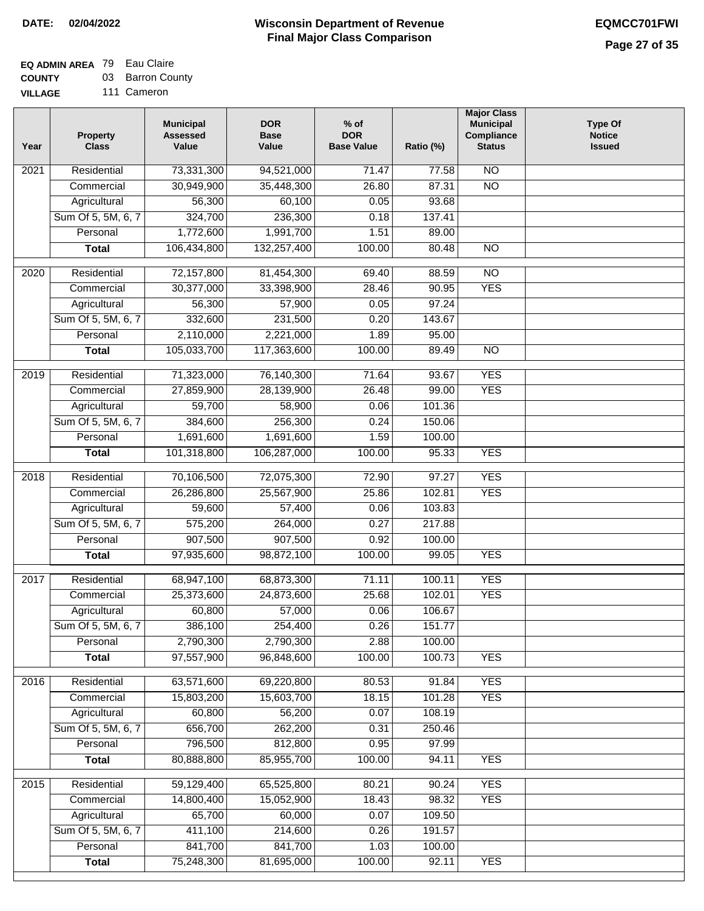**DATE: 02/04/2022**

# Wisconsin Department of Revenue
## Final Major Class Comparison

**EQMCC701FWI**

**EQ ADMIN AREA** 79 Eau Claire
**COUNTY** 03 Barron County
**VILLAGE** 111 Cameron

| Year | Property Class | Municipal Assessed Value | DOR Base Value | % of DOR Base Value | Ratio (%) | Major Class Municipal Compliance Status | Type Of Notice Issued |
|---|---|---|---|---|---|---|---|
| 2021 | Residential | 73,331,300 | 94,521,000 | 71.47 | 77.58 | NO | |
| | Commercial | 30,949,900 | 35,448,300 | 26.80 | 87.31 | NO | |
| | Agricultural | 56,300 | 60,100 | 0.05 | 93.68 | | |
| | Sum Of 5, 5M, 6, 7 | 324,700 | 236,300 | 0.18 | 137.41 | | |
| | Personal | 1,772,600 | 1,991,700 | 1.51 | 89.00 | | |
| | **Total** | 106,434,800 | 132,257,400 | 100.00 | 80.48 | NO | |
| 2020 | Residential | 72,157,800 | 81,454,300 | 69.40 | 88.59 | NO | |
| | Commercial | 30,377,000 | 33,398,900 | 28.46 | 90.95 | YES | |
| | Agricultural | 56,300 | 57,900 | 0.05 | 97.24 | | |
| | Sum Of 5, 5M, 6, 7 | 332,600 | 231,500 | 0.20 | 143.67 | | |
| | Personal | 2,110,000 | 2,221,000 | 1.89 | 95.00 | | |
| | **Total** | 105,033,700 | 117,363,600 | 100.00 | 89.49 | NO | |
| 2019 | Residential | 71,323,000 | 76,140,300 | 71.64 | 93.67 | YES | |
| | Commercial | 27,859,900 | 28,139,900 | 26.48 | 99.00 | YES | |
| | Agricultural | 59,700 | 58,900 | 0.06 | 101.36 | | |
| | Sum Of 5, 5M, 6, 7 | 384,600 | 256,300 | 0.24 | 150.06 | | |
| | Personal | 1,691,600 | 1,691,600 | 1.59 | 100.00 | | |
| | **Total** | 101,318,800 | 106,287,000 | 100.00 | 95.33 | YES | |
| 2018 | Residential | 70,106,500 | 72,075,300 | 72.90 | 97.27 | YES | |
| | Commercial | 26,286,800 | 25,567,900 | 25.86 | 102.81 | YES | |
| | Agricultural | 59,600 | 57,400 | 0.06 | 103.83 | | |
| | Sum Of 5, 5M, 6, 7 | 575,200 | 264,000 | 0.27 | 217.88 | | |
| | Personal | 907,500 | 907,500 | 0.92 | 100.00 | | |
| | **Total** | 97,935,600 | 98,872,100 | 100.00 | 99.05 | YES | |
| 2017 | Residential | 68,947,100 | 68,873,300 | 71.11 | 100.11 | YES | |
| | Commercial | 25,373,600 | 24,873,600 | 25.68 | 102.01 | YES | |
| | Agricultural | 60,800 | 57,000 | 0.06 | 106.67 | | |
| | Sum Of 5, 5M, 6, 7 | 386,100 | 254,400 | 0.26 | 151.77 | | |
| | Personal | 2,790,300 | 2,790,300 | 2.88 | 100.00 | | |
| | **Total** | 97,557,900 | 96,848,600 | 100.00 | 100.73 | YES | |
| 2016 | Residential | 63,571,600 | 69,220,800 | 80.53 | 91.84 | YES | |
| | Commercial | 15,803,200 | 15,603,700 | 18.15 | 101.28 | YES | |
| | Agricultural | 60,800 | 56,200 | 0.07 | 108.19 | | |
| | Sum Of 5, 5M, 6, 7 | 656,700 | 262,200 | 0.31 | 250.46 | | |
| | Personal | 796,500 | 812,800 | 0.95 | 97.99 | | |
| | **Total** | 80,888,800 | 85,955,700 | 100.00 | 94.11 | YES | |
| 2015 | Residential | 59,129,400 | 65,525,800 | 80.21 | 90.24 | YES | |
| | Commercial | 14,800,400 | 15,052,900 | 18.43 | 98.32 | YES | |
| | Agricultural | 65,700 | 60,000 | 0.07 | 109.50 | | |
| | Sum Of 5, 5M, 6, 7 | 411,100 | 214,600 | 0.26 | 191.57 | | |
| | Personal | 841,700 | 841,700 | 1.03 | 100.00 | | |
| | **Total** | 75,248,300 | 81,695,000 | 100.00 | 92.11 | YES | |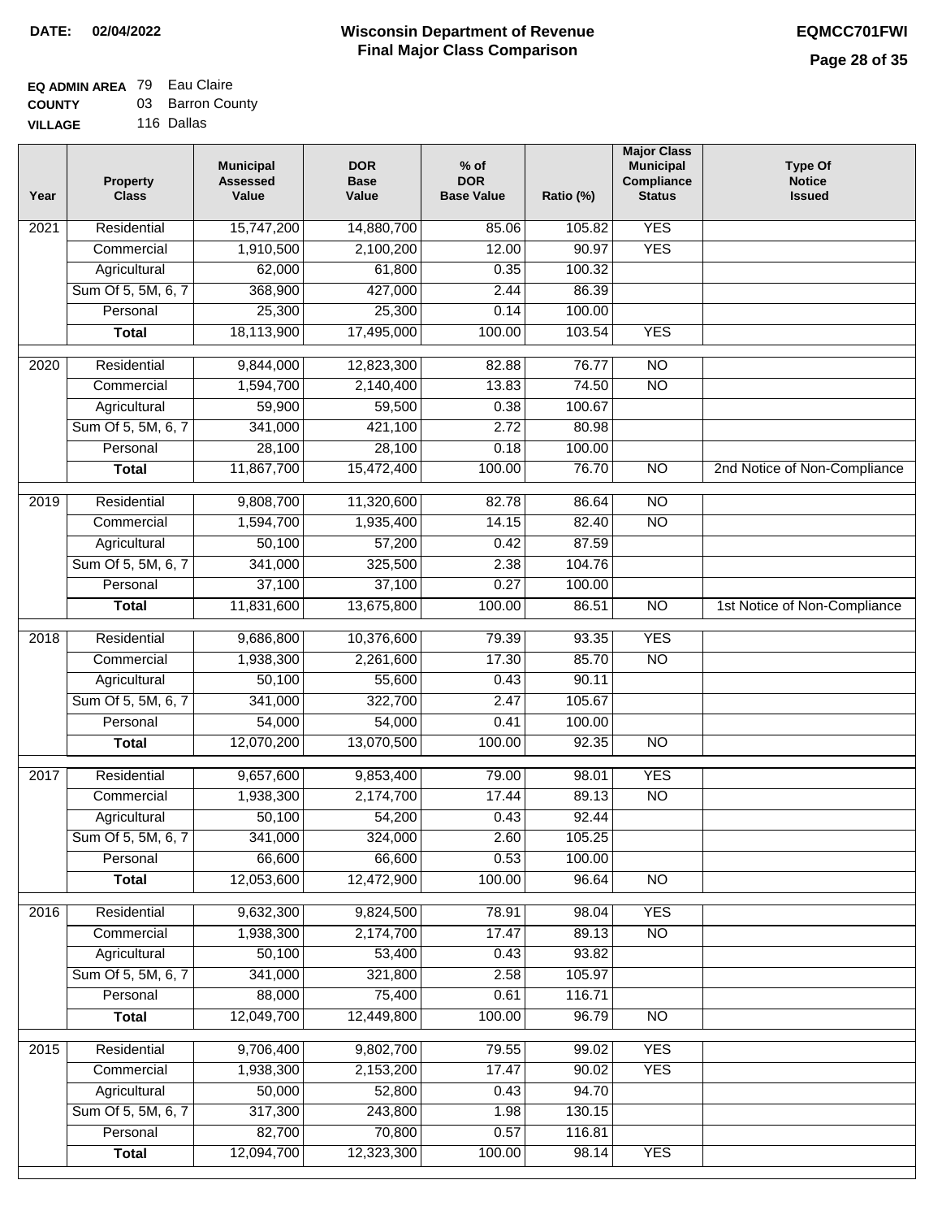**DATE:** 02/04/2022

# Wisconsin Department of Revenue
## Final Major Class Comparison

**EQMCC701FWI**

**EQ ADMIN AREA** 79 Eau Claire
**COUNTY** 03 Barron County
**VILLAGE** 116 Dallas

| Year | Property Class | Municipal Assessed Value | DOR Base Value | % of DOR Base Value | Ratio (%) | Major Class Municipal Compliance Status | Type Of Notice Issued |
|---|---|---|---|---|---|---|---|
| 2021 | Residential | 15,747,200 | 14,880,700 | 85.06 | 105.82 | YES | |
| | Commercial | 1,910,500 | 2,100,200 | 12.00 | 90.97 | YES | |
| | Agricultural | 62,000 | 61,800 | 0.35 | 100.32 | | |
| | Sum Of 5, 5M, 6, 7 | 368,900 | 427,000 | 2.44 | 86.39 | | |
| | Personal | 25,300 | 25,300 | 0.14 | 100.00 | | |
| | **Total** | 18,113,900 | 17,495,000 | 100.00 | 103.54 | YES | |
| 2020 | Residential | 9,844,000 | 12,823,300 | 82.88 | 76.77 | NO | |
| | Commercial | 1,594,700 | 2,140,400 | 13.83 | 74.50 | NO | |
| | Agricultural | 59,900 | 59,500 | 0.38 | 100.67 | | |
| | Sum Of 5, 5M, 6, 7 | 341,000 | 421,100 | 2.72 | 80.98 | | |
| | Personal | 28,100 | 28,100 | 0.18 | 100.00 | | |
| | **Total** | 11,867,700 | 15,472,400 | 100.00 | 76.70 | NO | 2nd Notice of Non-Compliance |
| 2019 | Residential | 9,808,700 | 11,320,600 | 82.78 | 86.64 | NO | |
| | Commercial | 1,594,700 | 1,935,400 | 14.15 | 82.40 | NO | |
| | Agricultural | 50,100 | 57,200 | 0.42 | 87.59 | | |
| | Sum Of 5, 5M, 6, 7 | 341,000 | 325,500 | 2.38 | 104.76 | | |
| | Personal | 37,100 | 37,100 | 0.27 | 100.00 | | |
| | **Total** | 11,831,600 | 13,675,800 | 100.00 | 86.51 | NO | 1st Notice of Non-Compliance |
| 2018 | Residential | 9,686,800 | 10,376,600 | 79.39 | 93.35 | YES | |
| | Commercial | 1,938,300 | 2,261,600 | 17.30 | 85.70 | NO | |
| | Agricultural | 50,100 | 55,600 | 0.43 | 90.11 | | |
| | Sum Of 5, 5M, 6, 7 | 341,000 | 322,700 | 2.47 | 105.67 | | |
| | Personal | 54,000 | 54,000 | 0.41 | 100.00 | | |
| | **Total** | 12,070,200 | 13,070,500 | 100.00 | 92.35 | NO | |
| 2017 | Residential | 9,657,600 | 9,853,400 | 79.00 | 98.01 | YES | |
| | Commercial | 1,938,300 | 2,174,700 | 17.44 | 89.13 | NO | |
| | Agricultural | 50,100 | 54,200 | 0.43 | 92.44 | | |
| | Sum Of 5, 5M, 6, 7 | 341,000 | 324,000 | 2.60 | 105.25 | | |
| | Personal | 66,600 | 66,600 | 0.53 | 100.00 | | |
| | **Total** | 12,053,600 | 12,472,900 | 100.00 | 96.64 | NO | |
| 2016 | Residential | 9,632,300 | 9,824,500 | 78.91 | 98.04 | YES | |
| | Commercial | 1,938,300 | 2,174,700 | 17.47 | 89.13 | NO | |
| | Agricultural | 50,100 | 53,400 | 0.43 | 93.82 | | |
| | Sum Of 5, 5M, 6, 7 | 341,000 | 321,800 | 2.58 | 105.97 | | |
| | Personal | 88,000 | 75,400 | 0.61 | 116.71 | | |
| | **Total** | 12,049,700 | 12,449,800 | 100.00 | 96.79 | NO | |
| 2015 | Residential | 9,706,400 | 9,802,700 | 79.55 | 99.02 | YES | |
| | Commercial | 1,938,300 | 2,153,200 | 17.47 | 90.02 | YES | |
| | Agricultural | 50,000 | 52,800 | 0.43 | 94.70 | | |
| | Sum Of 5, 5M, 6, 7 | 317,300 | 243,800 | 1.98 | 130.15 | | |
| | Personal | 82,700 | 70,800 | 0.57 | 116.81 | | |
| | **Total** | 12,094,700 | 12,323,300 | 100.00 | 98.14 | YES | |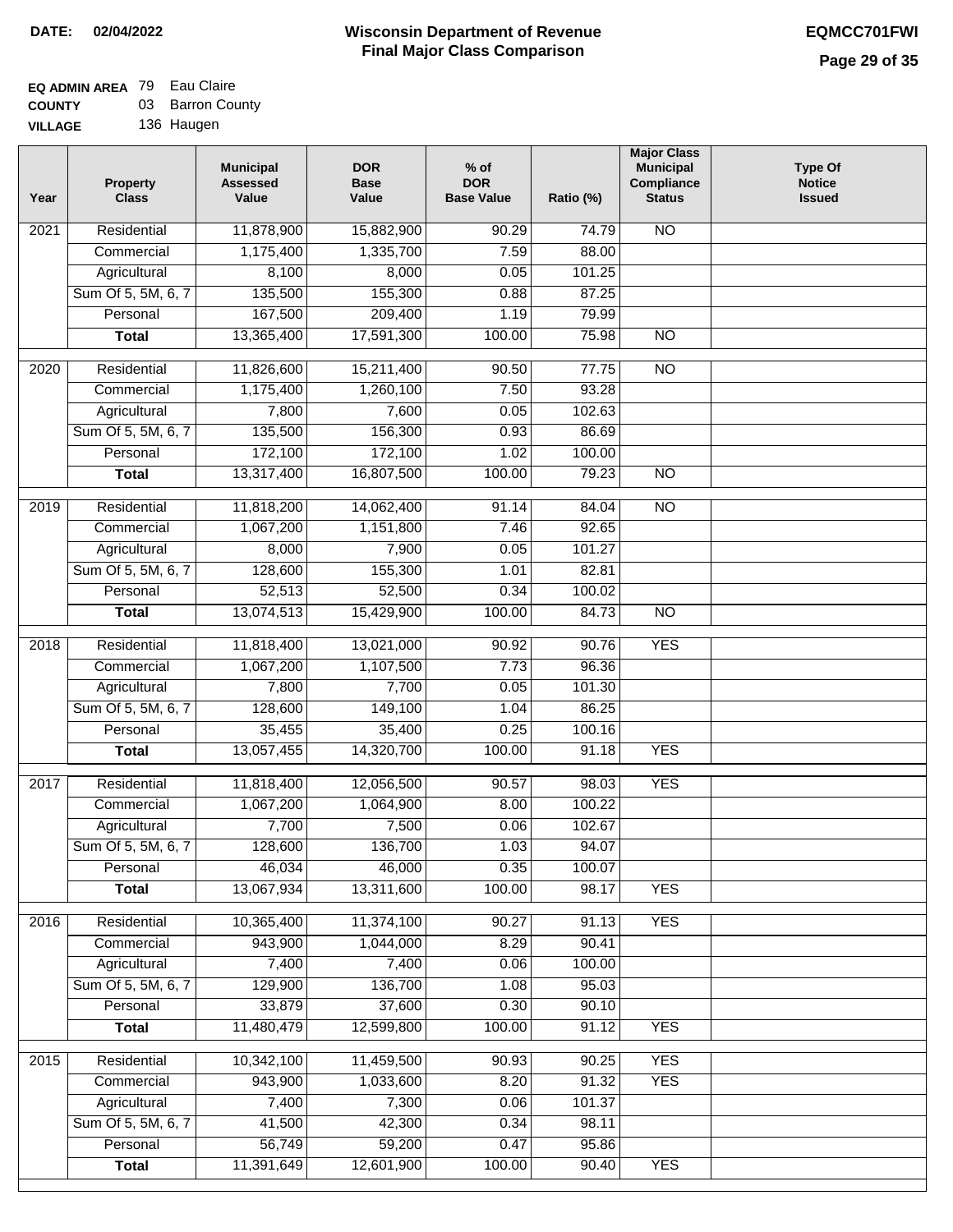**DATE:** 02/04/2022

# Wisconsin Department of Revenue
## Final Major Class Comparison

**EQMCC701FWI**

**EQ ADMIN AREA** 79 Eau Claire
**COUNTY** 03 Barron County
**VILLAGE** 136 Haugen

| Year | Property Class | Municipal Assessed Value | DOR Base Value | % of DOR Base Value | Ratio (%) | Major Class Municipal Compliance Status | Type Of Notice Issued |
|---|---|---|---|---|---|---|---|
| 2021 | Residential | 11,878,900 | 15,882,900 | 90.29 | 74.79 | NO | |
| | Commercial | 1,175,400 | 1,335,700 | 7.59 | 88.00 | | |
| | Agricultural | 8,100 | 8,000 | 0.05 | 101.25 | | |
| | Sum Of 5, 5M, 6, 7 | 135,500 | 155,300 | 0.88 | 87.25 | | |
| | Personal | 167,500 | 209,400 | 1.19 | 79.99 | | |
| | **Total** | 13,365,400 | 17,591,300 | 100.00 | 75.98 | NO | |
| 2020 | Residential | 11,826,600 | 15,211,400 | 90.50 | 77.75 | NO | |
| | Commercial | 1,175,400 | 1,260,100 | 7.50 | 93.28 | | |
| | Agricultural | 7,800 | 7,600 | 0.05 | 102.63 | | |
| | Sum Of 5, 5M, 6, 7 | 135,500 | 156,300 | 0.93 | 86.69 | | |
| | Personal | 172,100 | 172,100 | 1.02 | 100.00 | | |
| | **Total** | 13,317,400 | 16,807,500 | 100.00 | 79.23 | NO | |
| 2019 | Residential | 11,818,200 | 14,062,400 | 91.14 | 84.04 | NO | |
| | Commercial | 1,067,200 | 1,151,800 | 7.46 | 92.65 | | |
| | Agricultural | 8,000 | 7,900 | 0.05 | 101.27 | | |
| | Sum Of 5, 5M, 6, 7 | 128,600 | 155,300 | 1.01 | 82.81 | | |
| | Personal | 52,513 | 52,500 | 0.34 | 100.02 | | |
| | **Total** | 13,074,513 | 15,429,900 | 100.00 | 84.73 | NO | |
| 2018 | Residential | 11,818,400 | 13,021,000 | 90.92 | 90.76 | YES | |
| | Commercial | 1,067,200 | 1,107,500 | 7.73 | 96.36 | | |
| | Agricultural | 7,800 | 7,700 | 0.05 | 101.30 | | |
| | Sum Of 5, 5M, 6, 7 | 128,600 | 149,100 | 1.04 | 86.25 | | |
| | Personal | 35,455 | 35,400 | 0.25 | 100.16 | | |
| | **Total** | 13,057,455 | 14,320,700 | 100.00 | 91.18 | YES | |
| 2017 | Residential | 11,818,400 | 12,056,500 | 90.57 | 98.03 | YES | |
| | Commercial | 1,067,200 | 1,064,900 | 8.00 | 100.22 | | |
| | Agricultural | 7,700 | 7,500 | 0.06 | 102.67 | | |
| | Sum Of 5, 5M, 6, 7 | 128,600 | 136,700 | 1.03 | 94.07 | | |
| | Personal | 46,034 | 46,000 | 0.35 | 100.07 | | |
| | **Total** | 13,067,934 | 13,311,600 | 100.00 | 98.17 | YES | |
| 2016 | Residential | 10,365,400 | 11,374,100 | 90.27 | 91.13 | YES | |
| | Commercial | 943,900 | 1,044,000 | 8.29 | 90.41 | | |
| | Agricultural | 7,400 | 7,400 | 0.06 | 100.00 | | |
| | Sum Of 5, 5M, 6, 7 | 129,900 | 136,700 | 1.08 | 95.03 | | |
| | Personal | 33,879 | 37,600 | 0.30 | 90.10 | | |
| | **Total** | 11,480,479 | 12,599,800 | 100.00 | 91.12 | YES | |
| 2015 | Residential | 10,342,100 | 11,459,500 | 90.93 | 90.25 | YES | |
| | Commercial | 943,900 | 1,033,600 | 8.20 | 91.32 | YES | |
| | Agricultural | 7,400 | 7,300 | 0.06 | 101.37 | | |
| | Sum Of 5, 5M, 6, 7 | 41,500 | 42,300 | 0.34 | 98.11 | | |
| | Personal | 56,749 | 59,200 | 0.47 | 95.86 | | |
| | **Total** | 11,391,649 | 12,601,900 | 100.00 | 90.40 | YES | |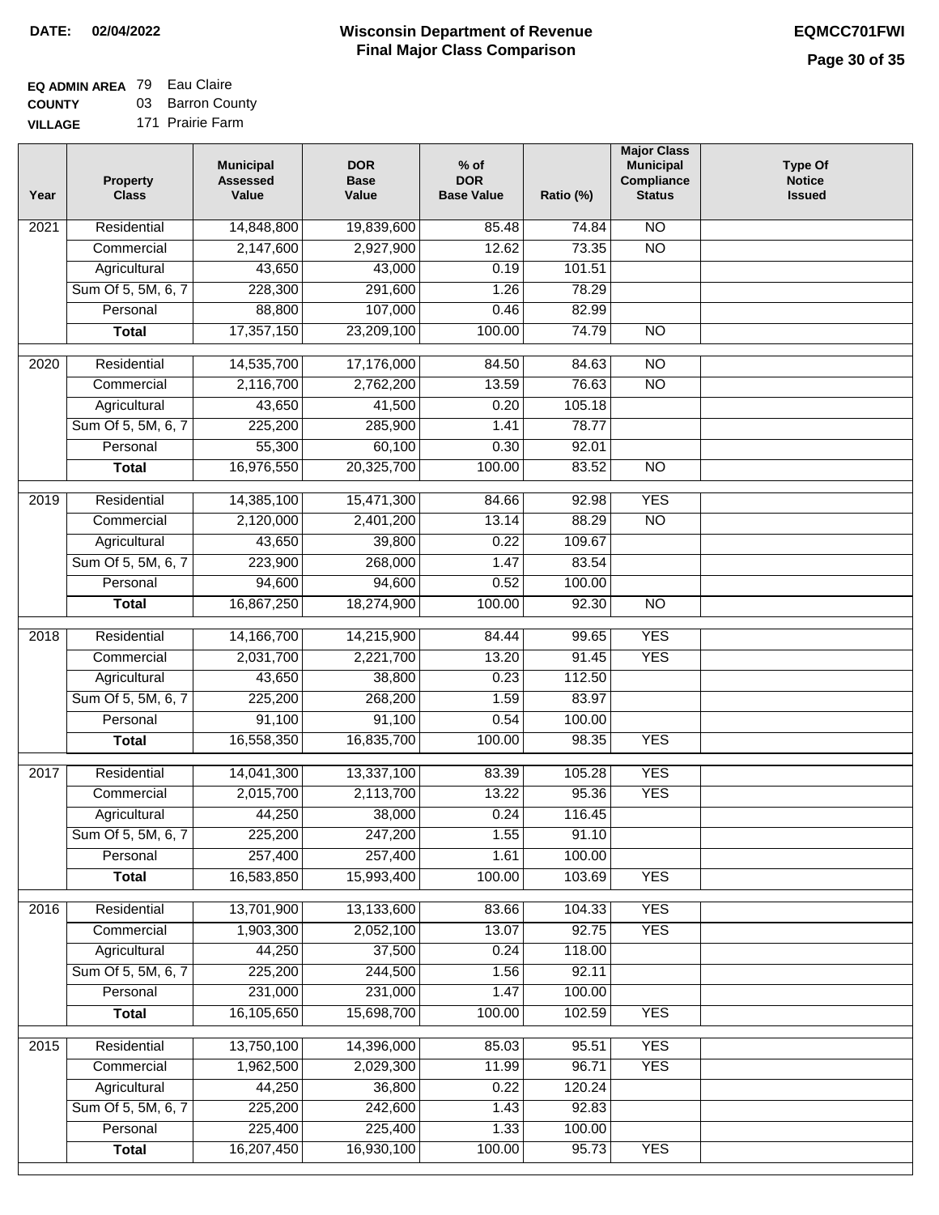**DATE:** 02/04/2022

# Wisconsin Department of Revenue
## Final Major Class Comparison

**EQMCC701FWI**

**EQ ADMIN AREA** 79 Eau Claire
**COUNTY** 03 Barron County
**VILLAGE** 171 Prairie Farm

| Year | Property Class | Municipal Assessed Value | DOR Base Value | % of DOR Base Value | Ratio (%) | Major Class Municipal Compliance Status | Type Of Notice Issued |
|---|---|---|---|---|---|---|---|
| 2021 | Residential | 14,848,800 | 19,839,600 | 85.48 | 74.84 | NO | |
| | Commercial | 2,147,600 | 2,927,900 | 12.62 | 73.35 | NO | |
| | Agricultural | 43,650 | 43,000 | 0.19 | 101.51 | | |
| | Sum Of 5, 5M, 6, 7 | 228,300 | 291,600 | 1.26 | 78.29 | | |
| | Personal | 88,800 | 107,000 | 0.46 | 82.99 | | |
| | **Total** | 17,357,150 | 23,209,100 | 100.00 | 74.79 | NO | |
| 2020 | Residential | 14,535,700 | 17,176,000 | 84.50 | 84.63 | NO | |
| | Commercial | 2,116,700 | 2,762,200 | 13.59 | 76.63 | NO | |
| | Agricultural | 43,650 | 41,500 | 0.20 | 105.18 | | |
| | Sum Of 5, 5M, 6, 7 | 225,200 | 285,900 | 1.41 | 78.77 | | |
| | Personal | 55,300 | 60,100 | 0.30 | 92.01 | | |
| | **Total** | 16,976,550 | 20,325,700 | 100.00 | 83.52 | NO | |
| 2019 | Residential | 14,385,100 | 15,471,300 | 84.66 | 92.98 | YES | |
| | Commercial | 2,120,000 | 2,401,200 | 13.14 | 88.29 | NO | |
| | Agricultural | 43,650 | 39,800 | 0.22 | 109.67 | | |
| | Sum Of 5, 5M, 6, 7 | 223,900 | 268,000 | 1.47 | 83.54 | | |
| | Personal | 94,600 | 94,600 | 0.52 | 100.00 | | |
| | **Total** | 16,867,250 | 18,274,900 | 100.00 | 92.30 | NO | |
| 2018 | Residential | 14,166,700 | 14,215,900 | 84.44 | 99.65 | YES | |
| | Commercial | 2,031,700 | 2,221,700 | 13.20 | 91.45 | YES | |
| | Agricultural | 43,650 | 38,800 | 0.23 | 112.50 | | |
| | Sum Of 5, 5M, 6, 7 | 225,200 | 268,200 | 1.59 | 83.97 | | |
| | Personal | 91,100 | 91,100 | 0.54 | 100.00 | | |
| | **Total** | 16,558,350 | 16,835,700 | 100.00 | 98.35 | YES | |
| 2017 | Residential | 14,041,300 | 13,337,100 | 83.39 | 105.28 | YES | |
| | Commercial | 2,015,700 | 2,113,700 | 13.22 | 95.36 | YES | |
| | Agricultural | 44,250 | 38,000 | 0.24 | 116.45 | | |
| | Sum Of 5, 5M, 6, 7 | 225,200 | 247,200 | 1.55 | 91.10 | | |
| | Personal | 257,400 | 257,400 | 1.61 | 100.00 | | |
| | **Total** | 16,583,850 | 15,993,400 | 100.00 | 103.69 | YES | |
| 2016 | Residential | 13,701,900 | 13,133,600 | 83.66 | 104.33 | YES | |
| | Commercial | 1,903,300 | 2,052,100 | 13.07 | 92.75 | YES | |
| | Agricultural | 44,250 | 37,500 | 0.24 | 118.00 | | |
| | Sum Of 5, 5M, 6, 7 | 225,200 | 244,500 | 1.56 | 92.11 | | |
| | Personal | 231,000 | 231,000 | 1.47 | 100.00 | | |
| | **Total** | 16,105,650 | 15,698,700 | 100.00 | 102.59 | YES | |
| 2015 | Residential | 13,750,100 | 14,396,000 | 85.03 | 95.51 | YES | |
| | Commercial | 1,962,500 | 2,029,300 | 11.99 | 96.71 | YES | |
| | Agricultural | 44,250 | 36,800 | 0.22 | 120.24 | | |
| | Sum Of 5, 5M, 6, 7 | 225,200 | 242,600 | 1.43 | 92.83 | | |
| | Personal | 225,400 | 225,400 | 1.33 | 100.00 | | |
| | **Total** | 16,207,450 | 16,930,100 | 100.00 | 95.73 | YES | |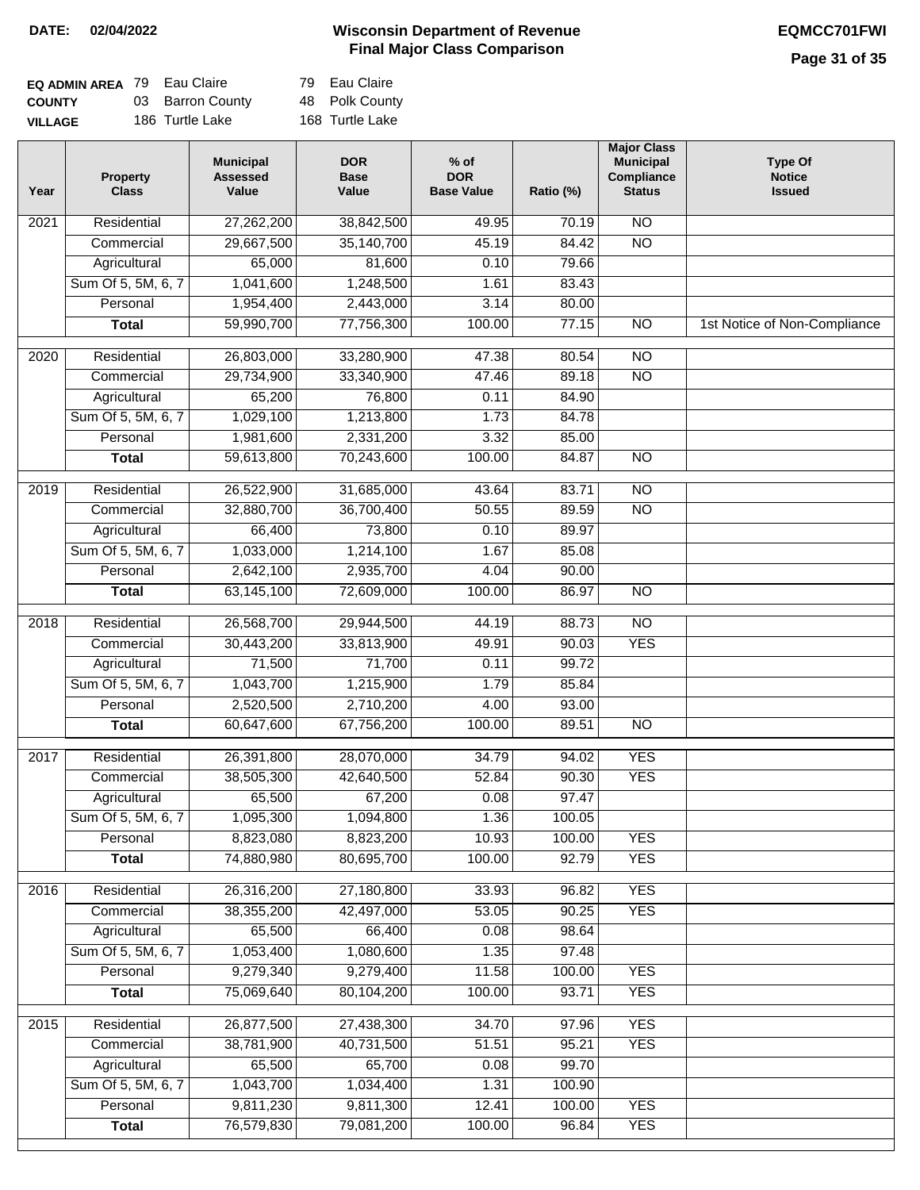**DATE:** 02/04/2022

# Wisconsin Department of Revenue
## Final Major Class Comparison

**EQMCC701FWI**

| | | | | |
|---|---|---|---|---|
| **EQ ADMIN AREA** | 79 | Eau Claire | 79 | Eau Claire |
| **COUNTY** | 03 | Barron County | 48 | Polk County |
| **VILLAGE** | 186 | Turtle Lake | 168 | Turtle Lake |

| Year | Property Class | Municipal Assessed Value | DOR Base Value | % of DOR Base Value | Ratio (%) | Major Class Municipal Compliance Status | Type Of Notice Issued |
|---|---|---|---|---|---|---|---|
| 2021 | Residential | 27,262,200 | 38,842,500 | 49.95 | 70.19 | NO | |
| | Commercial | 29,667,500 | 35,140,700 | 45.19 | 84.42 | NO | |
| | Agricultural | 65,000 | 81,600 | 0.10 | 79.66 | | |
| | Sum Of 5, 5M, 6, 7 | 1,041,600 | 1,248,500 | 1.61 | 83.43 | | |
| | Personal | 1,954,400 | 2,443,000 | 3.14 | 80.00 | | |
| | **Total** | 59,990,700 | 77,756,300 | 100.00 | 77.15 | NO | 1st Notice of Non-Compliance |
| 2020 | Residential | 26,803,000 | 33,280,900 | 47.38 | 80.54 | NO | |
| | Commercial | 29,734,900 | 33,340,900 | 47.46 | 89.18 | NO | |
| | Agricultural | 65,200 | 76,800 | 0.11 | 84.90 | | |
| | Sum Of 5, 5M, 6, 7 | 1,029,100 | 1,213,800 | 1.73 | 84.78 | | |
| | Personal | 1,981,600 | 2,331,200 | 3.32 | 85.00 | | |
| | **Total** | 59,613,800 | 70,243,600 | 100.00 | 84.87 | NO | |
| 2019 | Residential | 26,522,900 | 31,685,000 | 43.64 | 83.71 | NO | |
| | Commercial | 32,880,700 | 36,700,400 | 50.55 | 89.59 | NO | |
| | Agricultural | 66,400 | 73,800 | 0.10 | 89.97 | | |
| | Sum Of 5, 5M, 6, 7 | 1,033,000 | 1,214,100 | 1.67 | 85.08 | | |
| | Personal | 2,642,100 | 2,935,700 | 4.04 | 90.00 | | |
| | **Total** | 63,145,100 | 72,609,000 | 100.00 | 86.97 | NO | |
| 2018 | Residential | 26,568,700 | 29,944,500 | 44.19 | 88.73 | NO | |
| | Commercial | 30,443,200 | 33,813,900 | 49.91 | 90.03 | YES | |
| | Agricultural | 71,500 | 71,700 | 0.11 | 99.72 | | |
| | Sum Of 5, 5M, 6, 7 | 1,043,700 | 1,215,900 | 1.79 | 85.84 | | |
| | Personal | 2,520,500 | 2,710,200 | 4.00 | 93.00 | | |
| | **Total** | 60,647,600 | 67,756,200 | 100.00 | 89.51 | NO | |
| 2017 | Residential | 26,391,800 | 28,070,000 | 34.79 | 94.02 | YES | |
| | Commercial | 38,505,300 | 42,640,500 | 52.84 | 90.30 | YES | |
| | Agricultural | 65,500 | 67,200 | 0.08 | 97.47 | | |
| | Sum Of 5, 5M, 6, 7 | 1,095,300 | 1,094,800 | 1.36 | 100.05 | | |
| | Personal | 8,823,080 | 8,823,200 | 10.93 | 100.00 | YES | |
| | **Total** | 74,880,980 | 80,695,700 | 100.00 | 92.79 | YES | |
| 2016 | Residential | 26,316,200 | 27,180,800 | 33.93 | 96.82 | YES | |
| | Commercial | 38,355,200 | 42,497,000 | 53.05 | 90.25 | YES | |
| | Agricultural | 65,500 | 66,400 | 0.08 | 98.64 | | |
| | Sum Of 5, 5M, 6, 7 | 1,053,400 | 1,080,600 | 1.35 | 97.48 | | |
| | Personal | 9,279,340 | 9,279,400 | 11.58 | 100.00 | YES | |
| | **Total** | 75,069,640 | 80,104,200 | 100.00 | 93.71 | YES | |
| 2015 | Residential | 26,877,500 | 27,438,300 | 34.70 | 97.96 | YES | |
| | Commercial | 38,781,900 | 40,731,500 | 51.51 | 95.21 | YES | |
| | Agricultural | 65,500 | 65,700 | 0.08 | 99.70 | | |
| | Sum Of 5, 5M, 6, 7 | 1,043,700 | 1,034,400 | 1.31 | 100.90 | | |
| | Personal | 9,811,230 | 9,811,300 | 12.41 | 100.00 | YES | |
| | **Total** | 76,579,830 | 79,081,200 | 100.00 | 96.84 | YES | |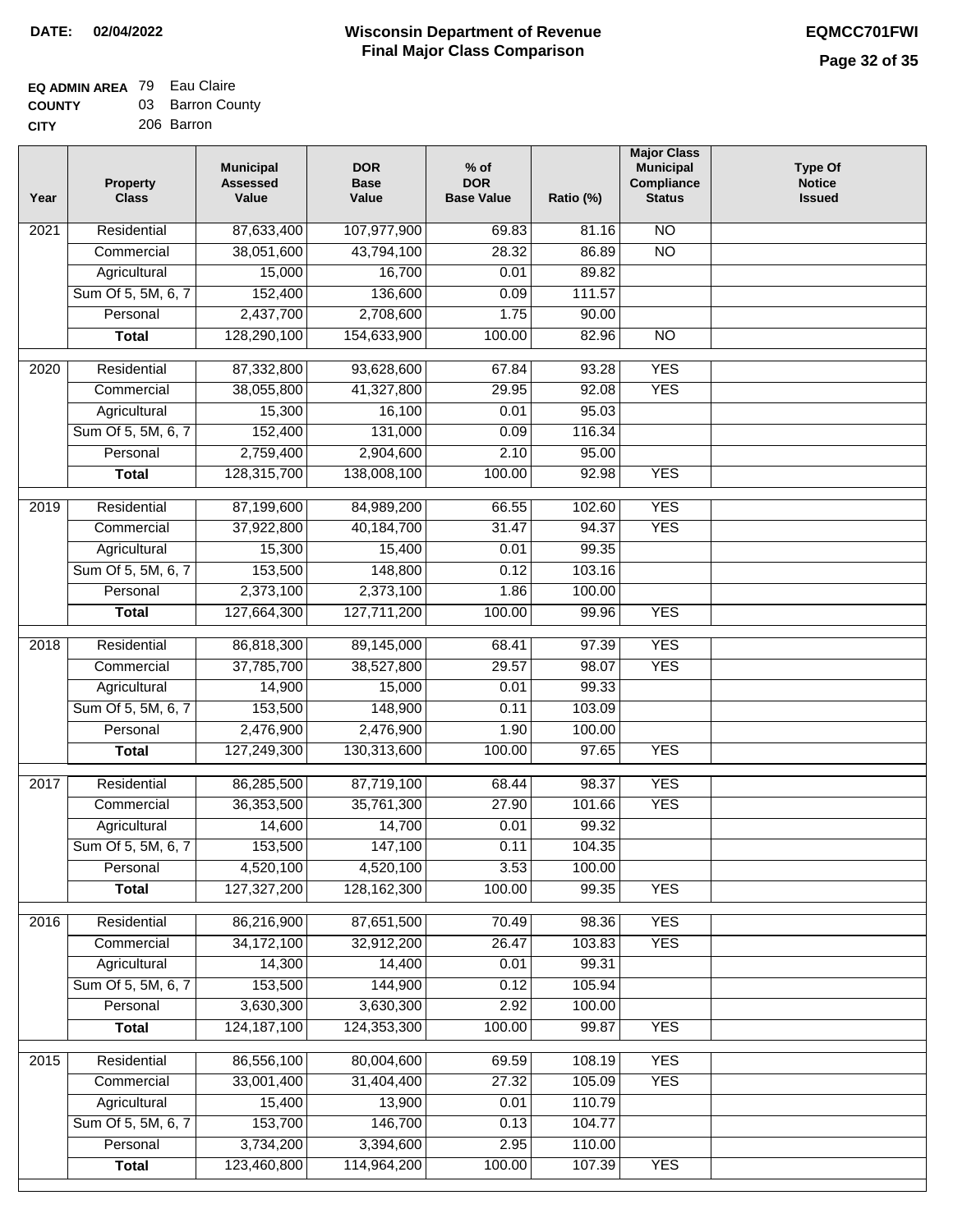**DATE:** 02/04/2022

# Wisconsin Department of Revenue
## Final Major Class Comparison

**EQMCC701FWI**

**EQ ADMIN AREA** 79 Eau Claire
**COUNTY** 03 Barron County
**CITY** 206 Barron

| Year | Property Class | Municipal Assessed Value | DOR Base Value | % of DOR Base Value | Ratio (%) | Major Class Municipal Compliance Status | Type Of Notice Issued |
|---|---|---|---|---|---|---|---|
| 2021 | Residential | 87,633,400 | 107,977,900 | 69.83 | 81.16 | NO | |
| | Commercial | 38,051,600 | 43,794,100 | 28.32 | 86.89 | NO | |
| | Agricultural | 15,000 | 16,700 | 0.01 | 89.82 | | |
| | Sum Of 5, 5M, 6, 7 | 152,400 | 136,600 | 0.09 | 111.57 | | |
| | Personal | 2,437,700 | 2,708,600 | 1.75 | 90.00 | | |
| | **Total** | 128,290,100 | 154,633,900 | 100.00 | 82.96 | NO | |
| 2020 | Residential | 87,332,800 | 93,628,600 | 67.84 | 93.28 | YES | |
| | Commercial | 38,055,800 | 41,327,800 | 29.95 | 92.08 | YES | |
| | Agricultural | 15,300 | 16,100 | 0.01 | 95.03 | | |
| | Sum Of 5, 5M, 6, 7 | 152,400 | 131,000 | 0.09 | 116.34 | | |
| | Personal | 2,759,400 | 2,904,600 | 2.10 | 95.00 | | |
| | **Total** | 128,315,700 | 138,008,100 | 100.00 | 92.98 | YES | |
| 2019 | Residential | 87,199,600 | 84,989,200 | 66.55 | 102.60 | YES | |
| | Commercial | 37,922,800 | 40,184,700 | 31.47 | 94.37 | YES | |
| | Agricultural | 15,300 | 15,400 | 0.01 | 99.35 | | |
| | Sum Of 5, 5M, 6, 7 | 153,500 | 148,800 | 0.12 | 103.16 | | |
| | Personal | 2,373,100 | 2,373,100 | 1.86 | 100.00 | | |
| | **Total** | 127,664,300 | 127,711,200 | 100.00 | 99.96 | YES | |
| 2018 | Residential | 86,818,300 | 89,145,000 | 68.41 | 97.39 | YES | |
| | Commercial | 37,785,700 | 38,527,800 | 29.57 | 98.07 | YES | |
| | Agricultural | 14,900 | 15,000 | 0.01 | 99.33 | | |
| | Sum Of 5, 5M, 6, 7 | 153,500 | 148,900 | 0.11 | 103.09 | | |
| | Personal | 2,476,900 | 2,476,900 | 1.90 | 100.00 | | |
| | **Total** | 127,249,300 | 130,313,600 | 100.00 | 97.65 | YES | |
| 2017 | Residential | 86,285,500 | 87,719,100 | 68.44 | 98.37 | YES | |
| | Commercial | 36,353,500 | 35,761,300 | 27.90 | 101.66 | YES | |
| | Agricultural | 14,600 | 14,700 | 0.01 | 99.32 | | |
| | Sum Of 5, 5M, 6, 7 | 153,500 | 147,100 | 0.11 | 104.35 | | |
| | Personal | 4,520,100 | 4,520,100 | 3.53 | 100.00 | | |
| | **Total** | 127,327,200 | 128,162,300 | 100.00 | 99.35 | YES | |
| 2016 | Residential | 86,216,900 | 87,651,500 | 70.49 | 98.36 | YES | |
| | Commercial | 34,172,100 | 32,912,200 | 26.47 | 103.83 | YES | |
| | Agricultural | 14,300 | 14,400 | 0.01 | 99.31 | | |
| | Sum Of 5, 5M, 6, 7 | 153,500 | 144,900 | 0.12 | 105.94 | | |
| | Personal | 3,630,300 | 3,630,300 | 2.92 | 100.00 | | |
| | **Total** | 124,187,100 | 124,353,300 | 100.00 | 99.87 | YES | |
| 2015 | Residential | 86,556,100 | 80,004,600 | 69.59 | 108.19 | YES | |
| | Commercial | 33,001,400 | 31,404,400 | 27.32 | 105.09 | YES | |
| | Agricultural | 15,400 | 13,900 | 0.01 | 110.79 | | |
| | Sum Of 5, 5M, 6, 7 | 153,700 | 146,700 | 0.13 | 104.77 | | |
| | Personal | 3,734,200 | 3,394,600 | 2.95 | 110.00 | | |
| | **Total** | 123,460,800 | 114,964,200 | 100.00 | 107.39 | YES | |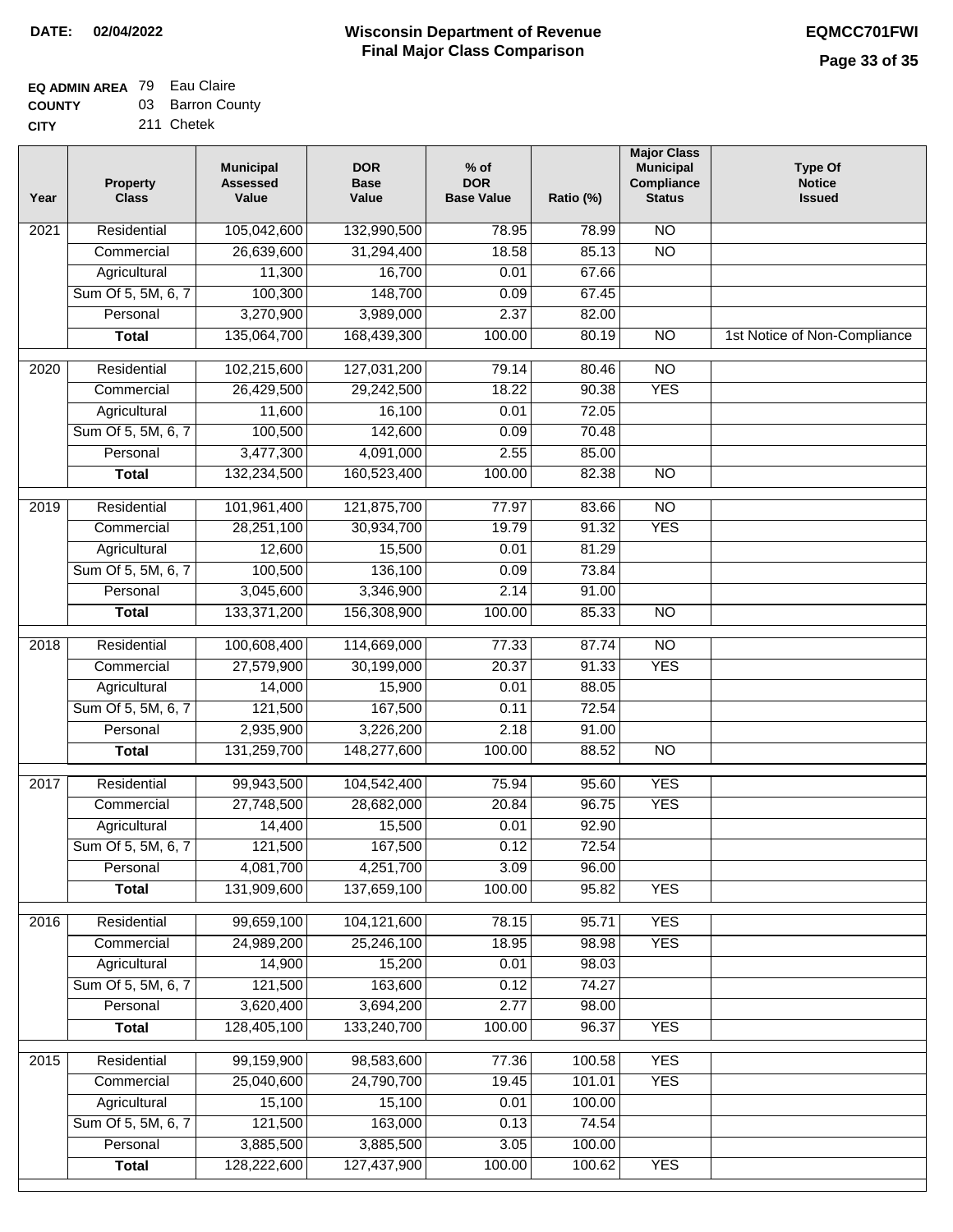**DATE:** 02/04/2022

# Wisconsin Department of Revenue
## Final Major Class Comparison

**EQMCC701FWI**

**EQ ADMIN AREA** 79 Eau Claire
**COUNTY** 03 Barron County
**CITY** 211 Chetek

| Year | Property Class | Municipal Assessed Value | DOR Base Value | % of DOR Base Value | Ratio (%) | Major Class Municipal Compliance Status | Type Of Notice Issued |
|---|---|---|---|---|---|---|---|
| 2021 | Residential | 105,042,600 | 132,990,500 | 78.95 | 78.99 | NO | |
| | Commercial | 26,639,600 | 31,294,400 | 18.58 | 85.13 | NO | |
| | Agricultural | 11,300 | 16,700 | 0.01 | 67.66 | | |
| | Sum Of 5, 5M, 6, 7 | 100,300 | 148,700 | 0.09 | 67.45 | | |
| | Personal | 3,270,900 | 3,989,000 | 2.37 | 82.00 | | |
| | **Total** | 135,064,700 | 168,439,300 | 100.00 | 80.19 | NO | 1st Notice of Non-Compliance |
| 2020 | Residential | 102,215,600 | 127,031,200 | 79.14 | 80.46 | NO | |
| | Commercial | 26,429,500 | 29,242,500 | 18.22 | 90.38 | YES | |
| | Agricultural | 11,600 | 16,100 | 0.01 | 72.05 | | |
| | Sum Of 5, 5M, 6, 7 | 100,500 | 142,600 | 0.09 | 70.48 | | |
| | Personal | 3,477,300 | 4,091,000 | 2.55 | 85.00 | | |
| | **Total** | 132,234,500 | 160,523,400 | 100.00 | 82.38 | NO | |
| 2019 | Residential | 101,961,400 | 121,875,700 | 77.97 | 83.66 | NO | |
| | Commercial | 28,251,100 | 30,934,700 | 19.79 | 91.32 | YES | |
| | Agricultural | 12,600 | 15,500 | 0.01 | 81.29 | | |
| | Sum Of 5, 5M, 6, 7 | 100,500 | 136,100 | 0.09 | 73.84 | | |
| | Personal | 3,045,600 | 3,346,900 | 2.14 | 91.00 | | |
| | **Total** | 133,371,200 | 156,308,900 | 100.00 | 85.33 | NO | |
| 2018 | Residential | 100,608,400 | 114,669,000 | 77.33 | 87.74 | NO | |
| | Commercial | 27,579,900 | 30,199,000 | 20.37 | 91.33 | YES | |
| | Agricultural | 14,000 | 15,900 | 0.01 | 88.05 | | |
| | Sum Of 5, 5M, 6, 7 | 121,500 | 167,500 | 0.11 | 72.54 | | |
| | Personal | 2,935,900 | 3,226,200 | 2.18 | 91.00 | | |
| | **Total** | 131,259,700 | 148,277,600 | 100.00 | 88.52 | NO | |
| 2017 | Residential | 99,943,500 | 104,542,400 | 75.94 | 95.60 | YES | |
| | Commercial | 27,748,500 | 28,682,000 | 20.84 | 96.75 | YES | |
| | Agricultural | 14,400 | 15,500 | 0.01 | 92.90 | | |
| | Sum Of 5, 5M, 6, 7 | 121,500 | 167,500 | 0.12 | 72.54 | | |
| | Personal | 4,081,700 | 4,251,700 | 3.09 | 96.00 | | |
| | **Total** | 131,909,600 | 137,659,100 | 100.00 | 95.82 | YES | |
| 2016 | Residential | 99,659,100 | 104,121,600 | 78.15 | 95.71 | YES | |
| | Commercial | 24,989,200 | 25,246,100 | 18.95 | 98.98 | YES | |
| | Agricultural | 14,900 | 15,200 | 0.01 | 98.03 | | |
| | Sum Of 5, 5M, 6, 7 | 121,500 | 163,600 | 0.12 | 74.27 | | |
| | Personal | 3,620,400 | 3,694,200 | 2.77 | 98.00 | | |
| | **Total** | 128,405,100 | 133,240,700 | 100.00 | 96.37 | YES | |
| 2015 | Residential | 99,159,900 | 98,583,600 | 77.36 | 100.58 | YES | |
| | Commercial | 25,040,600 | 24,790,700 | 19.45 | 101.01 | YES | |
| | Agricultural | 15,100 | 15,100 | 0.01 | 100.00 | | |
| | Sum Of 5, 5M, 6, 7 | 121,500 | 163,000 | 0.13 | 74.54 | | |
| | Personal | 3,885,500 | 3,885,500 | 3.05 | 100.00 | | |
| | **Total** | 128,222,600 | 127,437,900 | 100.00 | 100.62 | YES | |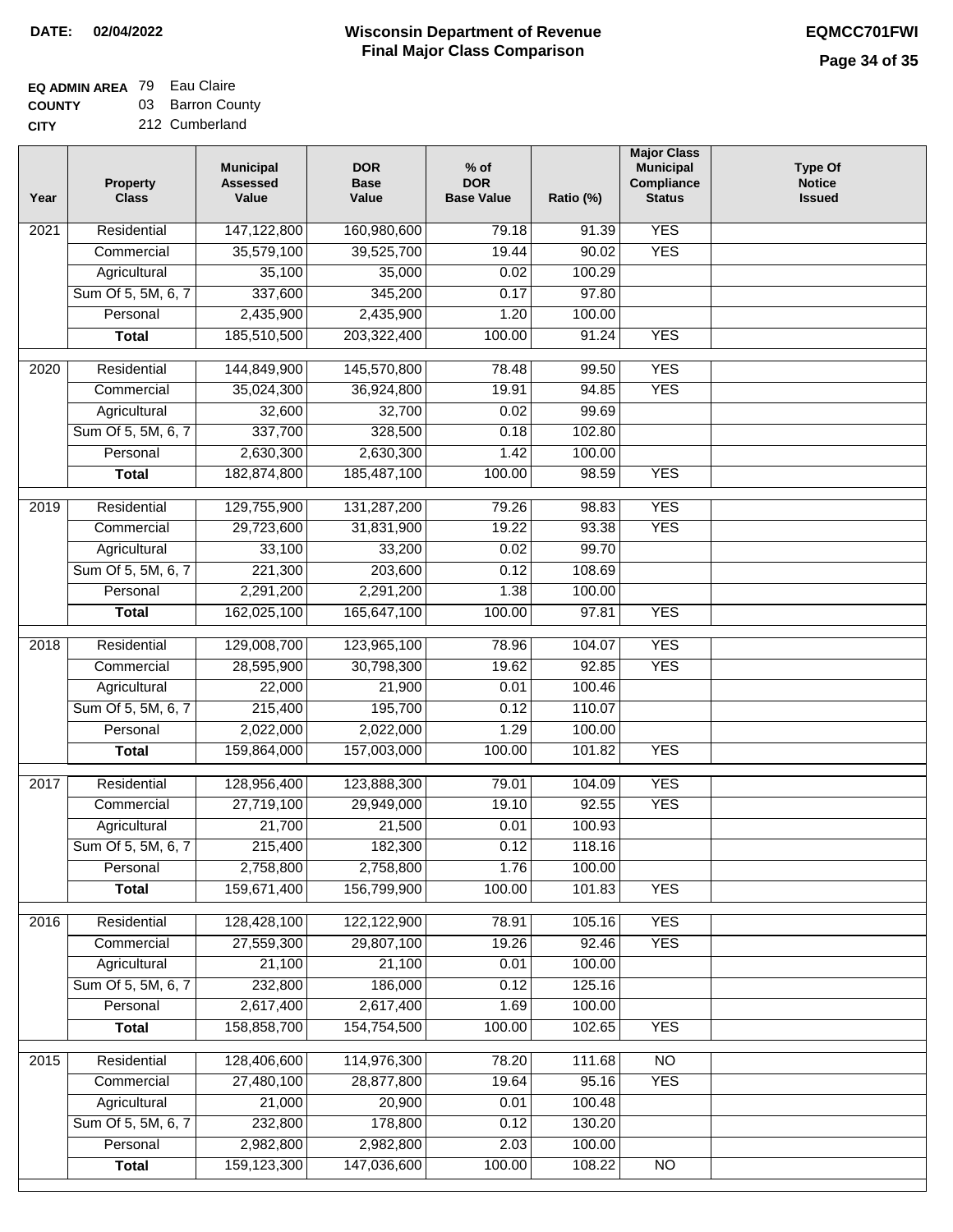**DATE: 02/04/2022**

# Wisconsin Department of Revenue
## Final Major Class Comparison

**EQMCC701FWI**

**EQ ADMIN AREA** 79 Eau Claire
**COUNTY** 03 Barron County
**CITY** 212 Cumberland

| Year | Property Class | Municipal Assessed Value | DOR Base Value | % of DOR Base Value | Ratio (%) | Major Class Municipal Compliance Status | Type Of Notice Issued |
|---|---|---|---|---|---|---|---|
| 2021 | Residential | 147,122,800 | 160,980,600 | 79.18 | 91.39 | YES | |
| | Commercial | 35,579,100 | 39,525,700 | 19.44 | 90.02 | YES | |
| | Agricultural | 35,100 | 35,000 | 0.02 | 100.29 | | |
| | Sum Of 5, 5M, 6, 7 | 337,600 | 345,200 | 0.17 | 97.80 | | |
| | Personal | 2,435,900 | 2,435,900 | 1.20 | 100.00 | | |
| | **Total** | 185,510,500 | 203,322,400 | 100.00 | 91.24 | YES | |
| 2020 | Residential | 144,849,900 | 145,570,800 | 78.48 | 99.50 | YES | |
| | Commercial | 35,024,300 | 36,924,800 | 19.91 | 94.85 | YES | |
| | Agricultural | 32,600 | 32,700 | 0.02 | 99.69 | | |
| | Sum Of 5, 5M, 6, 7 | 337,700 | 328,500 | 0.18 | 102.80 | | |
| | Personal | 2,630,300 | 2,630,300 | 1.42 | 100.00 | | |
| | **Total** | 182,874,800 | 185,487,100 | 100.00 | 98.59 | YES | |
| 2019 | Residential | 129,755,900 | 131,287,200 | 79.26 | 98.83 | YES | |
| | Commercial | 29,723,600 | 31,831,900 | 19.22 | 93.38 | YES | |
| | Agricultural | 33,100 | 33,200 | 0.02 | 99.70 | | |
| | Sum Of 5, 5M, 6, 7 | 221,300 | 203,600 | 0.12 | 108.69 | | |
| | Personal | 2,291,200 | 2,291,200 | 1.38 | 100.00 | | |
| | **Total** | 162,025,100 | 165,647,100 | 100.00 | 97.81 | YES | |
| 2018 | Residential | 129,008,700 | 123,965,100 | 78.96 | 104.07 | YES | |
| | Commercial | 28,595,900 | 30,798,300 | 19.62 | 92.85 | YES | |
| | Agricultural | 22,000 | 21,900 | 0.01 | 100.46 | | |
| | Sum Of 5, 5M, 6, 7 | 215,400 | 195,700 | 0.12 | 110.07 | | |
| | Personal | 2,022,000 | 2,022,000 | 1.29 | 100.00 | | |
| | **Total** | 159,864,000 | 157,003,000 | 100.00 | 101.82 | YES | |
| 2017 | Residential | 128,956,400 | 123,888,300 | 79.01 | 104.09 | YES | |
| | Commercial | 27,719,100 | 29,949,000 | 19.10 | 92.55 | YES | |
| | Agricultural | 21,700 | 21,500 | 0.01 | 100.93 | | |
| | Sum Of 5, 5M, 6, 7 | 215,400 | 182,300 | 0.12 | 118.16 | | |
| | Personal | 2,758,800 | 2,758,800 | 1.76 | 100.00 | | |
| | **Total** | 159,671,400 | 156,799,900 | 100.00 | 101.83 | YES | |
| 2016 | Residential | 128,428,100 | 122,122,900 | 78.91 | 105.16 | YES | |
| | Commercial | 27,559,300 | 29,807,100 | 19.26 | 92.46 | YES | |
| | Agricultural | 21,100 | 21,100 | 0.01 | 100.00 | | |
| | Sum Of 5, 5M, 6, 7 | 232,800 | 186,000 | 0.12 | 125.16 | | |
| | Personal | 2,617,400 | 2,617,400 | 1.69 | 100.00 | | |
| | **Total** | 158,858,700 | 154,754,500 | 100.00 | 102.65 | YES | |
| 2015 | Residential | 128,406,600 | 114,976,300 | 78.20 | 111.68 | NO | |
| | Commercial | 27,480,100 | 28,877,800 | 19.64 | 95.16 | YES | |
| | Agricultural | 21,000 | 20,900 | 0.01 | 100.48 | | |
| | Sum Of 5, 5M, 6, 7 | 232,800 | 178,800 | 0.12 | 130.20 | | |
| | Personal | 2,982,800 | 2,982,800 | 2.03 | 100.00 | | |
| | **Total** | 159,123,300 | 147,036,600 | 100.00 | 108.22 | NO | |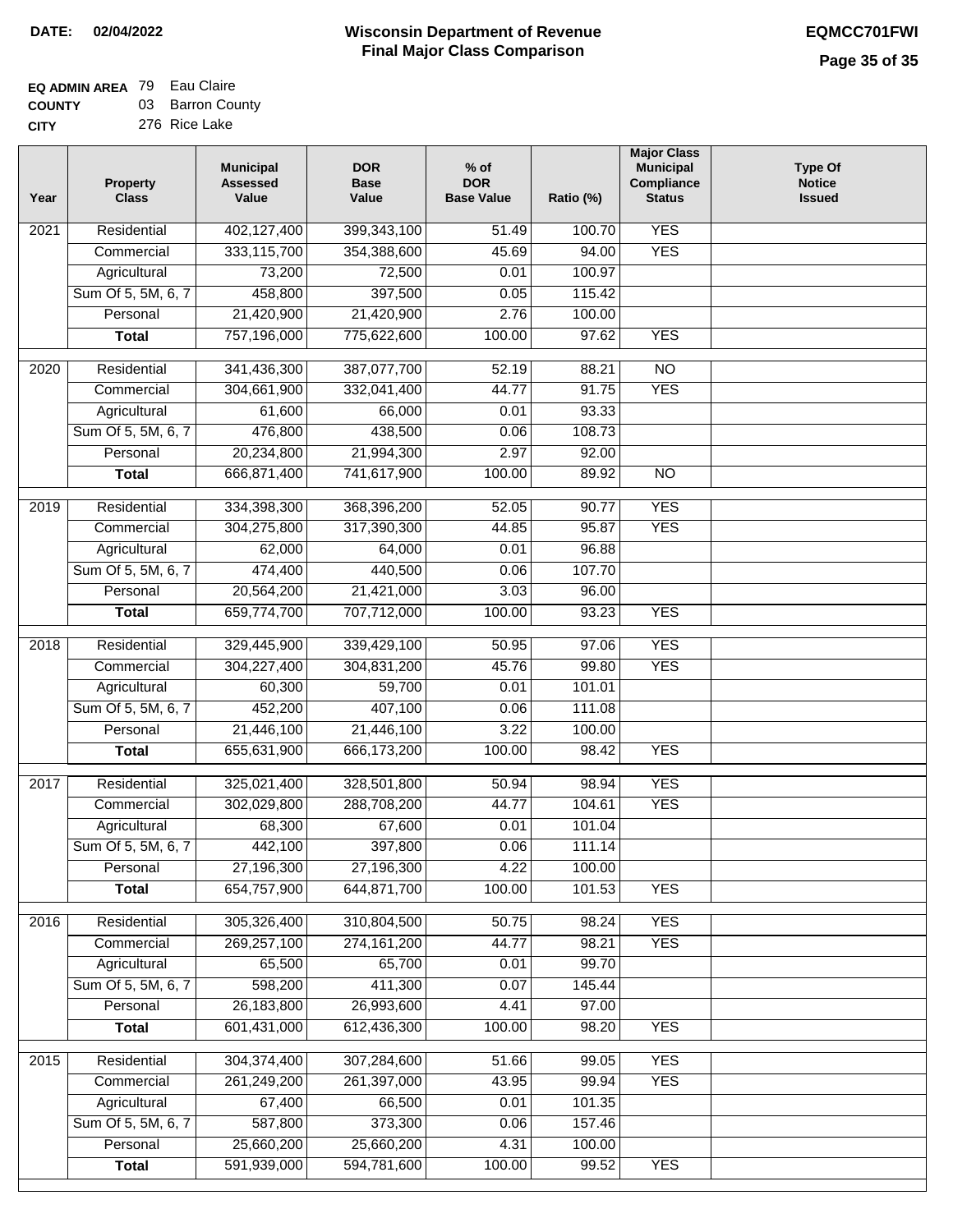**DATE:** 02/04/2022

# Wisconsin Department of Revenue
## Final Major Class Comparison

**EQMCC701FWI**

**EQ ADMIN AREA** 79 Eau Claire
**COUNTY** 03 Barron County
**CITY** 276 Rice Lake

| Year | Property Class | Municipal Assessed Value | DOR Base Value | % of DOR Base Value | Ratio (%) | Major Class Municipal Compliance Status | Type Of Notice Issued |
|---|---|---|---|---|---|---|---|
| 2021 | Residential | 402,127,400 | 399,343,100 | 51.49 | 100.70 | YES | |
| | Commercial | 333,115,700 | 354,388,600 | 45.69 | 94.00 | YES | |
| | Agricultural | 73,200 | 72,500 | 0.01 | 100.97 | | |
| | Sum Of 5, 5M, 6, 7 | 458,800 | 397,500 | 0.05 | 115.42 | | |
| | Personal | 21,420,900 | 21,420,900 | 2.76 | 100.00 | | |
| | **Total** | 757,196,000 | 775,622,600 | 100.00 | 97.62 | YES | |
| 2020 | Residential | 341,436,300 | 387,077,700 | 52.19 | 88.21 | NO | |
| | Commercial | 304,661,900 | 332,041,400 | 44.77 | 91.75 | YES | |
| | Agricultural | 61,600 | 66,000 | 0.01 | 93.33 | | |
| | Sum Of 5, 5M, 6, 7 | 476,800 | 438,500 | 0.06 | 108.73 | | |
| | Personal | 20,234,800 | 21,994,300 | 2.97 | 92.00 | | |
| | **Total** | 666,871,400 | 741,617,900 | 100.00 | 89.92 | NO | |
| 2019 | Residential | 334,398,300 | 368,396,200 | 52.05 | 90.77 | YES | |
| | Commercial | 304,275,800 | 317,390,300 | 44.85 | 95.87 | YES | |
| | Agricultural | 62,000 | 64,000 | 0.01 | 96.88 | | |
| | Sum Of 5, 5M, 6, 7 | 474,400 | 440,500 | 0.06 | 107.70 | | |
| | Personal | 20,564,200 | 21,421,000 | 3.03 | 96.00 | | |
| | **Total** | 659,774,700 | 707,712,000 | 100.00 | 93.23 | YES | |
| 2018 | Residential | 329,445,900 | 339,429,100 | 50.95 | 97.06 | YES | |
| | Commercial | 304,227,400 | 304,831,200 | 45.76 | 99.80 | YES | |
| | Agricultural | 60,300 | 59,700 | 0.01 | 101.01 | | |
| | Sum Of 5, 5M, 6, 7 | 452,200 | 407,100 | 0.06 | 111.08 | | |
| | Personal | 21,446,100 | 21,446,100 | 3.22 | 100.00 | | |
| | **Total** | 655,631,900 | 666,173,200 | 100.00 | 98.42 | YES | |
| 2017 | Residential | 325,021,400 | 328,501,800 | 50.94 | 98.94 | YES | |
| | Commercial | 302,029,800 | 288,708,200 | 44.77 | 104.61 | YES | |
| | Agricultural | 68,300 | 67,600 | 0.01 | 101.04 | | |
| | Sum Of 5, 5M, 6, 7 | 442,100 | 397,800 | 0.06 | 111.14 | | |
| | Personal | 27,196,300 | 27,196,300 | 4.22 | 100.00 | | |
| | **Total** | 654,757,900 | 644,871,700 | 100.00 | 101.53 | YES | |
| 2016 | Residential | 305,326,400 | 310,804,500 | 50.75 | 98.24 | YES | |
| | Commercial | 269,257,100 | 274,161,200 | 44.77 | 98.21 | YES | |
| | Agricultural | 65,500 | 65,700 | 0.01 | 99.70 | | |
| | Sum Of 5, 5M, 6, 7 | 598,200 | 411,300 | 0.07 | 145.44 | | |
| | Personal | 26,183,800 | 26,993,600 | 4.41 | 97.00 | | |
| | **Total** | 601,431,000 | 612,436,300 | 100.00 | 98.20 | YES | |
| 2015 | Residential | 304,374,400 | 307,284,600 | 51.66 | 99.05 | YES | |
| | Commercial | 261,249,200 | 261,397,000 | 43.95 | 99.94 | YES | |
| | Agricultural | 67,400 | 66,500 | 0.01 | 101.35 | | |
| | Sum Of 5, 5M, 6, 7 | 587,800 | 373,300 | 0.06 | 157.46 | | |
| | Personal | 25,660,200 | 25,660,200 | 4.31 | 100.00 | | |
| | **Total** | 591,939,000 | 594,781,600 | 100.00 | 99.52 | YES | |